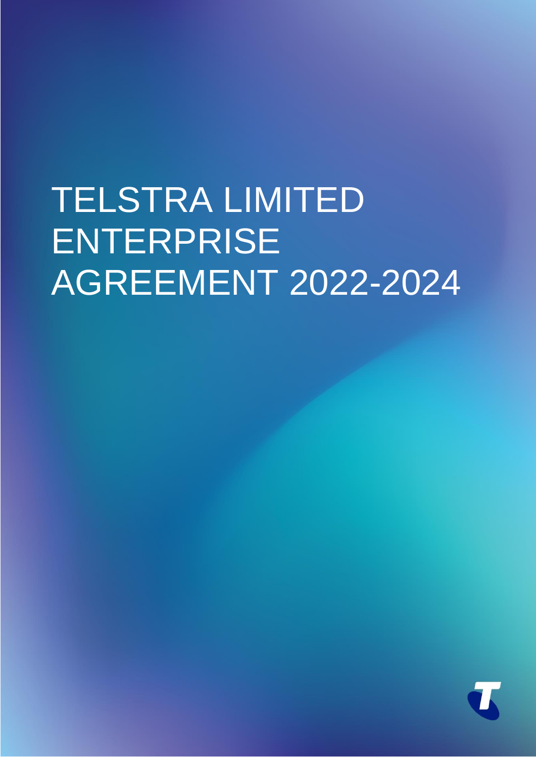# TELSTRA LIMITED ENTERPRISE AGREEMENT 2022-2024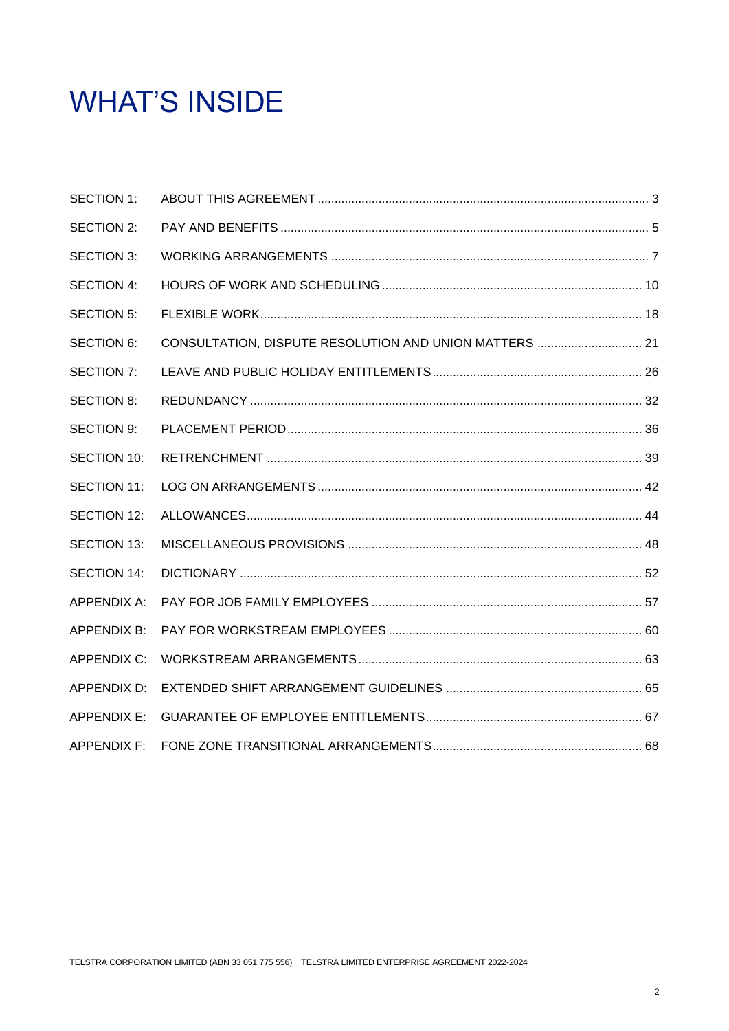# WHAT'S INSIDE

| | | |
|---|---|---|
| SECTION 1: | ABOUT THIS AGREEMENT | 3 |
| SECTION 2: | PAY AND BENEFITS | 5 |
| SECTION 3: | WORKING ARRANGEMENTS | 7 |
| SECTION 4: | HOURS OF WORK AND SCHEDULING | 10 |
| SECTION 5: | FLEXIBLE WORK | 18 |
| SECTION 6: | CONSULTATION, DISPUTE RESOLUTION AND UNION MATTERS | 21 |
| SECTION 7: | LEAVE AND PUBLIC HOLIDAY ENTITLEMENTS | 26 |
| SECTION 8: | REDUNDANCY | 32 |
| SECTION 9: | PLACEMENT PERIOD | 36 |
| SECTION 10: | RETRENCHMENT | 39 |
| SECTION 11: | LOG ON ARRANGEMENTS | 42 |
| SECTION 12: | ALLOWANCES | 44 |
| SECTION 13: | MISCELLANEOUS PROVISIONS | 48 |
| SECTION 14: | DICTIONARY | 52 |
| APPENDIX A: | PAY FOR JOB FAMILY EMPLOYEES | 57 |
| APPENDIX B: | PAY FOR WORKSTREAM EMPLOYEES | 60 |
| APPENDIX C: | WORKSTREAM ARRANGEMENTS | 63 |
| APPENDIX D: | EXTENDED SHIFT ARRANGEMENT GUIDELINES | 65 |
| APPENDIX E: | GUARANTEE OF EMPLOYEE ENTITLEMENTS | 67 |
| APPENDIX F: | FONE ZONE TRANSITIONAL ARRANGEMENTS | 68 |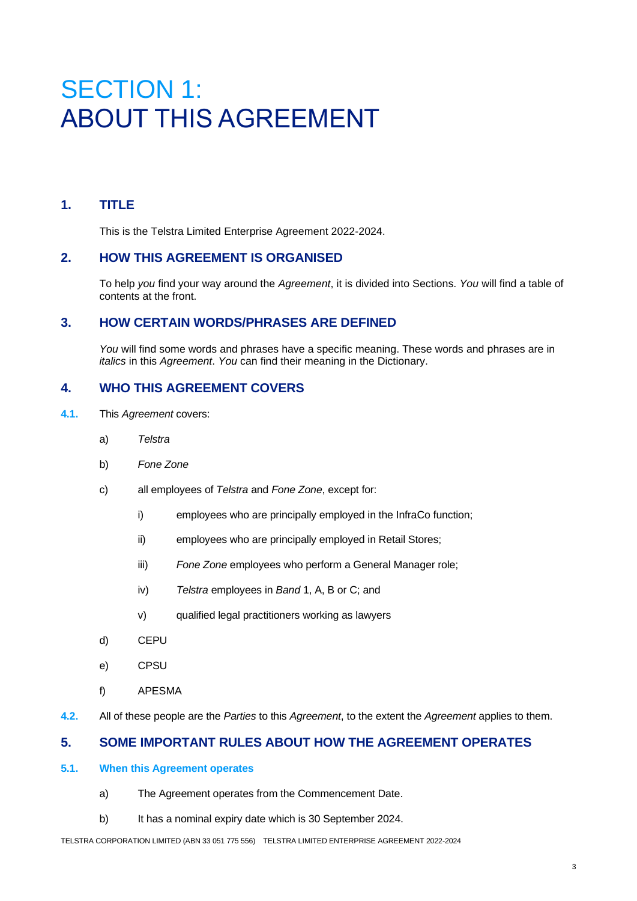# SECTION 1:
# ABOUT THIS AGREEMENT

## 1. TITLE

This is the Telstra Limited Enterprise Agreement 2022-2024.

## 2. HOW THIS AGREEMENT IS ORGANISED

To help *you* find your way around the *Agreement*, it is divided into Sections. *You* will find a table of contents at the front.

## 3. HOW CERTAIN WORDS/PHRASES ARE DEFINED

*You* will find some words and phrases have a specific meaning. These words and phrases are in *italics* in this *Agreement*. *You* can find their meaning in the Dictionary.

## 4. WHO THIS AGREEMENT COVERS

**4.1.** This *Agreement* covers:

a) *Telstra*

b) *Fone Zone*

c) all employees of *Telstra* and *Fone Zone*, except for:

  i) employees who are principally employed in the InfraCo function;

  ii) employees who are principally employed in Retail Stores;

  iii) *Fone Zone* employees who perform a General Manager role;

  iv) *Telstra* employees in *Band* 1, A, B or C; and

  v) qualified legal practitioners working as lawyers

d) CEPU

e) CPSU

f) APESMA

**4.2.** All of these people are the *Parties* to this *Agreement*, to the extent the *Agreement* applies to them.

## 5. SOME IMPORTANT RULES ABOUT HOW THE AGREEMENT OPERATES

### 5.1. When this Agreement operates

a) The Agreement operates from the Commencement Date.

b) It has a nominal expiry date which is 30 September 2024.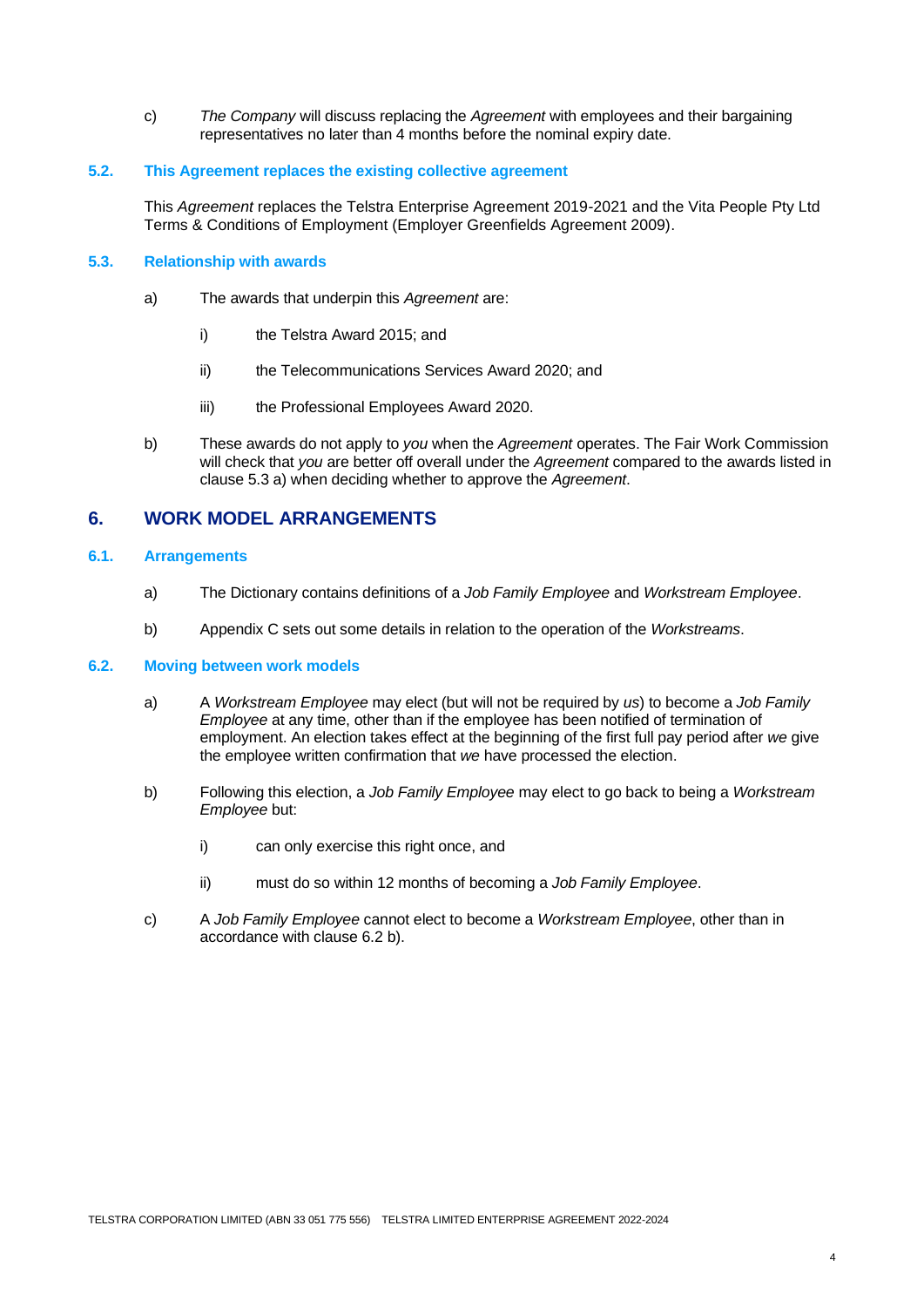c) *The Company* will discuss replacing the *Agreement* with employees and their bargaining representatives no later than 4 months before the nominal expiry date.

### 5.2. This Agreement replaces the existing collective agreement

This *Agreement* replaces the Telstra Enterprise Agreement 2019-2021 and the Vita People Pty Ltd Terms & Conditions of Employment (Employer Greenfields Agreement 2009).

### 5.3. Relationship with awards

a) The awards that underpin this *Agreement* are:

   i) the Telstra Award 2015; and

   ii) the Telecommunications Services Award 2020; and

   iii) the Professional Employees Award 2020.

b) These awards do not apply to *you* when the *Agreement* operates. The Fair Work Commission will check that *you* are better off overall under the *Agreement* compared to the awards listed in clause 5.3 a) when deciding whether to approve the *Agreement*.

## 6. WORK MODEL ARRANGEMENTS

### 6.1. Arrangements

a) The Dictionary contains definitions of a *Job Family Employee* and *Workstream Employee*.

b) Appendix C sets out some details in relation to the operation of the *Workstreams*.

### 6.2. Moving between work models

a) A *Workstream Employee* may elect (but will not be required by *us*) to become a *Job Family Employee* at any time, other than if the employee has been notified of termination of employment. An election takes effect at the beginning of the first full pay period after *we* give the employee written confirmation that *we* have processed the election.

b) Following this election, a *Job Family Employee* may elect to go back to being a *Workstream Employee* but:

   i) can only exercise this right once, and

   ii) must do so within 12 months of becoming a *Job Family Employee*.

c) A *Job Family Employee* cannot elect to become a *Workstream Employee*, other than in accordance with clause 6.2 b).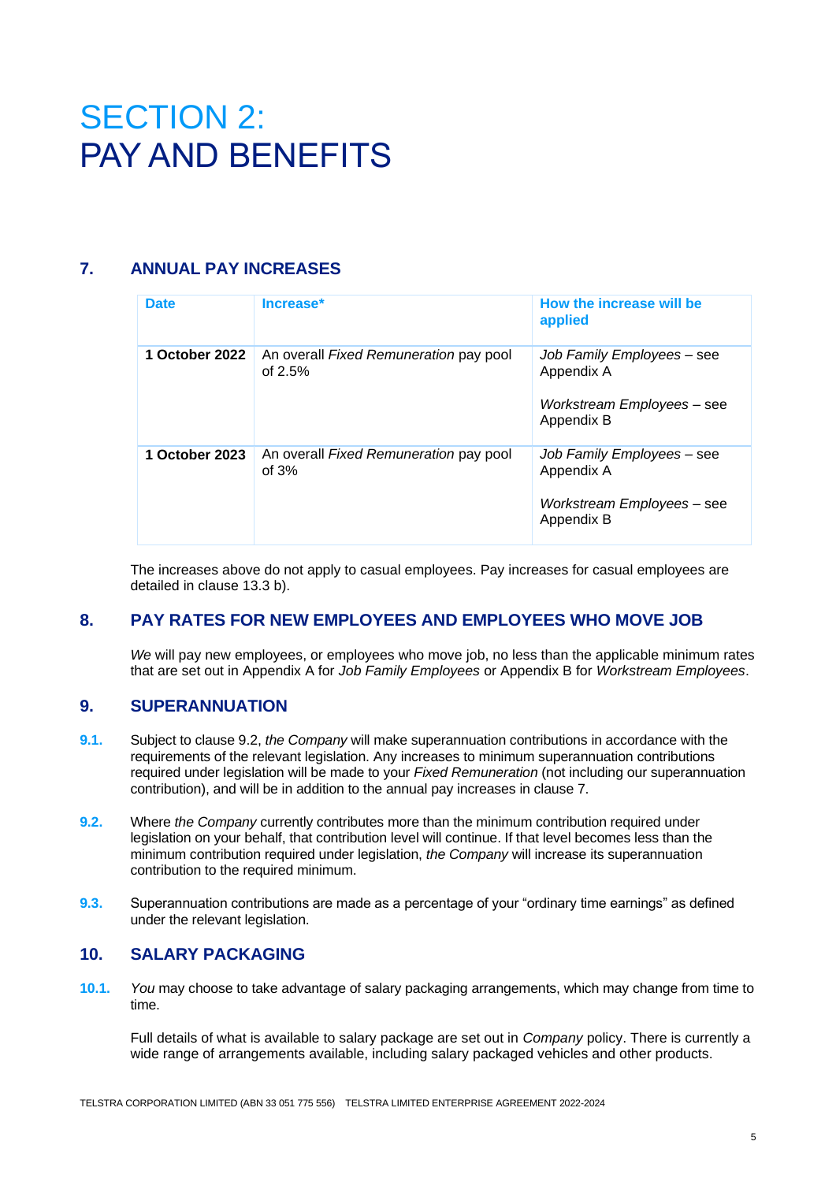# SECTION 2:
# PAY AND BENEFITS

## 7. ANNUAL PAY INCREASES

| Date | Increase* | How the increase will be applied |
|---|---|---|
| **1 October 2022** | An overall *Fixed Remuneration* pay pool of 2.5% | *Job Family Employees* – see Appendix A<br><br>*Workstream Employees* – see Appendix B |
| **1 October 2023** | An overall *Fixed Remuneration* pay pool of 3% | *Job Family Employees* – see Appendix A<br><br>*Workstream Employees* – see Appendix B |

The increases above do not apply to casual employees. Pay increases for casual employees are detailed in clause 13.3 b).

## 8. PAY RATES FOR NEW EMPLOYEES AND EMPLOYEES WHO MOVE JOB

*We* will pay new employees, or employees who move job, no less than the applicable minimum rates that are set out in Appendix A for *Job Family Employees* or Appendix B for *Workstream Employees*.

## 9. SUPERANNUATION

**9.1.** Subject to clause 9.2, *the Company* will make superannuation contributions in accordance with the requirements of the relevant legislation. Any increases to minimum superannuation contributions required under legislation will be made to your *Fixed Remuneration* (not including our superannuation contribution), and will be in addition to the annual pay increases in clause 7.

**9.2.** Where *the Company* currently contributes more than the minimum contribution required under legislation on your behalf, that contribution level will continue. If that level becomes less than the minimum contribution required under legislation, *the Company* will increase its superannuation contribution to the required minimum.

**9.3.** Superannuation contributions are made as a percentage of your "ordinary time earnings" as defined under the relevant legislation.

## 10. SALARY PACKAGING

**10.1.** *You* may choose to take advantage of salary packaging arrangements, which may change from time to time.

Full details of what is available to salary package are set out in *Company* policy. There is currently a wide range of arrangements available, including salary packaged vehicles and other products.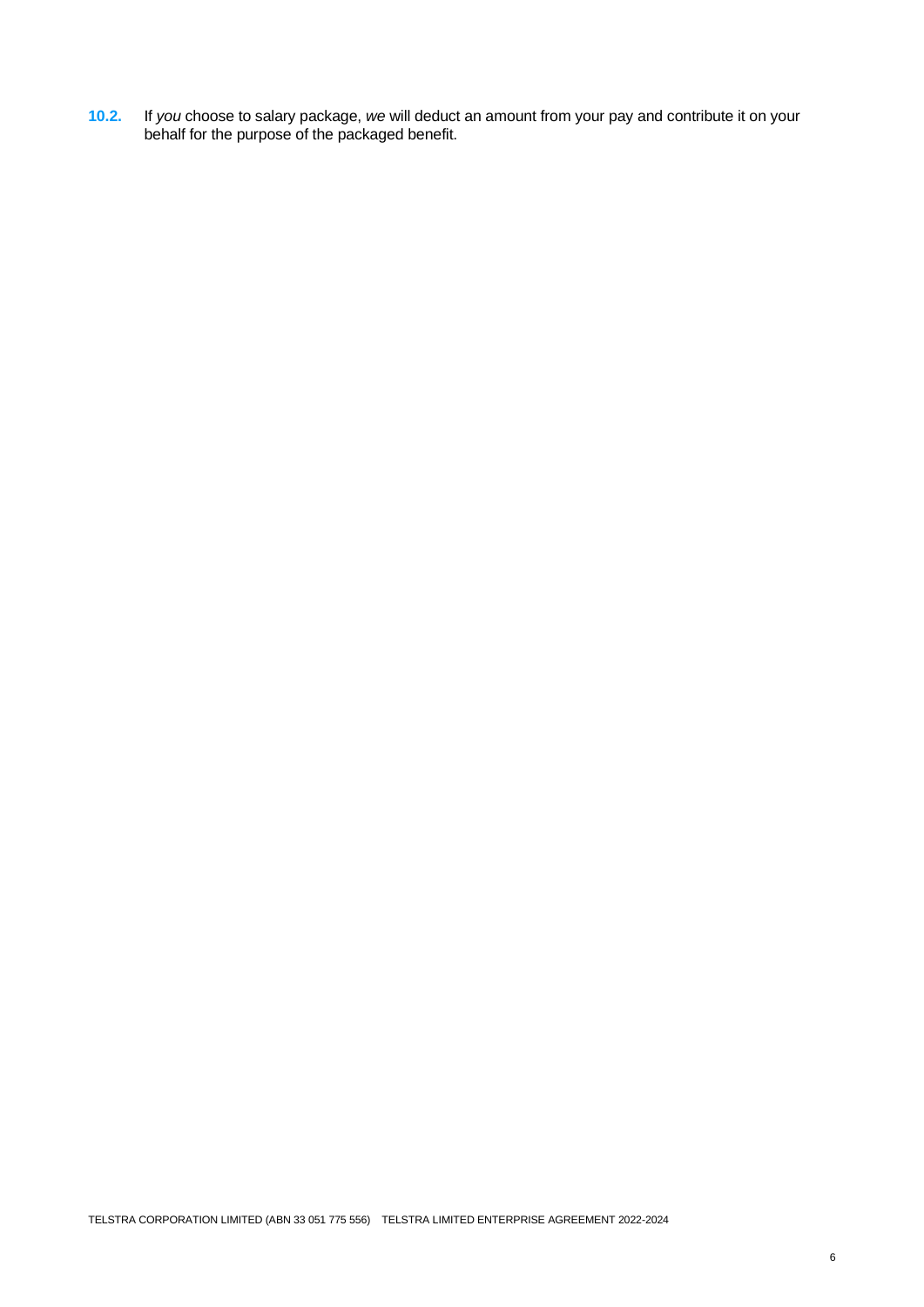**10.2.** If *you* choose to salary package, *we* will deduct an amount from your pay and contribute it on your behalf for the purpose of the packaged benefit.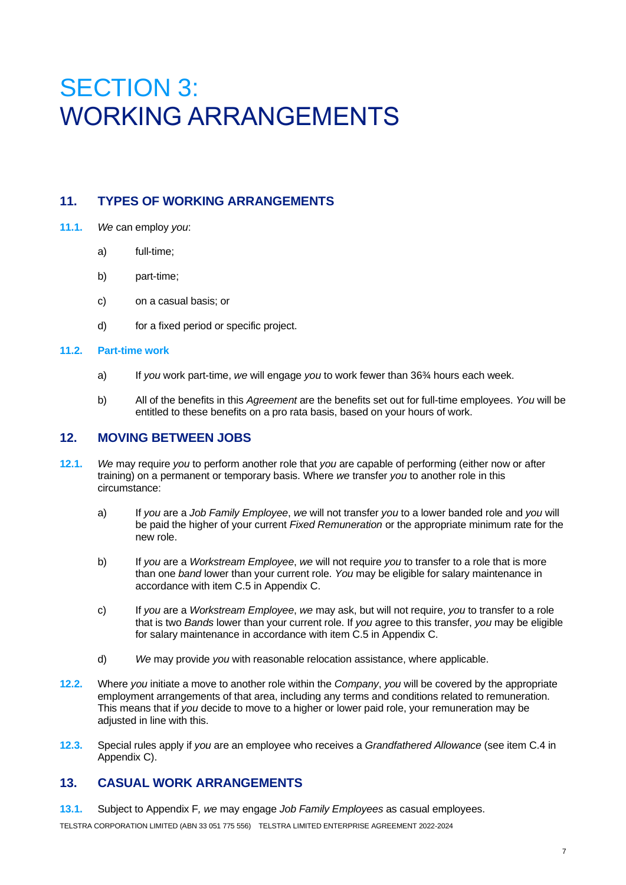# SECTION 3: WORKING ARRANGEMENTS

## 11. TYPES OF WORKING ARRANGEMENTS

**11.1.** *We* can employ *you*:

a) full-time;

b) part-time;

c) on a casual basis; or

d) for a fixed period or specific project.

**11.2. Part-time work**

a) If *you* work part-time, *we* will engage *you* to work fewer than 36¾ hours each week.

b) All of the benefits in this *Agreement* are the benefits set out for full-time employees. *You* will be entitled to these benefits on a pro rata basis, based on your hours of work.

## 12. MOVING BETWEEN JOBS

**12.1.** *We* may require *you* to perform another role that *you* are capable of performing (either now or after training) on a permanent or temporary basis. Where *we* transfer *you* to another role in this circumstance:

a) If *you* are a *Job Family Employee*, *we* will not transfer *you* to a lower banded role and *you* will be paid the higher of your current *Fixed Remuneration* or the appropriate minimum rate for the new role.

b) If *you* are a *Workstream Employee*, *we* will not require *you* to transfer to a role that is more than one *band* lower than your current role. *You* may be eligible for salary maintenance in accordance with item C.5 in Appendix C.

c) If *you* are a *Workstream Employee*, *we* may ask, but will not require, *you* to transfer to a role that is two *Bands* lower than your current role. If *you* agree to this transfer, *you* may be eligible for salary maintenance in accordance with item C.5 in Appendix C.

d) *We* may provide *you* with reasonable relocation assistance, where applicable.

**12.2.** Where *you* initiate a move to another role within the *Company*, *you* will be covered by the appropriate employment arrangements of that area, including any terms and conditions related to remuneration. This means that if *you* decide to move to a higher or lower paid role, your remuneration may be adjusted in line with this.

**12.3.** Special rules apply if *you* are an employee who receives a *Grandfathered Allowance* (see item C.4 in Appendix C).

## 13. CASUAL WORK ARRANGEMENTS

**13.1.** Subject to Appendix F*, we* may engage *Job Family Employees* as casual employees.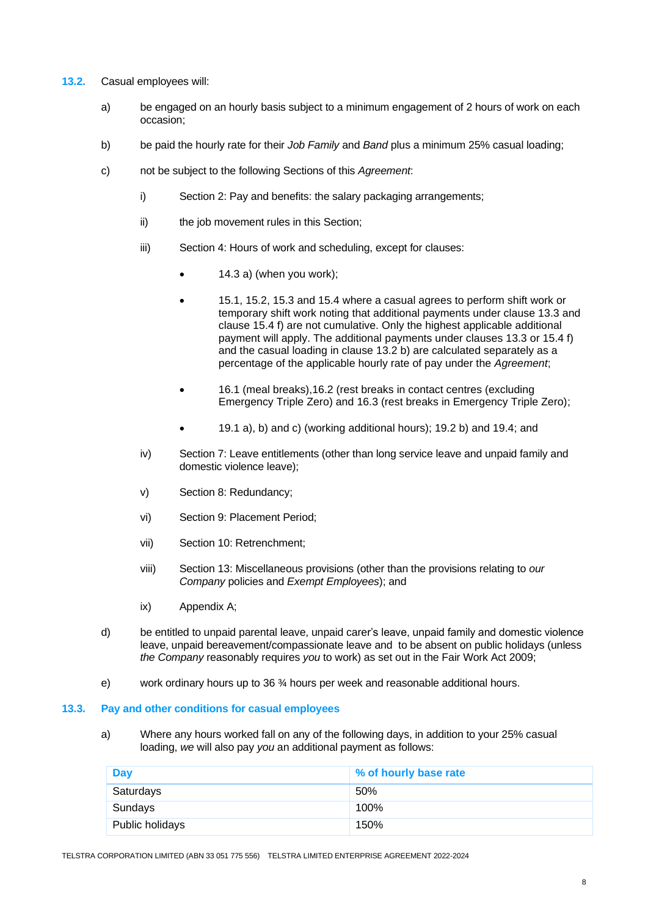**13.2.** Casual employees will:

a) be engaged on an hourly basis subject to a minimum engagement of 2 hours of work on each occasion;

b) be paid the hourly rate for their *Job Family* and *Band* plus a minimum 25% casual loading;

c) not be subject to the following Sections of this *Agreement*:

   i) Section 2: Pay and benefits: the salary packaging arrangements;

   ii) the job movement rules in this Section;

   iii) Section 4: Hours of work and scheduling, except for clauses:

   - 14.3 a) (when you work);
   - 15.1, 15.2, 15.3 and 15.4 where a casual agrees to perform shift work or temporary shift work noting that additional payments under clause 13.3 and clause 15.4 f) are not cumulative. Only the highest applicable additional payment will apply. The additional payments under clauses 13.3 or 15.4 f) and the casual loading in clause 13.2 b) are calculated separately as a percentage of the applicable hourly rate of pay under the *Agreement*;
   - 16.1 (meal breaks),16.2 (rest breaks in contact centres (excluding Emergency Triple Zero) and 16.3 (rest breaks in Emergency Triple Zero);
   - 19.1 a), b) and c) (working additional hours); 19.2 b) and 19.4; and

   iv) Section 7: Leave entitlements (other than long service leave and unpaid family and domestic violence leave);

   v) Section 8: Redundancy;

   vi) Section 9: Placement Period;

   vii) Section 10: Retrenchment;

   viii) Section 13: Miscellaneous provisions (other than the provisions relating to *our Company* policies and *Exempt Employees*); and

   ix) Appendix A;

d) be entitled to unpaid parental leave, unpaid carer's leave, unpaid family and domestic violence leave, unpaid bereavement/compassionate leave and to be absent on public holidays (unless *the Company* reasonably requires *you* to work) as set out in the Fair Work Act 2009;

e) work ordinary hours up to 36 ¾ hours per week and reasonable additional hours.

## 13.3. Pay and other conditions for casual employees

a) Where any hours worked fall on any of the following days, in addition to your 25% casual loading, *we* will also pay *you* an additional payment as follows:

| Day | % of hourly base rate |
|---|---|
| Saturdays | 50% |
| Sundays | 100% |
| Public holidays | 150% |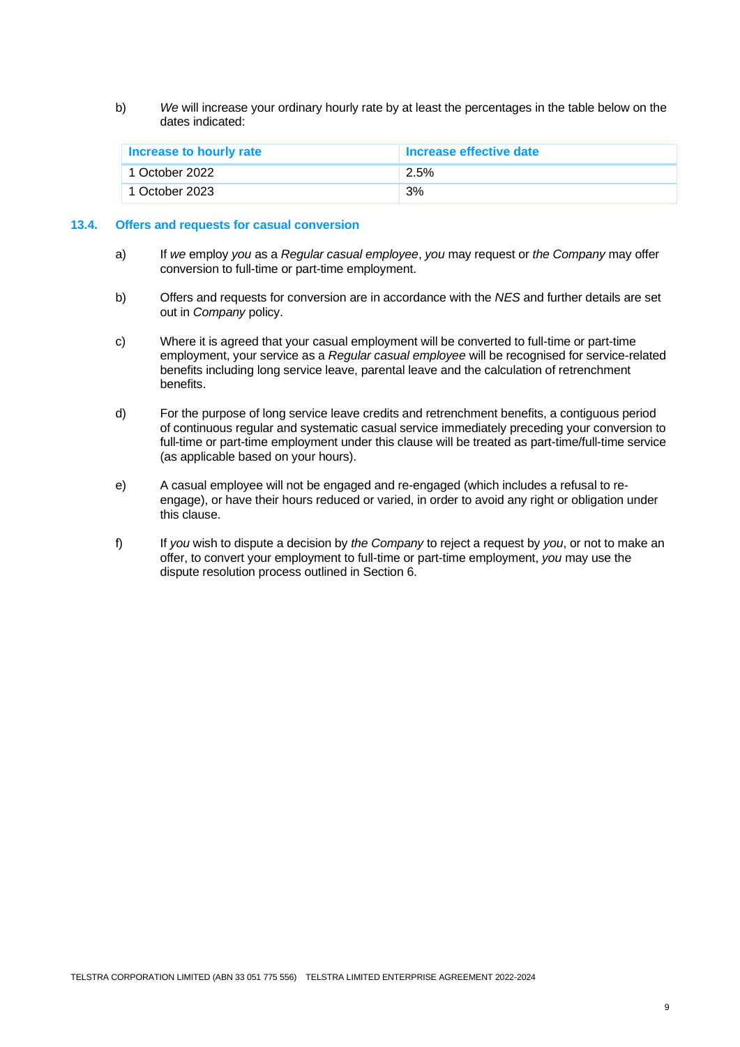b) *We* will increase your ordinary hourly rate by at least the percentages in the table below on the dates indicated:

| Increase to hourly rate | Increase effective date |
| --- | --- |
| 1 October 2022 | 2.5% |
| 1 October 2023 | 3% |

### 13.4. Offers and requests for casual conversion

a) If *we* employ *you* as a *Regular casual employee*, *you* may request or *the Company* may offer conversion to full-time or part-time employment.

b) Offers and requests for conversion are in accordance with the *NES* and further details are set out in *Company* policy.

c) Where it is agreed that your casual employment will be converted to full-time or part-time employment, your service as a *Regular casual employee* will be recognised for service-related benefits including long service leave, parental leave and the calculation of retrenchment benefits.

d) For the purpose of long service leave credits and retrenchment benefits, a contiguous period of continuous regular and systematic casual service immediately preceding your conversion to full-time or part-time employment under this clause will be treated as part-time/full-time service (as applicable based on your hours).

e) A casual employee will not be engaged and re-engaged (which includes a refusal to re-engage), or have their hours reduced or varied, in order to avoid any right or obligation under this clause.

f) If *you* wish to dispute a decision by *the Company* to reject a request by *you*, or not to make an offer, to convert your employment to full-time or part-time employment, *you* may use the dispute resolution process outlined in Section 6.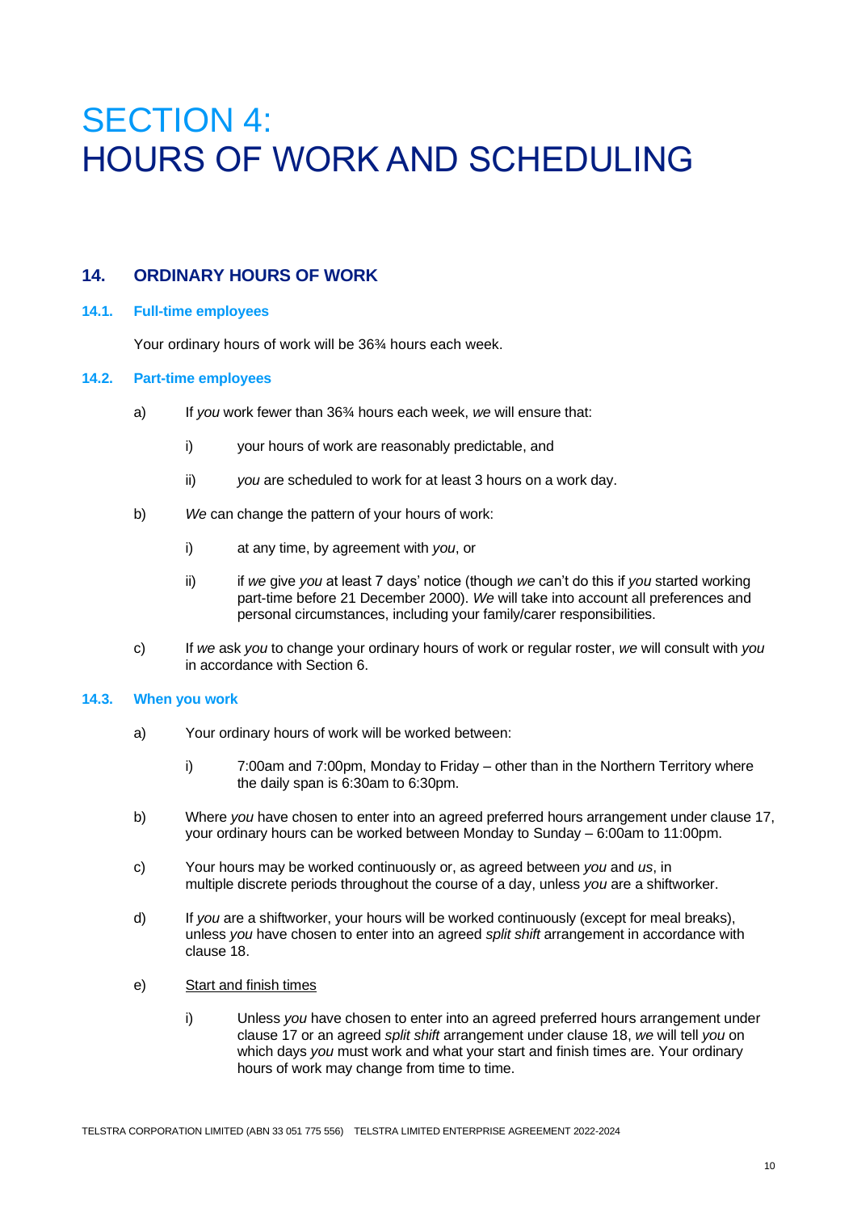# SECTION 4: HOURS OF WORK AND SCHEDULING

## 14. ORDINARY HOURS OF WORK

### 14.1. Full-time employees

Your ordinary hours of work will be 36¾ hours each week.

### 14.2. Part-time employees

a) If *you* work fewer than 36¾ hours each week, *we* will ensure that:

   i) your hours of work are reasonably predictable, and

   ii) *you* are scheduled to work for at least 3 hours on a work day.

b) *We* can change the pattern of your hours of work:

   i) at any time, by agreement with *you*, or

   ii) if *we* give *you* at least 7 days' notice (though *we* can't do this if *you* started working part-time before 21 December 2000). *We* will take into account all preferences and personal circumstances, including your family/carer responsibilities.

c) If *we* ask *you* to change your ordinary hours of work or regular roster, *we* will consult with *you* in accordance with Section 6.

### 14.3. When you work

a) Your ordinary hours of work will be worked between:

   i) 7:00am and 7:00pm, Monday to Friday – other than in the Northern Territory where the daily span is 6:30am to 6:30pm.

b) Where *you* have chosen to enter into an agreed preferred hours arrangement under clause 17, your ordinary hours can be worked between Monday to Sunday – 6:00am to 11:00pm.

c) Your hours may be worked continuously or, as agreed between *you* and *us*, in multiple discrete periods throughout the course of a day, unless *you* are a shiftworker.

d) If *you* are a shiftworker, your hours will be worked continuously (except for meal breaks), unless *you* have chosen to enter into an agreed *split shift* arrangement in accordance with clause 18.

e) Start and finish times

   i) Unless *you* have chosen to enter into an agreed preferred hours arrangement under clause 17 or an agreed *split shift* arrangement under clause 18, *we* will tell *you* on which days *you* must work and what your start and finish times are. Your ordinary hours of work may change from time to time.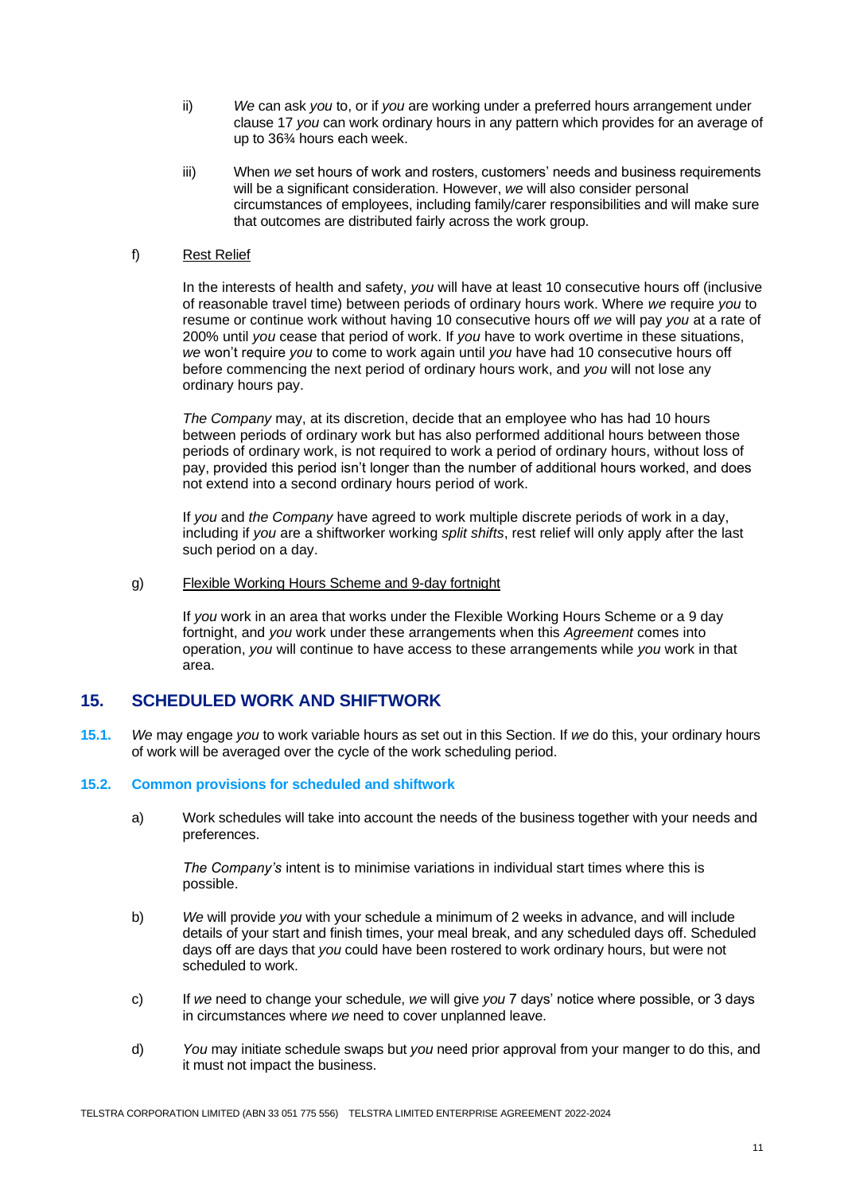ii) *We* can ask *you* to, or if *you* are working under a preferred hours arrangement under clause 17 *you* can work ordinary hours in any pattern which provides for an average of up to 36¾ hours each week.

iii) When *we* set hours of work and rosters, customers' needs and business requirements will be a significant consideration. However, *we* will also consider personal circumstances of employees, including family/carer responsibilities and will make sure that outcomes are distributed fairly across the work group.

f) Rest Relief

In the interests of health and safety, *you* will have at least 10 consecutive hours off (inclusive of reasonable travel time) between periods of ordinary hours work. Where *we* require *you* to resume or continue work without having 10 consecutive hours off *we* will pay *you* at a rate of 200% until *you* cease that period of work. If *you* have to work overtime in these situations, *we* won't require *you* to come to work again until *you* have had 10 consecutive hours off before commencing the next period of ordinary hours work, and *you* will not lose any ordinary hours pay.

*The Company* may, at its discretion, decide that an employee who has had 10 hours between periods of ordinary work but has also performed additional hours between those periods of ordinary work, is not required to work a period of ordinary hours, without loss of pay, provided this period isn't longer than the number of additional hours worked, and does not extend into a second ordinary hours period of work.

If *you* and *the Company* have agreed to work multiple discrete periods of work in a day, including if *you* are a shiftworker working *split shifts*, rest relief will only apply after the last such period on a day.

g) Flexible Working Hours Scheme and 9-day fortnight

If *you* work in an area that works under the Flexible Working Hours Scheme or a 9 day fortnight, and *you* work under these arrangements when this *Agreement* comes into operation, *you* will continue to have access to these arrangements while *you* work in that area.

## 15. SCHEDULED WORK AND SHIFTWORK

**15.1.** *We* may engage *you* to work variable hours as set out in this Section. If *we* do this, your ordinary hours of work will be averaged over the cycle of the work scheduling period.

### 15.2. Common provisions for scheduled and shiftwork

a) Work schedules will take into account the needs of the business together with your needs and preferences.

*The Company's* intent is to minimise variations in individual start times where this is possible.

b) *We* will provide *you* with your schedule a minimum of 2 weeks in advance, and will include details of your start and finish times, your meal break, and any scheduled days off. Scheduled days off are days that *you* could have been rostered to work ordinary hours, but were not scheduled to work.

c) If *we* need to change your schedule, *we* will give *you* 7 days' notice where possible, or 3 days in circumstances where *we* need to cover unplanned leave.

d) *You* may initiate schedule swaps but *you* need prior approval from your manger to do this, and it must not impact the business.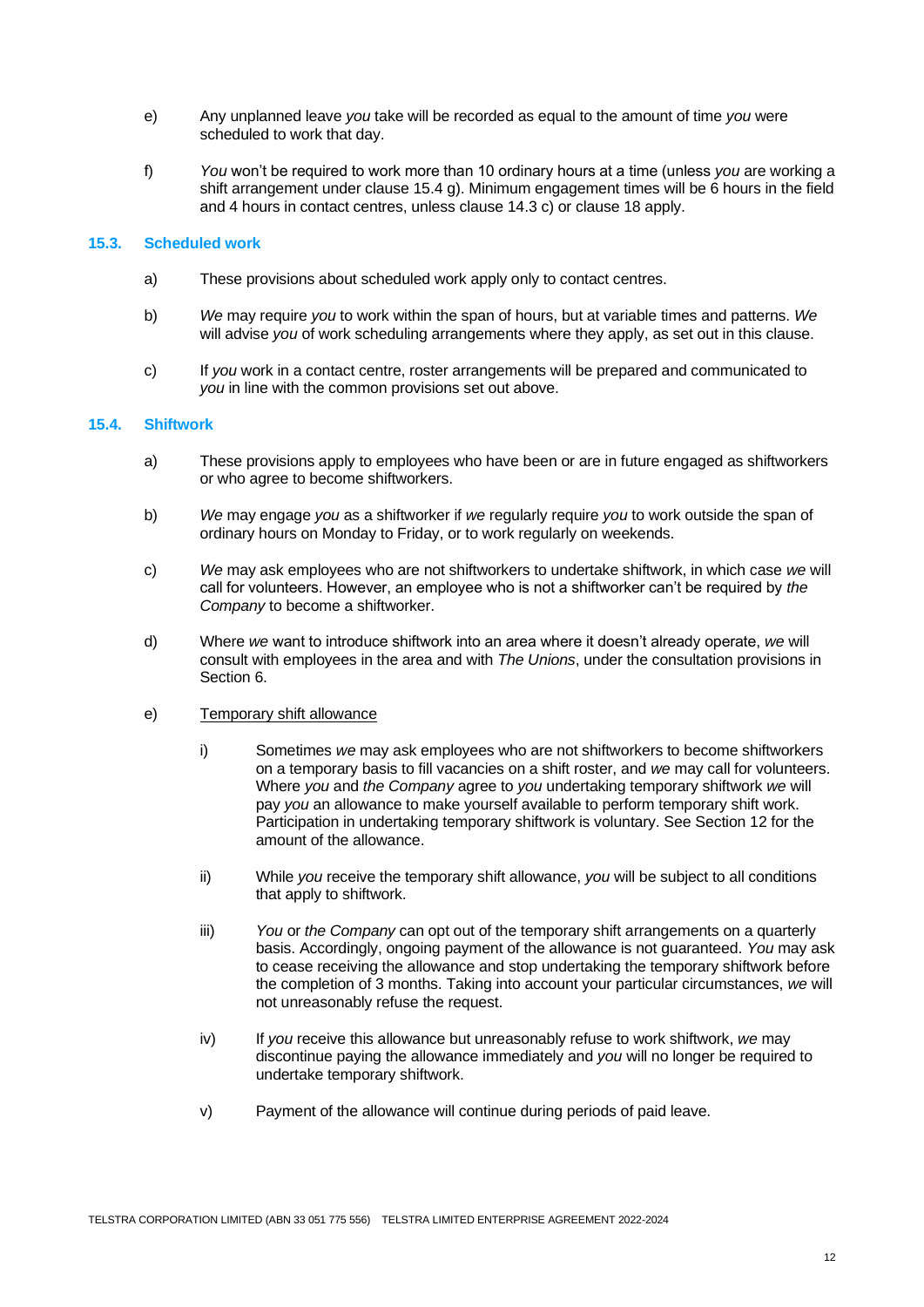e) Any unplanned leave *you* take will be recorded as equal to the amount of time *you* were scheduled to work that day.

f) *You* won't be required to work more than 10 ordinary hours at a time (unless *you* are working a shift arrangement under clause 15.4 g). Minimum engagement times will be 6 hours in the field and 4 hours in contact centres, unless clause 14.3 c) or clause 18 apply.

### 15.3. Scheduled work

a) These provisions about scheduled work apply only to contact centres.

b) *We* may require *you* to work within the span of hours, but at variable times and patterns. *We* will advise *you* of work scheduling arrangements where they apply, as set out in this clause.

c) If *you* work in a contact centre, roster arrangements will be prepared and communicated to *you* in line with the common provisions set out above.

### 15.4. Shiftwork

a) These provisions apply to employees who have been or are in future engaged as shiftworkers or who agree to become shiftworkers.

b) *We* may engage *you* as a shiftworker if *we* regularly require *you* to work outside the span of ordinary hours on Monday to Friday, or to work regularly on weekends.

c) *We* may ask employees who are not shiftworkers to undertake shiftwork, in which case *we* will call for volunteers. However, an employee who is not a shiftworker can't be required by *the Company* to become a shiftworker.

d) Where *we* want to introduce shiftwork into an area where it doesn't already operate, *we* will consult with employees in the area and with *The Unions*, under the consultation provisions in Section 6.

e) Temporary shift allowance

i) Sometimes *we* may ask employees who are not shiftworkers to become shiftworkers on a temporary basis to fill vacancies on a shift roster, and *we* may call for volunteers. Where *you* and *the Company* agree to *you* undertaking temporary shiftwork *we* will pay *you* an allowance to make yourself available to perform temporary shift work. Participation in undertaking temporary shiftwork is voluntary. See Section 12 for the amount of the allowance.

ii) While *you* receive the temporary shift allowance, *you* will be subject to all conditions that apply to shiftwork.

iii) *You* or *the Company* can opt out of the temporary shift arrangements on a quarterly basis. Accordingly, ongoing payment of the allowance is not guaranteed. *You* may ask to cease receiving the allowance and stop undertaking the temporary shiftwork before the completion of 3 months. Taking into account your particular circumstances, *we* will not unreasonably refuse the request.

iv) If *you* receive this allowance but unreasonably refuse to work shiftwork, *we* may discontinue paying the allowance immediately and *you* will no longer be required to undertake temporary shiftwork.

v) Payment of the allowance will continue during periods of paid leave.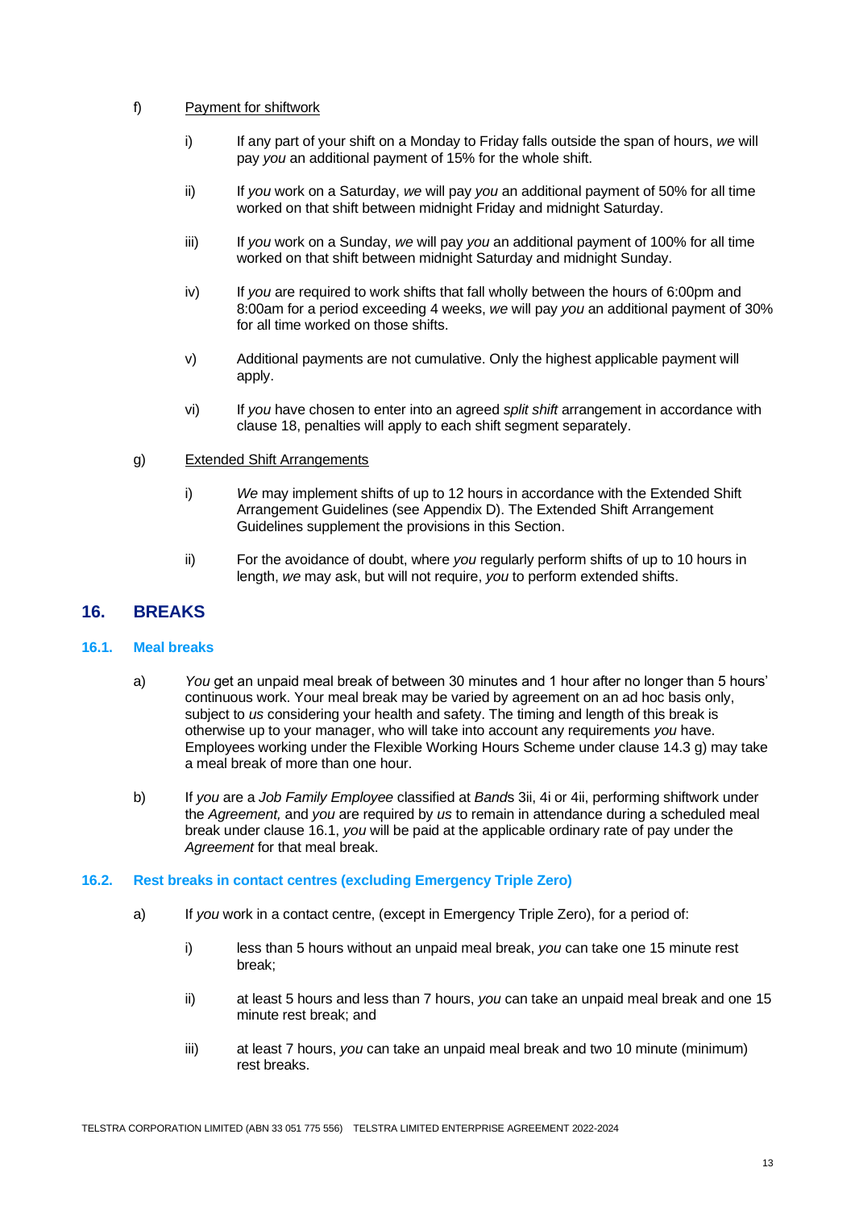f) <u>Payment for shiftwork</u>

i) If any part of your shift on a Monday to Friday falls outside the span of hours, *we* will pay *you* an additional payment of 15% for the whole shift.

ii) If *you* work on a Saturday, *we* will pay *you* an additional payment of 50% for all time worked on that shift between midnight Friday and midnight Saturday.

iii) If *you* work on a Sunday, *we* will pay *you* an additional payment of 100% for all time worked on that shift between midnight Saturday and midnight Sunday.

iv) If *you* are required to work shifts that fall wholly between the hours of 6:00pm and 8:00am for a period exceeding 4 weeks, *we* will pay *you* an additional payment of 30% for all time worked on those shifts.

v) Additional payments are not cumulative. Only the highest applicable payment will apply.

vi) If *you* have chosen to enter into an agreed *split shift* arrangement in accordance with clause 18, penalties will apply to each shift segment separately.

g) <u>Extended Shift Arrangements</u>

i) *We* may implement shifts of up to 12 hours in accordance with the Extended Shift Arrangement Guidelines (see Appendix D). The Extended Shift Arrangement Guidelines supplement the provisions in this Section.

ii) For the avoidance of doubt, where *you* regularly perform shifts of up to 10 hours in length, *we* may ask, but will not require, *you* to perform extended shifts.

## 16. BREAKS

### 16.1. Meal breaks

a) *You* get an unpaid meal break of between 30 minutes and 1 hour after no longer than 5 hours' continuous work. Your meal break may be varied by agreement on an ad hoc basis only, subject to *us* considering your health and safety. The timing and length of this break is otherwise up to your manager, who will take into account any requirements *you* have. Employees working under the Flexible Working Hours Scheme under clause 14.3 g) may take a meal break of more than one hour.

b) If *you* are a *Job Family Employee* classified at *Band*s 3ii, 4i or 4ii, performing shiftwork under the *Agreement,* and *you* are required by *us* to remain in attendance during a scheduled meal break under clause 16.1, *you* will be paid at the applicable ordinary rate of pay under the *Agreement* for that meal break.

### 16.2. Rest breaks in contact centres (excluding Emergency Triple Zero)

a) If *you* work in a contact centre, (except in Emergency Triple Zero), for a period of:

i) less than 5 hours without an unpaid meal break, *you* can take one 15 minute rest break;

ii) at least 5 hours and less than 7 hours, *you* can take an unpaid meal break and one 15 minute rest break; and

iii) at least 7 hours, *you* can take an unpaid meal break and two 10 minute (minimum) rest breaks.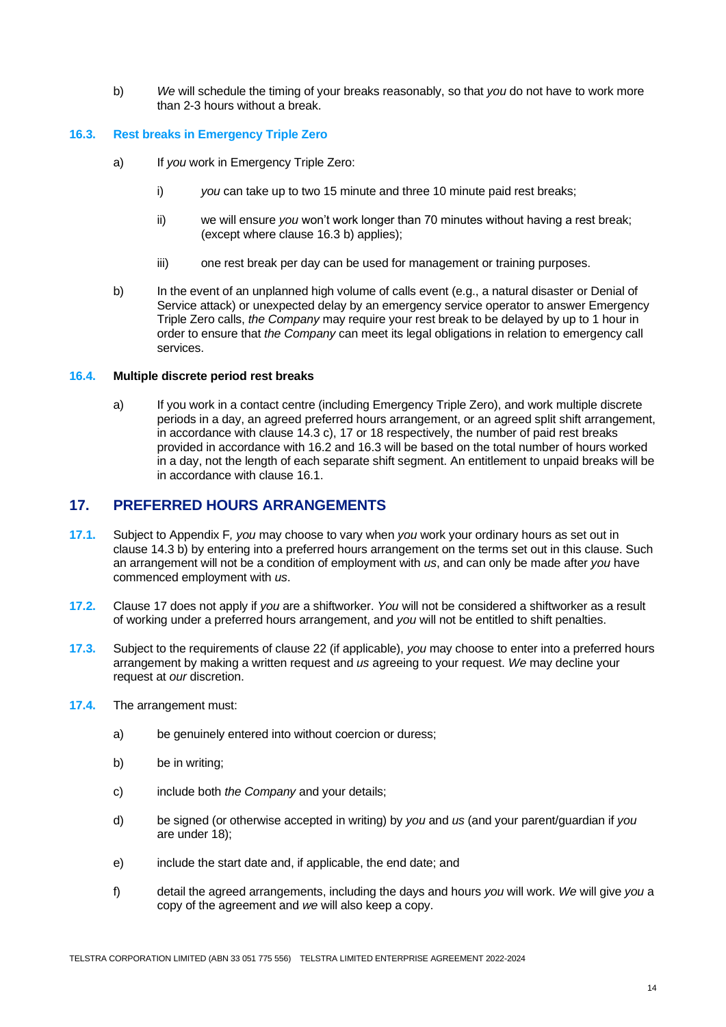b) *We* will schedule the timing of your breaks reasonably, so that *you* do not have to work more than 2-3 hours without a break.

### 16.3. Rest breaks in Emergency Triple Zero

a) If *you* work in Emergency Triple Zero:

i) *you* can take up to two 15 minute and three 10 minute paid rest breaks;

ii) we will ensure *you* won't work longer than 70 minutes without having a rest break; (except where clause 16.3 b) applies);

iii) one rest break per day can be used for management or training purposes.

b) In the event of an unplanned high volume of calls event (e.g., a natural disaster or Denial of Service attack) or unexpected delay by an emergency service operator to answer Emergency Triple Zero calls, *the Company* may require your rest break to be delayed by up to 1 hour in order to ensure that *the Company* can meet its legal obligations in relation to emergency call services.

### 16.4. Multiple discrete period rest breaks

a) If you work in a contact centre (including Emergency Triple Zero), and work multiple discrete periods in a day, an agreed preferred hours arrangement, or an agreed split shift arrangement, in accordance with clause 14.3 c), 17 or 18 respectively, the number of paid rest breaks provided in accordance with 16.2 and 16.3 will be based on the total number of hours worked in a day, not the length of each separate shift segment. An entitlement to unpaid breaks will be in accordance with clause 16.1.

## 17. PREFERRED HOURS ARRANGEMENTS

**17.1.** Subject to Appendix F*, you* may choose to vary when *you* work your ordinary hours as set out in clause 14.3 b) by entering into a preferred hours arrangement on the terms set out in this clause. Such an arrangement will not be a condition of employment with *us*, and can only be made after *you* have commenced employment with *us*.

**17.2.** Clause 17 does not apply if *you* are a shiftworker. *You* will not be considered a shiftworker as a result of working under a preferred hours arrangement, and *you* will not be entitled to shift penalties.

**17.3.** Subject to the requirements of clause 22 (if applicable), *you* may choose to enter into a preferred hours arrangement by making a written request and *us* agreeing to your request. *We* may decline your request at *our* discretion.

**17.4.** The arrangement must:

a) be genuinely entered into without coercion or duress;

b) be in writing;

c) include both *the Company* and your details;

d) be signed (or otherwise accepted in writing) by *you* and *us* (and your parent/guardian if *you* are under 18);

e) include the start date and, if applicable, the end date; and

f) detail the agreed arrangements, including the days and hours *you* will work. *We* will give *you* a copy of the agreement and *we* will also keep a copy.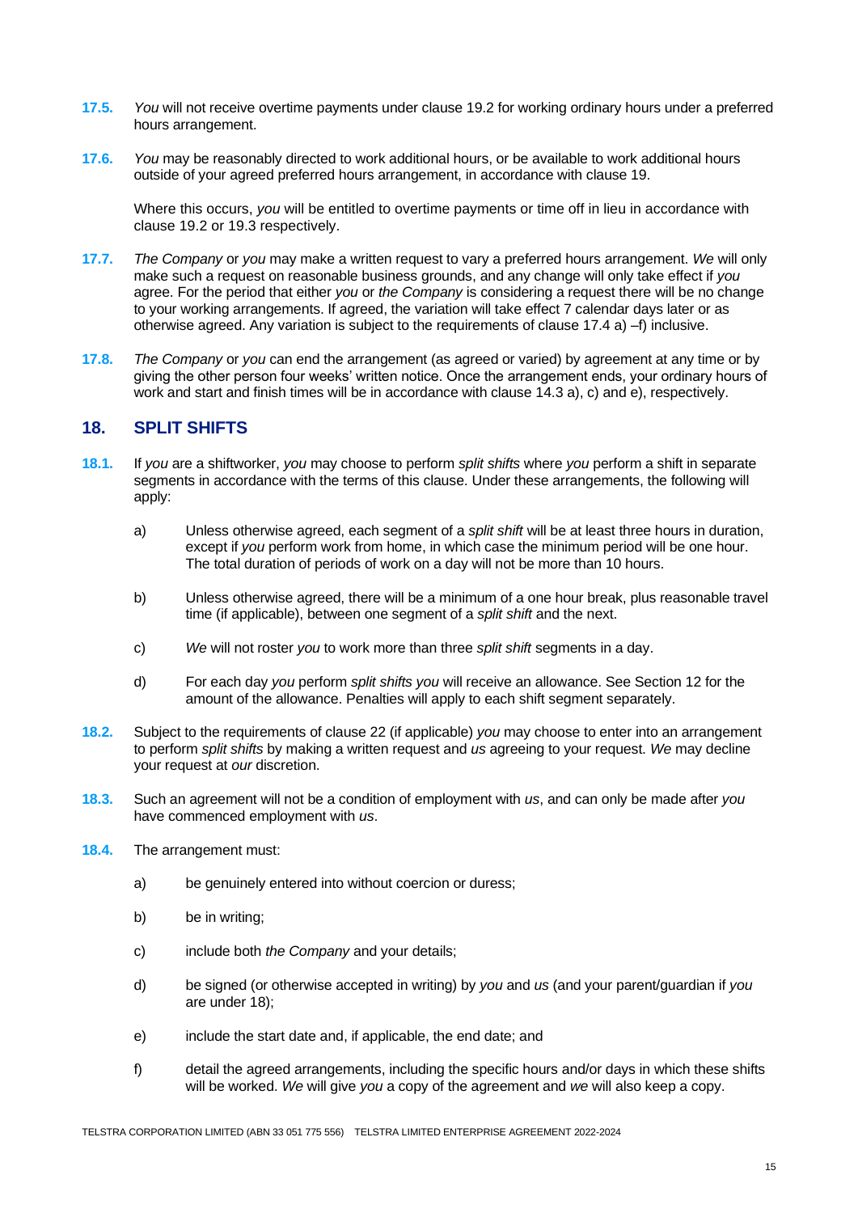**17.5.** *You* will not receive overtime payments under clause 19.2 for working ordinary hours under a preferred hours arrangement.

**17.6.** *You* may be reasonably directed to work additional hours, or be available to work additional hours outside of your agreed preferred hours arrangement, in accordance with clause 19.

Where this occurs, *you* will be entitled to overtime payments or time off in lieu in accordance with clause 19.2 or 19.3 respectively.

**17.7.** *The Company* or *you* may make a written request to vary a preferred hours arrangement. *We* will only make such a request on reasonable business grounds, and any change will only take effect if *you* agree. For the period that either *you* or *the Company* is considering a request there will be no change to your working arrangements. If agreed, the variation will take effect 7 calendar days later or as otherwise agreed. Any variation is subject to the requirements of clause 17.4 a) –f) inclusive.

**17.8.** *The Company* or *you* can end the arrangement (as agreed or varied) by agreement at any time or by giving the other person four weeks' written notice. Once the arrangement ends, your ordinary hours of work and start and finish times will be in accordance with clause 14.3 a), c) and e), respectively.

## 18. SPLIT SHIFTS

**18.1.** If *you* are a shiftworker, *you* may choose to perform *split shifts* where *you* perform a shift in separate segments in accordance with the terms of this clause. Under these arrangements, the following will apply:

a) Unless otherwise agreed, each segment of a *split shift* will be at least three hours in duration, except if *you* perform work from home, in which case the minimum period will be one hour. The total duration of periods of work on a day will not be more than 10 hours.

b) Unless otherwise agreed, there will be a minimum of a one hour break, plus reasonable travel time (if applicable), between one segment of a *split shift* and the next.

c) *We* will not roster *you* to work more than three *split shift* segments in a day.

d) For each day *you* perform *split shifts you* will receive an allowance. See Section 12 for the amount of the allowance. Penalties will apply to each shift segment separately.

**18.2.** Subject to the requirements of clause 22 (if applicable) *you* may choose to enter into an arrangement to perform *split shifts* by making a written request and *us* agreeing to your request. *We* may decline your request at *our* discretion.

**18.3.** Such an agreement will not be a condition of employment with *us*, and can only be made after *you* have commenced employment with *us*.

**18.4.** The arrangement must:

a) be genuinely entered into without coercion or duress;

b) be in writing;

c) include both *the Company* and your details;

d) be signed (or otherwise accepted in writing) by *you* and *us* (and your parent/guardian if *you* are under 18);

e) include the start date and, if applicable, the end date; and

f) detail the agreed arrangements, including the specific hours and/or days in which these shifts will be worked. *We* will give *you* a copy of the agreement and *we* will also keep a copy.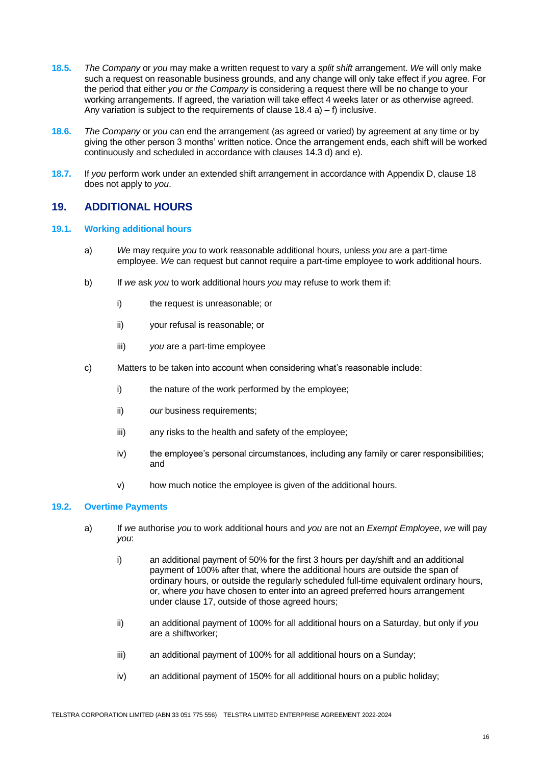**18.5.** *The Company* or *you* may make a written request to vary a *split shift* arrangement. *We* will only make such a request on reasonable business grounds, and any change will only take effect if *you* agree. For the period that either *you* or *the Company* is considering a request there will be no change to your working arrangements. If agreed, the variation will take effect 4 weeks later or as otherwise agreed. Any variation is subject to the requirements of clause 18.4 a) – f) inclusive.

**18.6.** *The Company* or *you* can end the arrangement (as agreed or varied) by agreement at any time or by giving the other person 3 months' written notice. Once the arrangement ends, each shift will be worked continuously and scheduled in accordance with clauses 14.3 d) and e).

**18.7.** If *you* perform work under an extended shift arrangement in accordance with Appendix D, clause 18 does not apply to *you*.

## 19. ADDITIONAL HOURS

### 19.1. Working additional hours

a) *We* may require *you* to work reasonable additional hours, unless *you* are a part-time employee. *We* can request but cannot require a part-time employee to work additional hours.

b) If *we* ask *you* to work additional hours *you* may refuse to work them if:

i) the request is unreasonable; or

ii) your refusal is reasonable; or

iii) *you* are a part-time employee

c) Matters to be taken into account when considering what's reasonable include:

i) the nature of the work performed by the employee;

ii) *our* business requirements;

iii) any risks to the health and safety of the employee;

iv) the employee's personal circumstances, including any family or carer responsibilities; and

v) how much notice the employee is given of the additional hours.

### 19.2. Overtime Payments

a) If *we* authorise *you* to work additional hours and *you* are not an *Exempt Employee*, *we* will pay *you*:

i) an additional payment of 50% for the first 3 hours per day/shift and an additional payment of 100% after that, where the additional hours are outside the span of ordinary hours, or outside the regularly scheduled full-time equivalent ordinary hours, or, where *you* have chosen to enter into an agreed preferred hours arrangement under clause 17, outside of those agreed hours;

ii) an additional payment of 100% for all additional hours on a Saturday, but only if *you* are a shiftworker;

iii) an additional payment of 100% for all additional hours on a Sunday;

iv) an additional payment of 150% for all additional hours on a public holiday;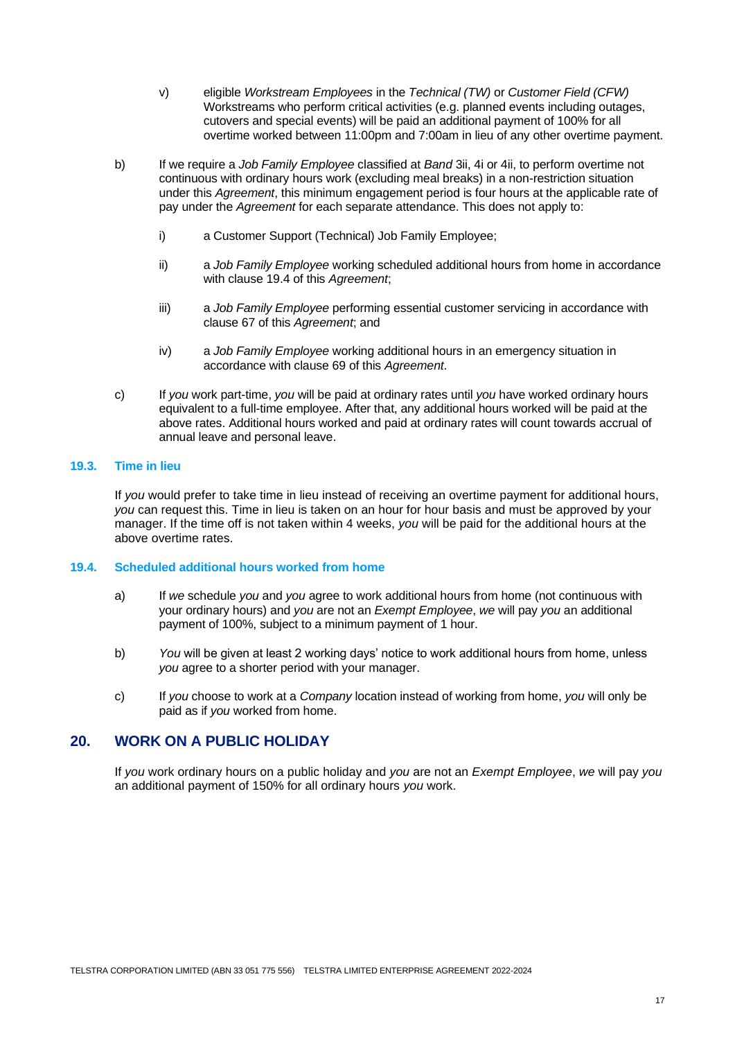v) eligible *Workstream Employees* in the *Technical (TW)* or *Customer Field (CFW)* Workstreams who perform critical activities (e.g. planned events including outages, cutovers and special events) will be paid an additional payment of 100% for all overtime worked between 11:00pm and 7:00am in lieu of any other overtime payment.

b) If we require a *Job Family Employee* classified at *Band* 3ii, 4i or 4ii, to perform overtime not continuous with ordinary hours work (excluding meal breaks) in a non-restriction situation under this *Agreement*, this minimum engagement period is four hours at the applicable rate of pay under the *Agreement* for each separate attendance. This does not apply to:

   i) a Customer Support (Technical) Job Family Employee;

   ii) a *Job Family Employee* working scheduled additional hours from home in accordance with clause 19.4 of this *Agreement*;

   iii) a *Job Family Employee* performing essential customer servicing in accordance with clause 67 of this *Agreement*; and

   iv) a *Job Family Employee* working additional hours in an emergency situation in accordance with clause 69 of this *Agreement*.

c) If *you* work part-time, *you* will be paid at ordinary rates until *you* have worked ordinary hours equivalent to a full-time employee. After that, any additional hours worked will be paid at the above rates. Additional hours worked and paid at ordinary rates will count towards accrual of annual leave and personal leave.

### 19.3. Time in lieu

If *you* would prefer to take time in lieu instead of receiving an overtime payment for additional hours, *you* can request this. Time in lieu is taken on an hour for hour basis and must be approved by your manager. If the time off is not taken within 4 weeks, *you* will be paid for the additional hours at the above overtime rates.

### 19.4. Scheduled additional hours worked from home

a) If *we* schedule *you* and *you* agree to work additional hours from home (not continuous with your ordinary hours) and *you* are not an *Exempt Employee*, *we* will pay *you* an additional payment of 100%, subject to a minimum payment of 1 hour.

b) *You* will be given at least 2 working days' notice to work additional hours from home, unless *you* agree to a shorter period with your manager.

c) If *you* choose to work at a *Company* location instead of working from home, *you* will only be paid as if *you* worked from home.

## 20. WORK ON A PUBLIC HOLIDAY

If *you* work ordinary hours on a public holiday and *you* are not an *Exempt Employee*, *we* will pay *you* an additional payment of 150% for all ordinary hours *you* work.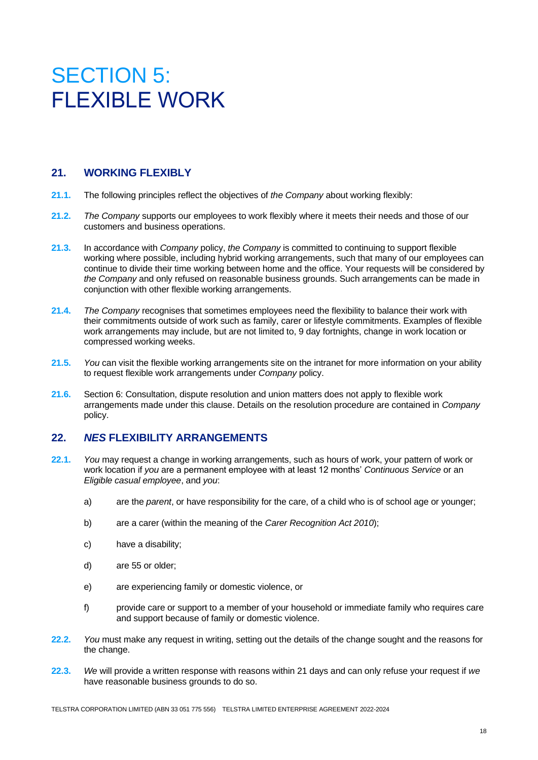# SECTION 5: FLEXIBLE WORK

## 21. WORKING FLEXIBLY

**21.1.** The following principles reflect the objectives of *the Company* about working flexibly:

**21.2.** *The Company* supports our employees to work flexibly where it meets their needs and those of our customers and business operations.

**21.3.** In accordance with *Company* policy, *the Company* is committed to continuing to support flexible working where possible, including hybrid working arrangements, such that many of our employees can continue to divide their time working between home and the office. Your requests will be considered by *the Company* and only refused on reasonable business grounds. Such arrangements can be made in conjunction with other flexible working arrangements.

**21.4.** *The Company* recognises that sometimes employees need the flexibility to balance their work with their commitments outside of work such as family, carer or lifestyle commitments. Examples of flexible work arrangements may include, but are not limited to, 9 day fortnights, change in work location or compressed working weeks.

**21.5.** *You* can visit the flexible working arrangements site on the intranet for more information on your ability to request flexible work arrangements under *Company* policy.

**21.6.** Section 6: Consultation, dispute resolution and union matters does not apply to flexible work arrangements made under this clause. Details on the resolution procedure are contained in *Company* policy.

## 22. *NES* FLEXIBILITY ARRANGEMENTS

**22.1.** *You* may request a change in working arrangements, such as hours of work, your pattern of work or work location if *you* are a permanent employee with at least 12 months' *Continuous Service* or an *Eligible casual employee*, and *you*:

a) are the *parent*, or have responsibility for the care, of a child who is of school age or younger;

b) are a carer (within the meaning of the *Carer Recognition Act 2010*);

c) have a disability;

d) are 55 or older;

e) are experiencing family or domestic violence, or

f) provide care or support to a member of your household or immediate family who requires care and support because of family or domestic violence.

**22.2.** *You* must make any request in writing, setting out the details of the change sought and the reasons for the change.

**22.3.** *We* will provide a written response with reasons within 21 days and can only refuse your request if *we* have reasonable business grounds to do so.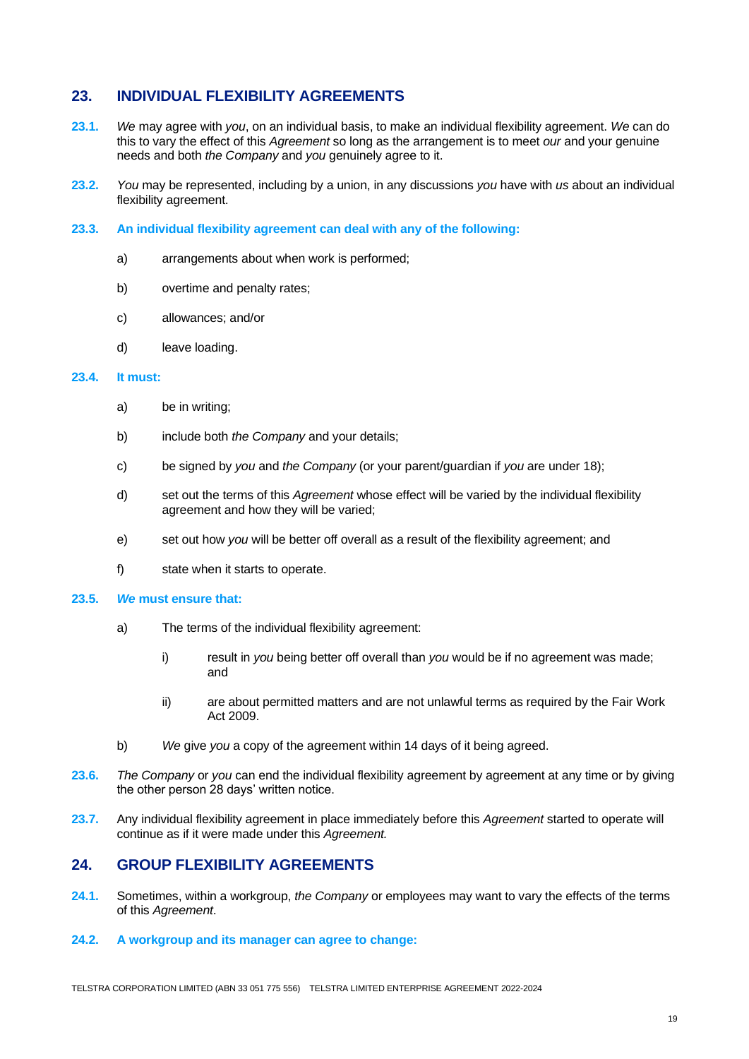## 23. INDIVIDUAL FLEXIBILITY AGREEMENTS

**23.1.** *We* may agree with *you*, on an individual basis, to make an individual flexibility agreement. *We* can do this to vary the effect of this *Agreement* so long as the arrangement is to meet *our* and your genuine needs and both *the Company* and *you* genuinely agree to it.

**23.2.** *You* may be represented, including by a union, in any discussions *you* have with *us* about an individual flexibility agreement.

**23.3. An individual flexibility agreement can deal with any of the following:**

a) arrangements about when work is performed;

b) overtime and penalty rates;

c) allowances; and/or

d) leave loading.

**23.4. It must:**

a) be in writing;

b) include both *the Company* and your details;

c) be signed by *you* and *the Company* (or your parent/guardian if *you* are under 18);

d) set out the terms of this *Agreement* whose effect will be varied by the individual flexibility agreement and how they will be varied;

e) set out how *you* will be better off overall as a result of the flexibility agreement; and

f) state when it starts to operate.

**23.5. *We* must ensure that:**

a) The terms of the individual flexibility agreement:

   i) result in *you* being better off overall than *you* would be if no agreement was made; and

   ii) are about permitted matters and are not unlawful terms as required by the Fair Work Act 2009.

b) *We* give *you* a copy of the agreement within 14 days of it being agreed.

**23.6.** *The Company* or *you* can end the individual flexibility agreement by agreement at any time or by giving the other person 28 days' written notice.

**23.7.** Any individual flexibility agreement in place immediately before this *Agreement* started to operate will continue as if it were made under this *Agreement.*

## 24. GROUP FLEXIBILITY AGREEMENTS

**24.1.** Sometimes, within a workgroup, *the Company* or employees may want to vary the effects of the terms of this *Agreement*.

**24.2. A workgroup and its manager can agree to change:**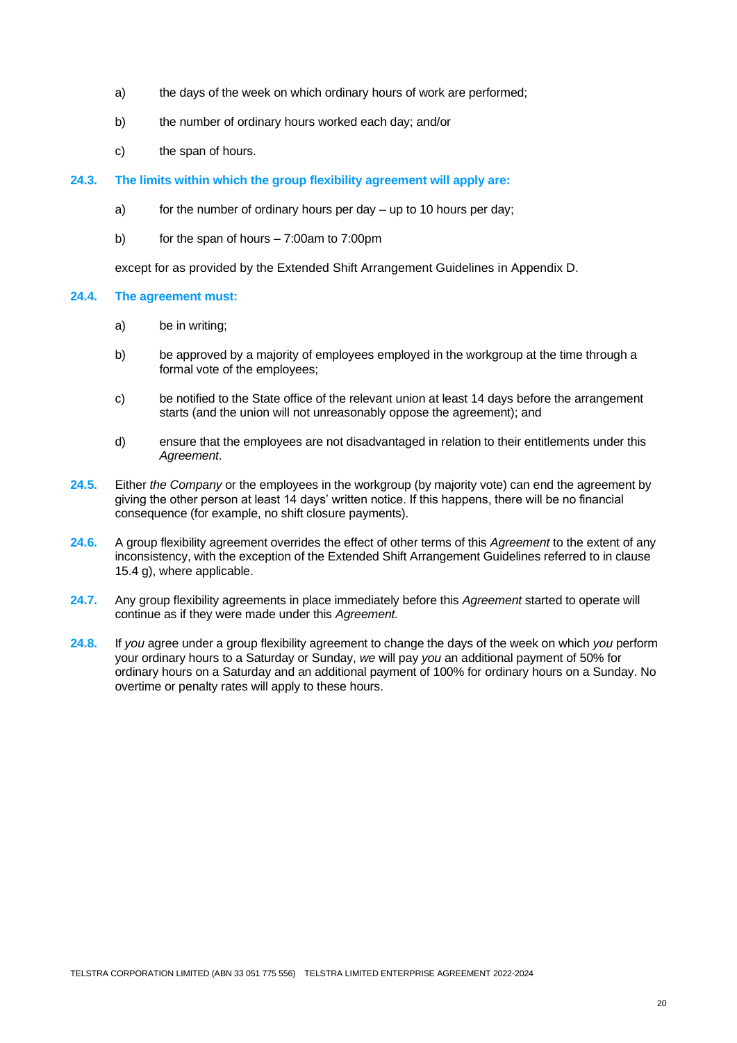a) the days of the week on which ordinary hours of work are performed;

b) the number of ordinary hours worked each day; and/or

c) the span of hours.

**24.3. The limits within which the group flexibility agreement will apply are:**

a) for the number of ordinary hours per day – up to 10 hours per day;

b) for the span of hours – 7:00am to 7:00pm

except for as provided by the Extended Shift Arrangement Guidelines in Appendix D.

**24.4. The agreement must:**

a) be in writing;

b) be approved by a majority of employees employed in the workgroup at the time through a formal vote of the employees;

c) be notified to the State office of the relevant union at least 14 days before the arrangement starts (and the union will not unreasonably oppose the agreement); and

d) ensure that the employees are not disadvantaged in relation to their entitlements under this *Agreement*.

**24.5.** Either *the Company* or the employees in the workgroup (by majority vote) can end the agreement by giving the other person at least 14 days' written notice. If this happens, there will be no financial consequence (for example, no shift closure payments).

**24.6.** A group flexibility agreement overrides the effect of other terms of this *Agreement* to the extent of any inconsistency, with the exception of the Extended Shift Arrangement Guidelines referred to in clause 15.4 g), where applicable.

**24.7.** Any group flexibility agreements in place immediately before this *Agreement* started to operate will continue as if they were made under this *Agreement.*

**24.8.** If *you* agree under a group flexibility agreement to change the days of the week on which *you* perform your ordinary hours to a Saturday or Sunday, *we* will pay *you* an additional payment of 50% for ordinary hours on a Saturday and an additional payment of 100% for ordinary hours on a Sunday. No overtime or penalty rates will apply to these hours.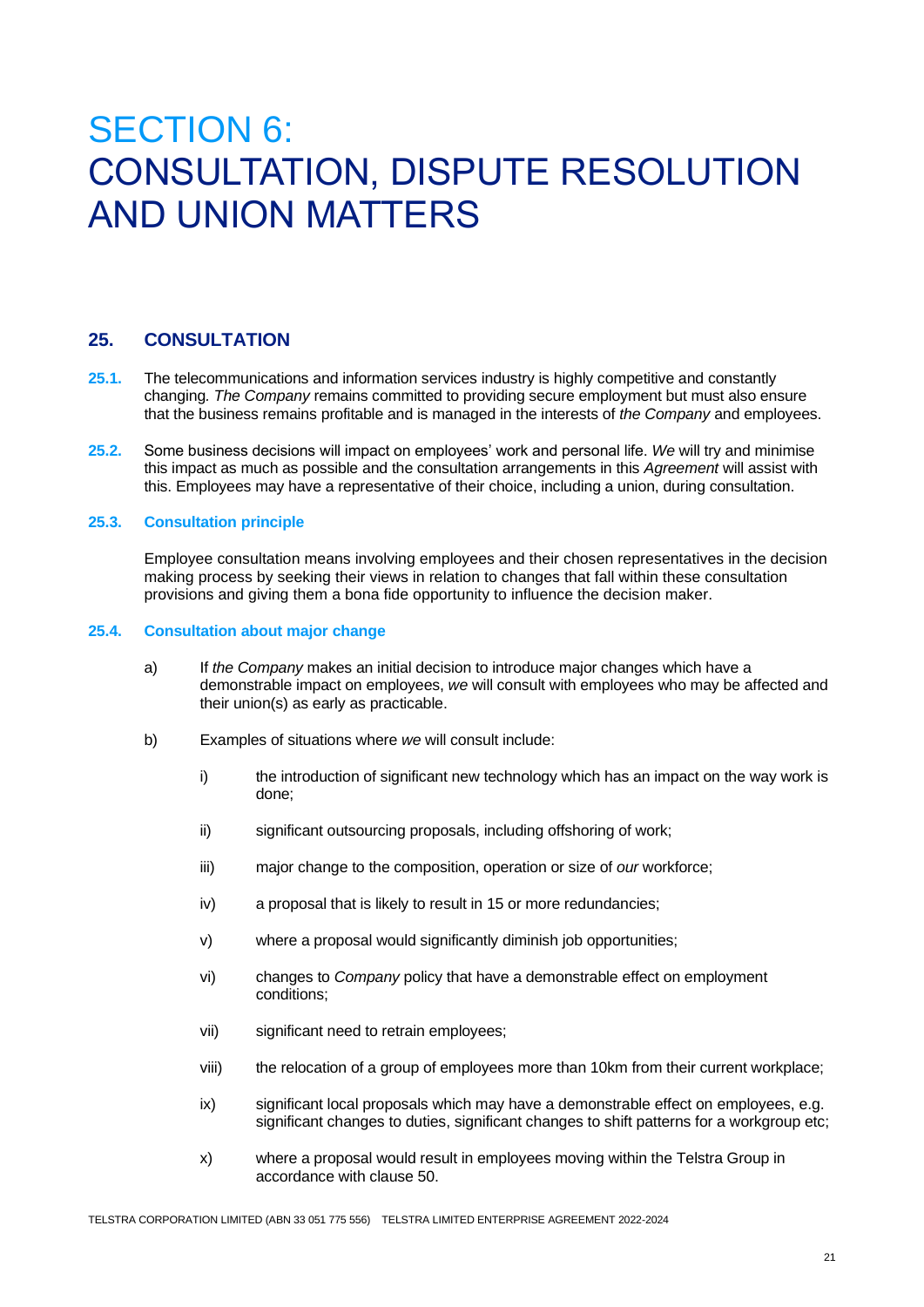# SECTION 6: CONSULTATION, DISPUTE RESOLUTION AND UNION MATTERS

## 25. CONSULTATION

**25.1.** The telecommunications and information services industry is highly competitive and constantly changing. *The Company* remains committed to providing secure employment but must also ensure that the business remains profitable and is managed in the interests of *the Company* and employees.

**25.2.** Some business decisions will impact on employees' work and personal life. *We* will try and minimise this impact as much as possible and the consultation arrangements in this *Agreement* will assist with this. Employees may have a representative of their choice, including a union, during consultation.

### 25.3. Consultation principle

Employee consultation means involving employees and their chosen representatives in the decision making process by seeking their views in relation to changes that fall within these consultation provisions and giving them a bona fide opportunity to influence the decision maker.

### 25.4. Consultation about major change

a) If *the Company* makes an initial decision to introduce major changes which have a demonstrable impact on employees, *we* will consult with employees who may be affected and their union(s) as early as practicable.

b) Examples of situations where *we* will consult include:

   i) the introduction of significant new technology which has an impact on the way work is done;

   ii) significant outsourcing proposals, including offshoring of work;

   iii) major change to the composition, operation or size of *our* workforce;

   iv) a proposal that is likely to result in 15 or more redundancies;

   v) where a proposal would significantly diminish job opportunities;

   vi) changes to *Company* policy that have a demonstrable effect on employment conditions;

   vii) significant need to retrain employees;

   viii) the relocation of a group of employees more than 10km from their current workplace;

   ix) significant local proposals which may have a demonstrable effect on employees, e.g. significant changes to duties, significant changes to shift patterns for a workgroup etc;

   x) where a proposal would result in employees moving within the Telstra Group in accordance with clause 50.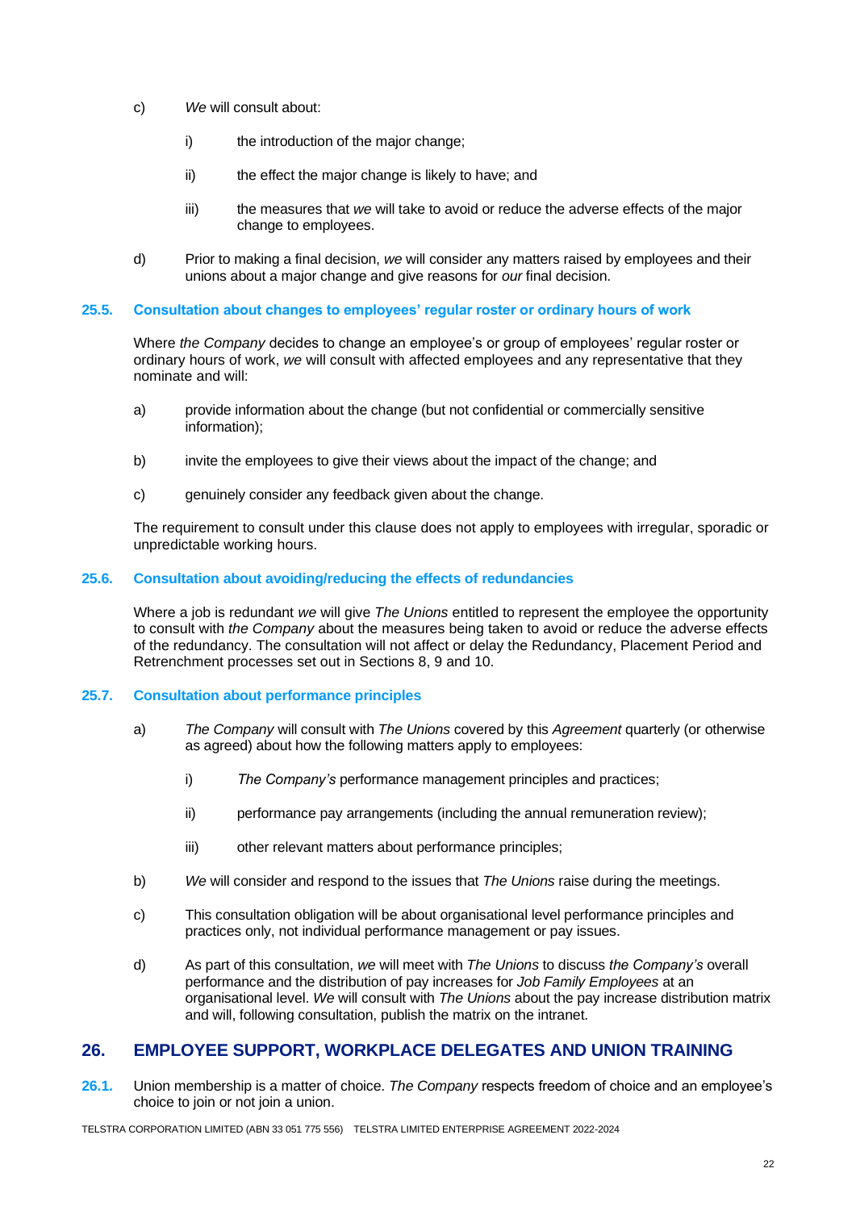c) *We* will consult about:

   i) the introduction of the major change;

   ii) the effect the major change is likely to have; and

   iii) the measures that *we* will take to avoid or reduce the adverse effects of the major change to employees.

d) Prior to making a final decision, *we* will consider any matters raised by employees and their unions about a major change and give reasons for *our* final decision.

### 25.5. Consultation about changes to employees' regular roster or ordinary hours of work

Where *the Company* decides to change an employee's or group of employees' regular roster or ordinary hours of work, *we* will consult with affected employees and any representative that they nominate and will:

a) provide information about the change (but not confidential or commercially sensitive information);

b) invite the employees to give their views about the impact of the change; and

c) genuinely consider any feedback given about the change.

The requirement to consult under this clause does not apply to employees with irregular, sporadic or unpredictable working hours.

### 25.6. Consultation about avoiding/reducing the effects of redundancies

Where a job is redundant *we* will give *The Unions* entitled to represent the employee the opportunity to consult with *the Company* about the measures being taken to avoid or reduce the adverse effects of the redundancy. The consultation will not affect or delay the Redundancy, Placement Period and Retrenchment processes set out in Sections 8, 9 and 10.

### 25.7. Consultation about performance principles

a) *The Company* will consult with *The Unions* covered by this *Agreement* quarterly (or otherwise as agreed) about how the following matters apply to employees:

   i) *The Company's* performance management principles and practices;

   ii) performance pay arrangements (including the annual remuneration review);

   iii) other relevant matters about performance principles;

b) *We* will consider and respond to the issues that *The Unions* raise during the meetings.

c) This consultation obligation will be about organisational level performance principles and practices only, not individual performance management or pay issues.

d) As part of this consultation, *we* will meet with *The Unions* to discuss *the Company's* overall performance and the distribution of pay increases for *Job Family Employees* at an organisational level. *We* will consult with *The Unions* about the pay increase distribution matrix and will, following consultation, publish the matrix on the intranet.

## 26. EMPLOYEE SUPPORT, WORKPLACE DELEGATES AND UNION TRAINING

**26.1.** Union membership is a matter of choice. *The Company* respects freedom of choice and an employee's choice to join or not join a union.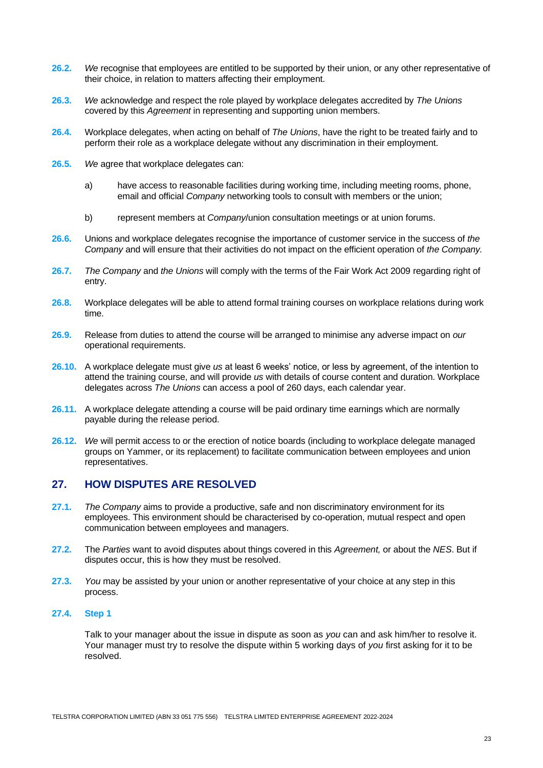**26.2.** *We* recognise that employees are entitled to be supported by their union, or any other representative of their choice, in relation to matters affecting their employment.

**26.3.** *We* acknowledge and respect the role played by workplace delegates accredited by *The Unions* covered by this *Agreement* in representing and supporting union members.

**26.4.** Workplace delegates, when acting on behalf of *The Unions*, have the right to be treated fairly and to perform their role as a workplace delegate without any discrimination in their employment.

**26.5.** *We* agree that workplace delegates can:

a) have access to reasonable facilities during working time, including meeting rooms, phone, email and official *Company* networking tools to consult with members or the union;

b) represent members at *Company*/union consultation meetings or at union forums.

**26.6.** Unions and workplace delegates recognise the importance of customer service in the success of *the Company* and will ensure that their activities do not impact on the efficient operation of *the Company.*

**26.7.** *The Company* and *the Unions* will comply with the terms of the Fair Work Act 2009 regarding right of entry.

**26.8.** Workplace delegates will be able to attend formal training courses on workplace relations during work time.

**26.9.** Release from duties to attend the course will be arranged to minimise any adverse impact on *our* operational requirements.

**26.10.** A workplace delegate must give *us* at least 6 weeks' notice, or less by agreement, of the intention to attend the training course, and will provide *us* with details of course content and duration. Workplace delegates across *The Unions* can access a pool of 260 days, each calendar year.

**26.11.** A workplace delegate attending a course will be paid ordinary time earnings which are normally payable during the release period.

**26.12.** *We* will permit access to or the erection of notice boards (including to workplace delegate managed groups on Yammer, or its replacement) to facilitate communication between employees and union representatives.

## 27. HOW DISPUTES ARE RESOLVED

**27.1.** *The Company* aims to provide a productive, safe and non discriminatory environment for its employees. This environment should be characterised by co-operation, mutual respect and open communication between employees and managers.

**27.2.** The *Parties* want to avoid disputes about things covered in this *Agreement,* or about the *NES*. But if disputes occur, this is how they must be resolved.

**27.3.** *You* may be assisted by your union or another representative of your choice at any step in this process.

**27.4. Step 1**

Talk to your manager about the issue in dispute as soon as *you* can and ask him/her to resolve it. Your manager must try to resolve the dispute within 5 working days of *you* first asking for it to be resolved.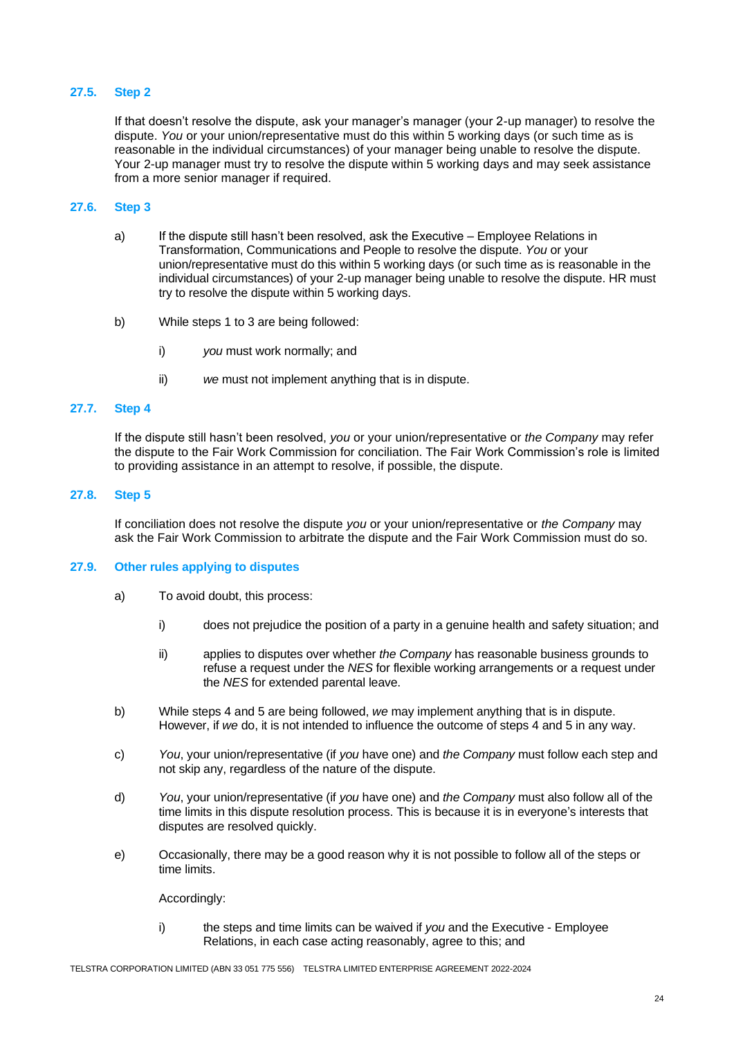### 27.5. Step 2

If that doesn't resolve the dispute, ask your manager's manager (your 2-up manager) to resolve the dispute. *You* or your union/representative must do this within 5 working days (or such time as is reasonable in the individual circumstances) of your manager being unable to resolve the dispute. Your 2-up manager must try to resolve the dispute within 5 working days and may seek assistance from a more senior manager if required.

### 27.6. Step 3

a) If the dispute still hasn't been resolved, ask the Executive – Employee Relations in Transformation, Communications and People to resolve the dispute. *You* or your union/representative must do this within 5 working days (or such time as is reasonable in the individual circumstances) of your 2-up manager being unable to resolve the dispute. HR must try to resolve the dispute within 5 working days.

b) While steps 1 to 3 are being followed:

   i) *you* must work normally; and

   ii) *we* must not implement anything that is in dispute.

### 27.7. Step 4

If the dispute still hasn't been resolved, *you* or your union/representative or *the Company* may refer the dispute to the Fair Work Commission for conciliation. The Fair Work Commission's role is limited to providing assistance in an attempt to resolve, if possible, the dispute.

### 27.8. Step 5

If conciliation does not resolve the dispute *you* or your union/representative or *the Company* may ask the Fair Work Commission to arbitrate the dispute and the Fair Work Commission must do so.

### 27.9. Other rules applying to disputes

a) To avoid doubt, this process:

   i) does not prejudice the position of a party in a genuine health and safety situation; and

   ii) applies to disputes over whether *the Company* has reasonable business grounds to refuse a request under the *NES* for flexible working arrangements or a request under the *NES* for extended parental leave.

b) While steps 4 and 5 are being followed, *we* may implement anything that is in dispute. However, if *we* do, it is not intended to influence the outcome of steps 4 and 5 in any way.

c) *You*, your union/representative (if *you* have one) and *the Company* must follow each step and not skip any, regardless of the nature of the dispute.

d) *You*, your union/representative (if *you* have one) and *the Company* must also follow all of the time limits in this dispute resolution process. This is because it is in everyone's interests that disputes are resolved quickly.

e) Occasionally, there may be a good reason why it is not possible to follow all of the steps or time limits.

   Accordingly:

   i) the steps and time limits can be waived if *you* and the Executive - Employee Relations, in each case acting reasonably, agree to this; and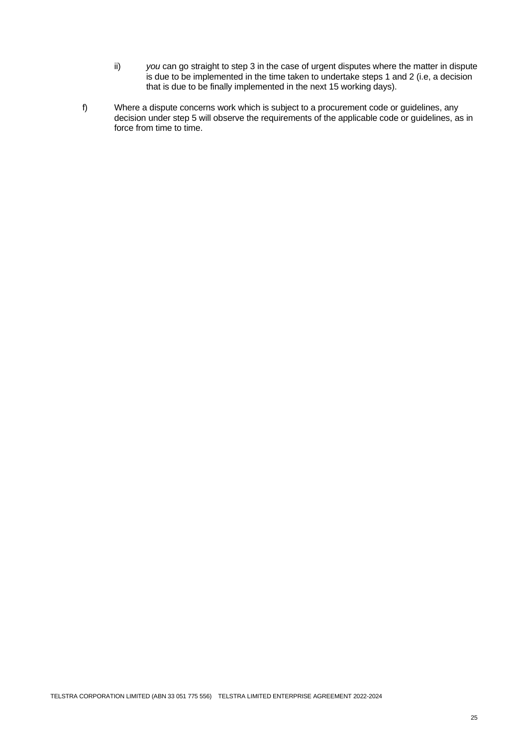ii) *you* can go straight to step 3 in the case of urgent disputes where the matter in dispute is due to be implemented in the time taken to undertake steps 1 and 2 (i.e, a decision that is due to be finally implemented in the next 15 working days).

f) Where a dispute concerns work which is subject to a procurement code or guidelines, any decision under step 5 will observe the requirements of the applicable code or guidelines, as in force from time to time.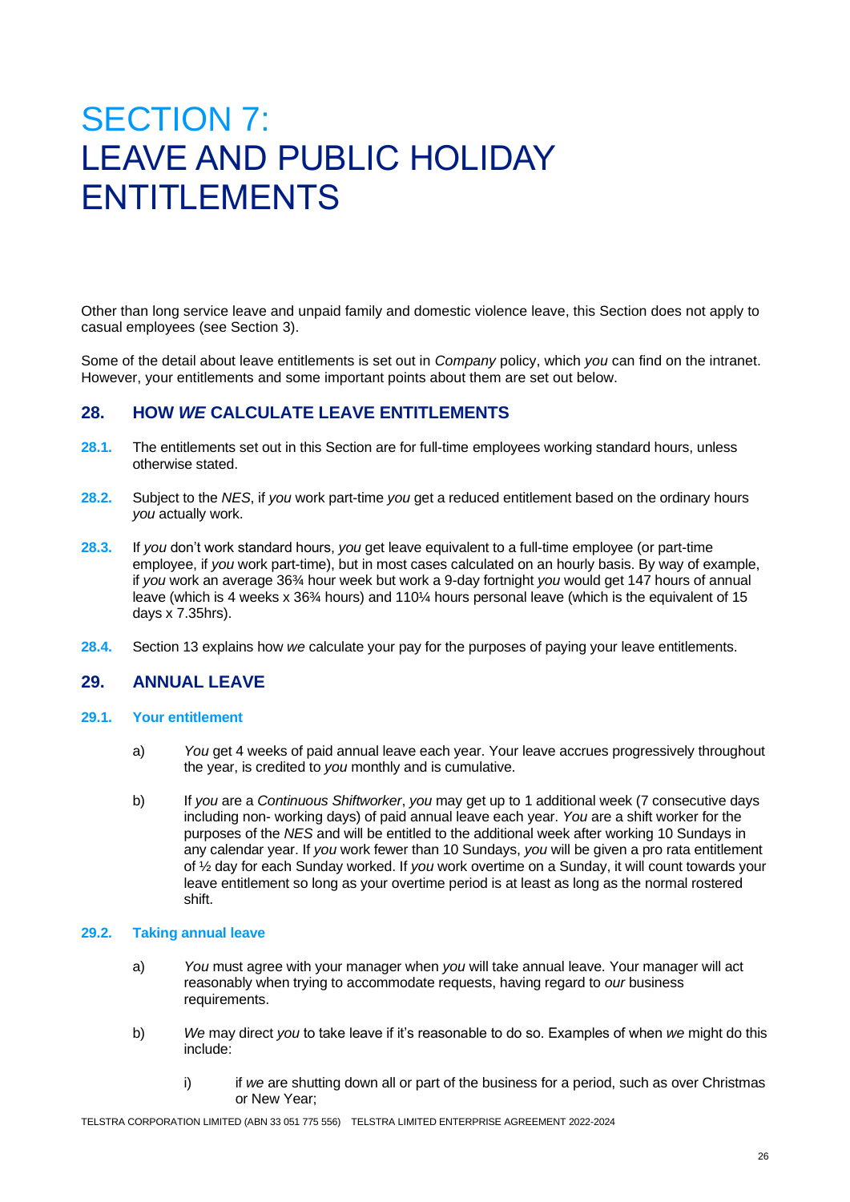# SECTION 7: LEAVE AND PUBLIC HOLIDAY ENTITLEMENTS

Other than long service leave and unpaid family and domestic violence leave, this Section does not apply to casual employees (see Section 3).

Some of the detail about leave entitlements is set out in *Company* policy, which *you* can find on the intranet. However, your entitlements and some important points about them are set out below.

## 28. HOW *WE* CALCULATE LEAVE ENTITLEMENTS

**28.1.** The entitlements set out in this Section are for full-time employees working standard hours, unless otherwise stated.

**28.2.** Subject to the *NES*, if *you* work part-time *you* get a reduced entitlement based on the ordinary hours *you* actually work.

**28.3.** If *you* don't work standard hours, *you* get leave equivalent to a full-time employee (or part-time employee, if *you* work part-time), but in most cases calculated on an hourly basis. By way of example, if *you* work an average 36¾ hour week but work a 9-day fortnight *you* would get 147 hours of annual leave (which is 4 weeks x 36¾ hours) and 110¼ hours personal leave (which is the equivalent of 15 days x 7.35hrs).

**28.4.** Section 13 explains how *we* calculate your pay for the purposes of paying your leave entitlements.

## 29. ANNUAL LEAVE

### 29.1. Your entitlement

a) *You* get 4 weeks of paid annual leave each year. Your leave accrues progressively throughout the year, is credited to *you* monthly and is cumulative.

b) If *you* are a *Continuous Shiftworker*, *you* may get up to 1 additional week (7 consecutive days including non- working days) of paid annual leave each year. *You* are a shift worker for the purposes of the *NES* and will be entitled to the additional week after working 10 Sundays in any calendar year. If *you* work fewer than 10 Sundays, *you* will be given a pro rata entitlement of ½ day for each Sunday worked. If *you* work overtime on a Sunday, it will count towards your leave entitlement so long as your overtime period is at least as long as the normal rostered shift.

### 29.2. Taking annual leave

a) *You* must agree with your manager when *you* will take annual leave. Your manager will act reasonably when trying to accommodate requests, having regard to *our* business requirements.

b) *We* may direct *you* to take leave if it's reasonable to do so. Examples of when *we* might do this include:

   i) if *we* are shutting down all or part of the business for a period, such as over Christmas or New Year;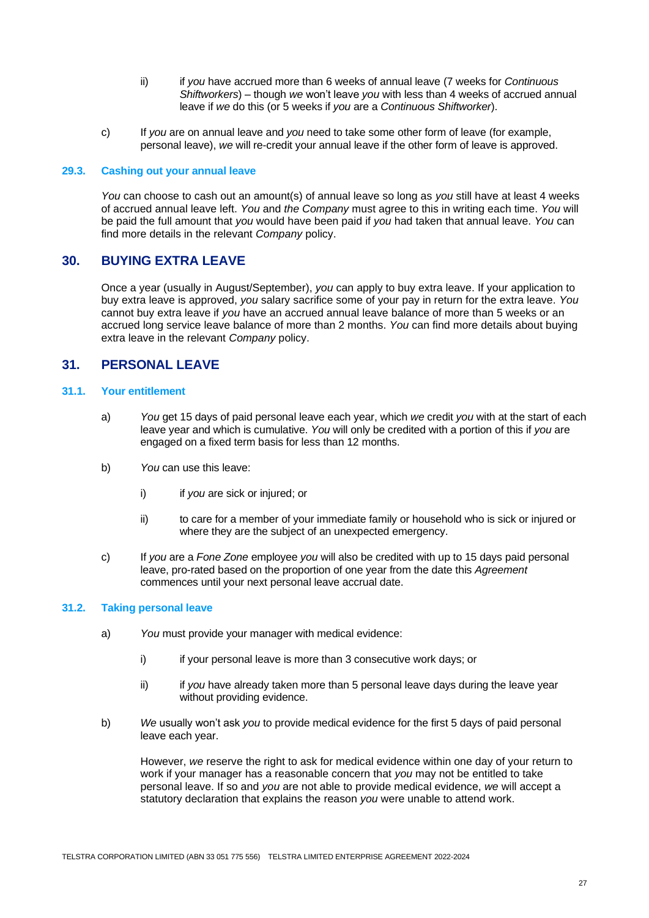ii) if *you* have accrued more than 6 weeks of annual leave (7 weeks for *Continuous Shiftworkers*) – though *we* won't leave *you* with less than 4 weeks of accrued annual leave if *we* do this (or 5 weeks if *you* are a *Continuous Shiftworker*).

c) If *you* are on annual leave and *you* need to take some other form of leave (for example, personal leave), *we* will re-credit your annual leave if the other form of leave is approved.

### 29.3. Cashing out your annual leave

*You* can choose to cash out an amount(s) of annual leave so long as *you* still have at least 4 weeks of accrued annual leave left. *You* and *the Company* must agree to this in writing each time. *You* will be paid the full amount that *you* would have been paid if *you* had taken that annual leave. *You* can find more details in the relevant *Company* policy.

## 30. BUYING EXTRA LEAVE

Once a year (usually in August/September), *you* can apply to buy extra leave. If your application to buy extra leave is approved, *you* salary sacrifice some of your pay in return for the extra leave. *You* cannot buy extra leave if *you* have an accrued annual leave balance of more than 5 weeks or an accrued long service leave balance of more than 2 months. *You* can find more details about buying extra leave in the relevant *Company* policy.

## 31. PERSONAL LEAVE

### 31.1. Your entitlement

a) *You* get 15 days of paid personal leave each year, which *we* credit *you* with at the start of each leave year and which is cumulative. *You* will only be credited with a portion of this if *you* are engaged on a fixed term basis for less than 12 months.

b) *You* can use this leave:

   i) if *you* are sick or injured; or

   ii) to care for a member of your immediate family or household who is sick or injured or where they are the subject of an unexpected emergency.

c) If *you* are a *Fone Zone* employee *you* will also be credited with up to 15 days paid personal leave, pro-rated based on the proportion of one year from the date this *Agreement* commences until your next personal leave accrual date.

### 31.2. Taking personal leave

a) *You* must provide your manager with medical evidence:

   i) if your personal leave is more than 3 consecutive work days; or

   ii) if *you* have already taken more than 5 personal leave days during the leave year without providing evidence.

b) *We* usually won't ask *you* to provide medical evidence for the first 5 days of paid personal leave each year.

   However, *we* reserve the right to ask for medical evidence within one day of your return to work if your manager has a reasonable concern that *you* may not be entitled to take personal leave. If so and *you* are not able to provide medical evidence, *we* will accept a statutory declaration that explains the reason *you* were unable to attend work.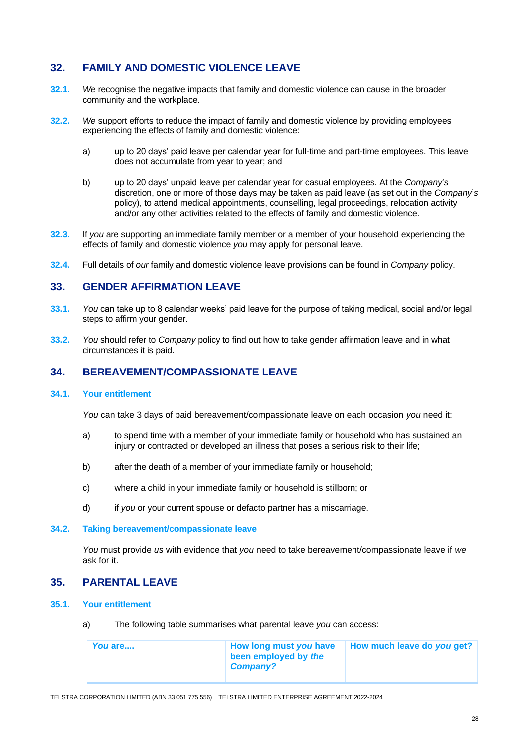## 32. FAMILY AND DOMESTIC VIOLENCE LEAVE

**32.1.** *We* recognise the negative impacts that family and domestic violence can cause in the broader community and the workplace.

**32.2.** *We* support efforts to reduce the impact of family and domestic violence by providing employees experiencing the effects of family and domestic violence:

a) up to 20 days' paid leave per calendar year for full-time and part-time employees. This leave does not accumulate from year to year; and

b) up to 20 days' unpaid leave per calendar year for casual employees. At the *Company's* discretion, one or more of those days may be taken as paid leave (as set out in the *Company's* policy), to attend medical appointments, counselling, legal proceedings, relocation activity and/or any other activities related to the effects of family and domestic violence.

**32.3.** If *you* are supporting an immediate family member or a member of your household experiencing the effects of family and domestic violence *you* may apply for personal leave.

**32.4.** Full details of *our* family and domestic violence leave provisions can be found in *Company* policy.

## 33. GENDER AFFIRMATION LEAVE

**33.1.** *You* can take up to 8 calendar weeks' paid leave for the purpose of taking medical, social and/or legal steps to affirm your gender.

**33.2.** *You* should refer to *Company* policy to find out how to take gender affirmation leave and in what circumstances it is paid.

## 34. BEREAVEMENT/COMPASSIONATE LEAVE

### 34.1. Your entitlement

*You* can take 3 days of paid bereavement/compassionate leave on each occasion *you* need it:

a) to spend time with a member of your immediate family or household who has sustained an injury or contracted or developed an illness that poses a serious risk to their life;

b) after the death of a member of your immediate family or household;

c) where a child in your immediate family or household is stillborn; or

d) if *you* or your current spouse or defacto partner has a miscarriage.

### 34.2. Taking bereavement/compassionate leave

*You* must provide *us* with evidence that *you* need to take bereavement/compassionate leave if *we* ask for it.

## 35. PARENTAL LEAVE

### 35.1. Your entitlement

a) The following table summarises what parental leave *you* can access:

| ***You* are....** | **How long must *you* have been employed by *the Company*?** | **How much leave do *you* get?** |
|---|---|---|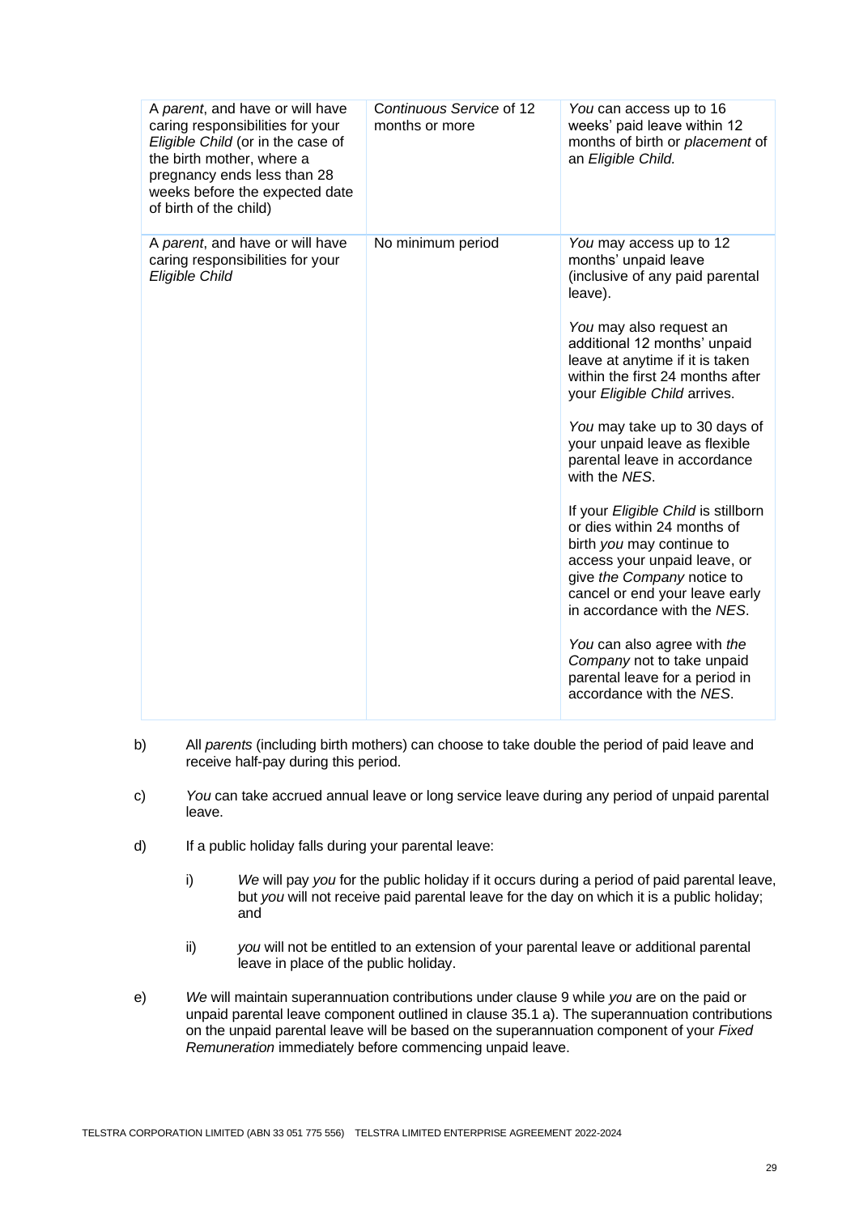| | | |
|---|---|---|
| A *parent*, and have or will have caring responsibilities for your *Eligible Child* (or in the case of the birth mother, where a pregnancy ends less than 28 weeks before the expected date of birth of the child) | *Continuous Service* of 12 months or more | *You* can access up to 16 weeks' paid leave within 12 months of birth or *placement* of an *Eligible Child.* |
| A *parent*, and have or will have caring responsibilities for your *Eligible Child* | No minimum period | *You* may access up to 12 months' unpaid leave (inclusive of any paid parental leave).<br><br>*You* may also request an additional 12 months' unpaid leave at anytime if it is taken within the first 24 months after your *Eligible Child* arrives.<br><br>*You* may take up to 30 days of your unpaid leave as flexible parental leave in accordance with the *NES*.<br><br>If your *Eligible Child* is stillborn or dies within 24 months of birth *you* may continue to access your unpaid leave, or give *the Company* notice to cancel or end your leave early in accordance with the *NES*.<br><br>*You* can also agree with *the Company* not to take unpaid parental leave for a period in accordance with the *NES*. |

b) All *parents* (including birth mothers) can choose to take double the period of paid leave and receive half-pay during this period.

c) *You* can take accrued annual leave or long service leave during any period of unpaid parental leave.

d) If a public holiday falls during your parental leave:

   i) *We* will pay *you* for the public holiday if it occurs during a period of paid parental leave, but *you* will not receive paid parental leave for the day on which it is a public holiday; and

   ii) *you* will not be entitled to an extension of your parental leave or additional parental leave in place of the public holiday.

e) *We* will maintain superannuation contributions under clause 9 while *you* are on the paid or unpaid parental leave component outlined in clause 35.1 a). The superannuation contributions on the unpaid parental leave will be based on the superannuation component of your *Fixed Remuneration* immediately before commencing unpaid leave.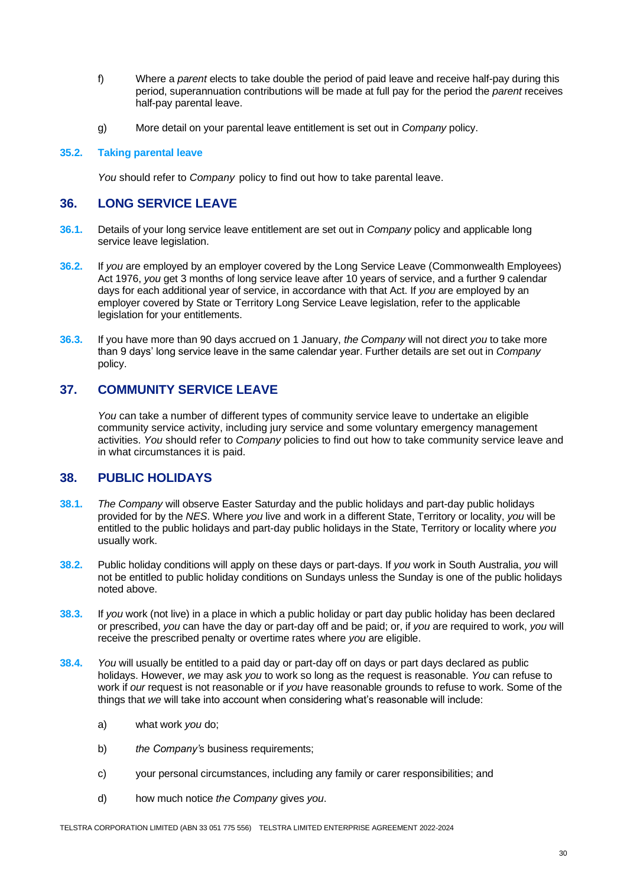f) Where a *parent* elects to take double the period of paid leave and receive half-pay during this period, superannuation contributions will be made at full pay for the period the *parent* receives half-pay parental leave.

g) More detail on your parental leave entitlement is set out in *Company* policy.

### 35.2. Taking parental leave

*You* should refer to *Company* policy to find out how to take parental leave.

## 36. LONG SERVICE LEAVE

**36.1.** Details of your long service leave entitlement are set out in *Company* policy and applicable long service leave legislation.

**36.2.** If *you* are employed by an employer covered by the Long Service Leave (Commonwealth Employees) Act 1976, *you* get 3 months of long service leave after 10 years of service, and a further 9 calendar days for each additional year of service, in accordance with that Act. If *you* are employed by an employer covered by State or Territory Long Service Leave legislation, refer to the applicable legislation for your entitlements.

**36.3.** If you have more than 90 days accrued on 1 January, *the Company* will not direct *you* to take more than 9 days' long service leave in the same calendar year. Further details are set out in *Company* policy.

## 37. COMMUNITY SERVICE LEAVE

*You* can take a number of different types of community service leave to undertake an eligible community service activity, including jury service and some voluntary emergency management activities. *You* should refer to *Company* policies to find out how to take community service leave and in what circumstances it is paid.

## 38. PUBLIC HOLIDAYS

**38.1.** *The Company* will observe Easter Saturday and the public holidays and part-day public holidays provided for by the *NES*. Where *you* live and work in a different State, Territory or locality, *you* will be entitled to the public holidays and part-day public holidays in the State, Territory or locality where *you* usually work.

**38.2.** Public holiday conditions will apply on these days or part-days. If *you* work in South Australia, *you* will not be entitled to public holiday conditions on Sundays unless the Sunday is one of the public holidays noted above.

**38.3.** If *you* work (not live) in a place in which a public holiday or part day public holiday has been declared or prescribed, *you* can have the day or part-day off and be paid; or, if *you* are required to work, *you* will receive the prescribed penalty or overtime rates where *you* are eligible.

**38.4.** *You* will usually be entitled to a paid day or part-day off on days or part days declared as public holidays. However, *we* may ask *you* to work so long as the request is reasonable. *You* can refuse to work if *our* request is not reasonable or if *you* have reasonable grounds to refuse to work. Some of the things that *we* will take into account when considering what's reasonable will include:

a) what work *you* do;

b) *the Company's* business requirements;

c) your personal circumstances, including any family or carer responsibilities; and

d) how much notice *the Company* gives *you*.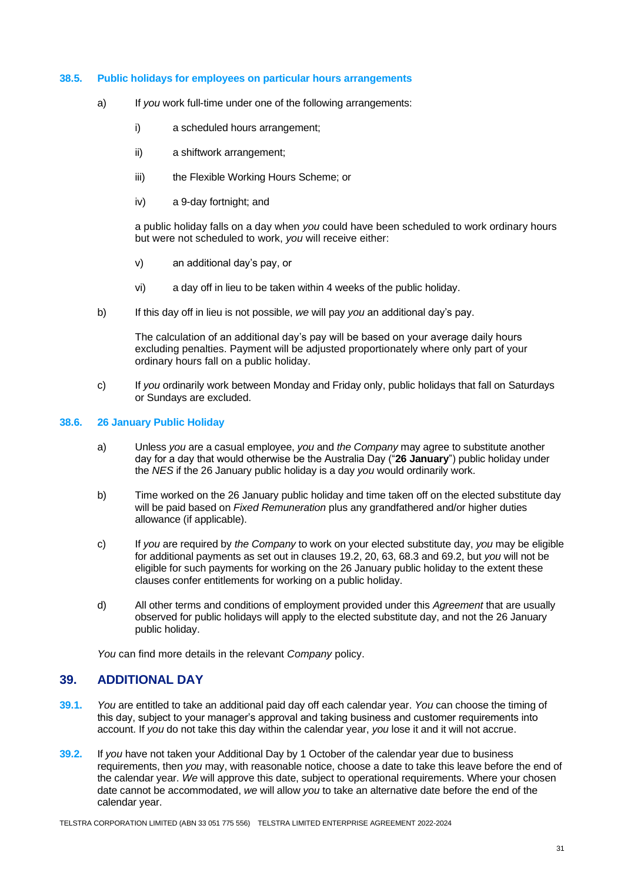### 38.5. Public holidays for employees on particular hours arrangements

a) If *you* work full-time under one of the following arrangements:

   i) a scheduled hours arrangement;

   ii) a shiftwork arrangement;

   iii) the Flexible Working Hours Scheme; or

   iv) a 9-day fortnight; and

   a public holiday falls on a day when *you* could have been scheduled to work ordinary hours but were not scheduled to work, *you* will receive either:

   v) an additional day's pay, or

   vi) a day off in lieu to be taken within 4 weeks of the public holiday.

b) If this day off in lieu is not possible, *we* will pay *you* an additional day's pay.

   The calculation of an additional day's pay will be based on your average daily hours excluding penalties. Payment will be adjusted proportionately where only part of your ordinary hours fall on a public holiday.

c) If *you* ordinarily work between Monday and Friday only, public holidays that fall on Saturdays or Sundays are excluded.

### 38.6. 26 January Public Holiday

a) Unless *you* are a casual employee, *you* and *the Company* may agree to substitute another day for a day that would otherwise be the Australia Day ("**26 January**") public holiday under the *NES* if the 26 January public holiday is a day *you* would ordinarily work.

b) Time worked on the 26 January public holiday and time taken off on the elected substitute day will be paid based on *Fixed Remuneration* plus any grandfathered and/or higher duties allowance (if applicable).

c) If *you* are required by *the Company* to work on your elected substitute day, *you* may be eligible for additional payments as set out in clauses 19.2, 20, 63, 68.3 and 69.2, but *you* will not be eligible for such payments for working on the 26 January public holiday to the extent these clauses confer entitlements for working on a public holiday.

d) All other terms and conditions of employment provided under this *Agreement* that are usually observed for public holidays will apply to the elected substitute day, and not the 26 January public holiday.

*You* can find more details in the relevant *Company* policy.

## 39. ADDITIONAL DAY

**39.1.** *You* are entitled to take an additional paid day off each calendar year. *You* can choose the timing of this day, subject to your manager's approval and taking business and customer requirements into account. If *you* do not take this day within the calendar year, *you* lose it and it will not accrue.

**39.2.** If *you* have not taken your Additional Day by 1 October of the calendar year due to business requirements, then *you* may, with reasonable notice, choose a date to take this leave before the end of the calendar year. *We* will approve this date, subject to operational requirements. Where your chosen date cannot be accommodated, *we* will allow *you* to take an alternative date before the end of the calendar year.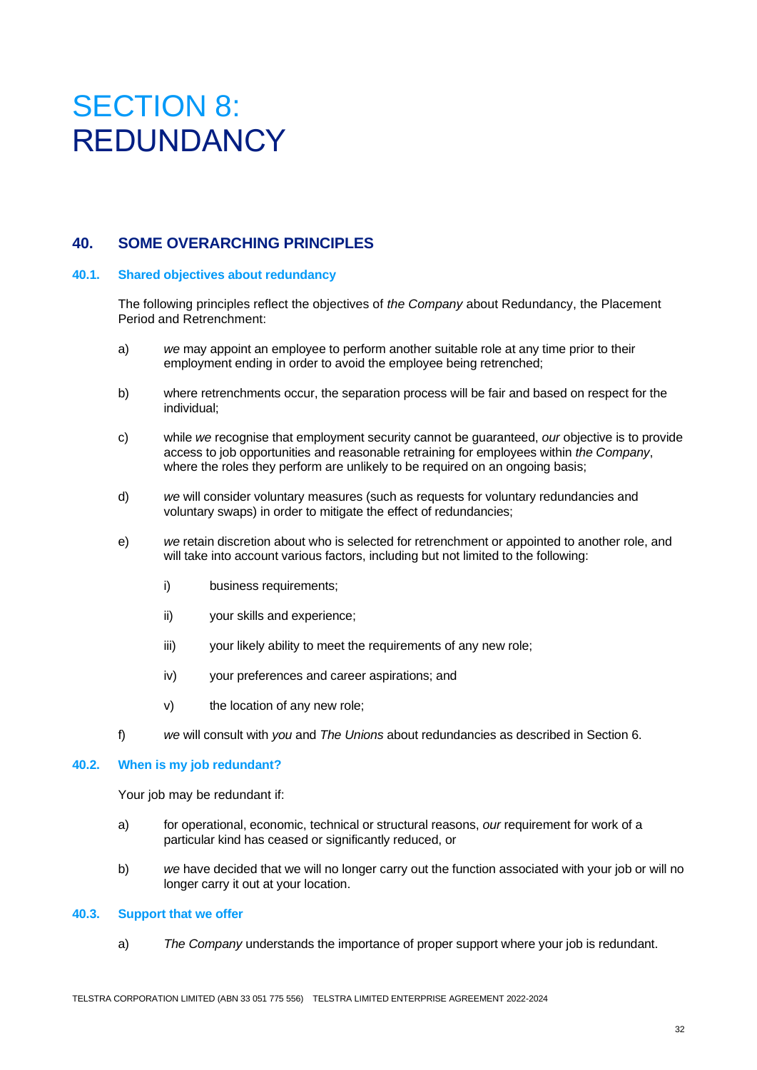# SECTION 8: REDUNDANCY

## 40. SOME OVERARCHING PRINCIPLES

### 40.1. Shared objectives about redundancy

The following principles reflect the objectives of *the Company* about Redundancy, the Placement Period and Retrenchment:

a) *we* may appoint an employee to perform another suitable role at any time prior to their employment ending in order to avoid the employee being retrenched;

b) where retrenchments occur, the separation process will be fair and based on respect for the individual;

c) while *we* recognise that employment security cannot be guaranteed, *our* objective is to provide access to job opportunities and reasonable retraining for employees within *the Company*, where the roles they perform are unlikely to be required on an ongoing basis;

d) *we* will consider voluntary measures (such as requests for voluntary redundancies and voluntary swaps) in order to mitigate the effect of redundancies;

e) *we* retain discretion about who is selected for retrenchment or appointed to another role, and will take into account various factors, including but not limited to the following:

   i) business requirements;

   ii) your skills and experience;

   iii) your likely ability to meet the requirements of any new role;

   iv) your preferences and career aspirations; and

   v) the location of any new role;

f) *we* will consult with *you* and *The Unions* about redundancies as described in Section 6.

### 40.2. When is my job redundant?

Your job may be redundant if:

a) for operational, economic, technical or structural reasons, *our* requirement for work of a particular kind has ceased or significantly reduced, or

b) *we* have decided that we will no longer carry out the function associated with your job or will no longer carry it out at your location.

### 40.3. Support that we offer

a) *The Company* understands the importance of proper support where your job is redundant.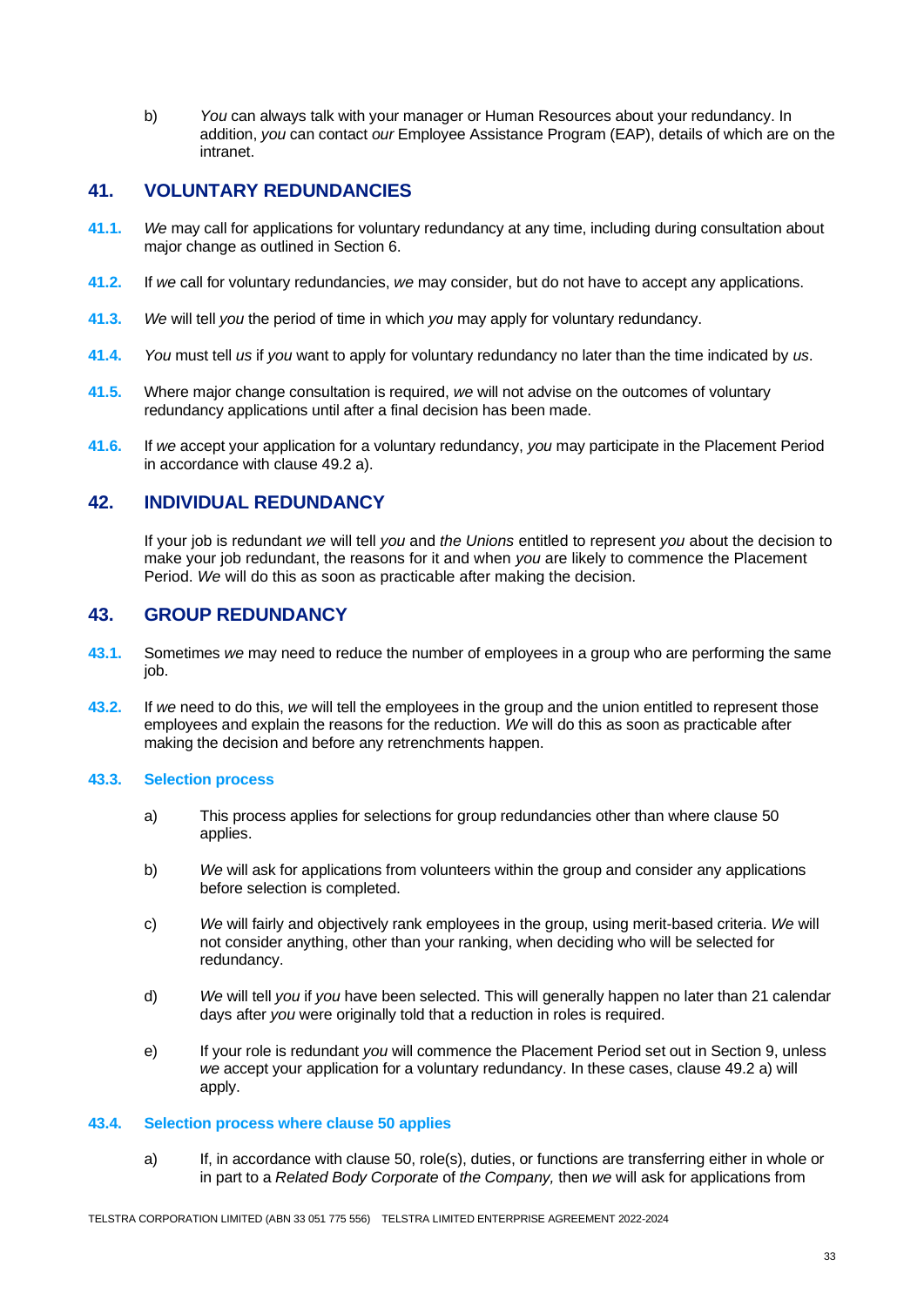b) *You* can always talk with your manager or Human Resources about your redundancy. In addition, *you* can contact *our* Employee Assistance Program (EAP), details of which are on the intranet.

## 41. VOLUNTARY REDUNDANCIES

**41.1.** *We* may call for applications for voluntary redundancy at any time, including during consultation about major change as outlined in Section 6.

**41.2.** If *we* call for voluntary redundancies, *we* may consider, but do not have to accept any applications.

**41.3.** *We* will tell *you* the period of time in which *you* may apply for voluntary redundancy.

**41.4.** *You* must tell *us* if *you* want to apply for voluntary redundancy no later than the time indicated by *us*.

**41.5.** Where major change consultation is required, *we* will not advise on the outcomes of voluntary redundancy applications until after a final decision has been made.

**41.6.** If *we* accept your application for a voluntary redundancy, *you* may participate in the Placement Period in accordance with clause 49.2 a).

## 42. INDIVIDUAL REDUNDANCY

If your job is redundant *we* will tell *you* and *the Unions* entitled to represent *you* about the decision to make your job redundant, the reasons for it and when *you* are likely to commence the Placement Period. *We* will do this as soon as practicable after making the decision.

## 43. GROUP REDUNDANCY

**43.1.** Sometimes *we* may need to reduce the number of employees in a group who are performing the same job.

**43.2.** If *we* need to do this, *we* will tell the employees in the group and the union entitled to represent those employees and explain the reasons for the reduction. *We* will do this as soon as practicable after making the decision and before any retrenchments happen.

### 43.3. Selection process

a) This process applies for selections for group redundancies other than where clause 50 applies.

b) *We* will ask for applications from volunteers within the group and consider any applications before selection is completed.

c) *We* will fairly and objectively rank employees in the group, using merit-based criteria. *We* will not consider anything, other than your ranking, when deciding who will be selected for redundancy.

d) *We* will tell *you* if *you* have been selected. This will generally happen no later than 21 calendar days after *you* were originally told that a reduction in roles is required.

e) If your role is redundant *you* will commence the Placement Period set out in Section 9, unless *we* accept your application for a voluntary redundancy. In these cases, clause 49.2 a) will apply.

### 43.4. Selection process where clause 50 applies

a) If, in accordance with clause 50, role(s), duties, or functions are transferring either in whole or in part to a *Related Body Corporate* of *the Company,* then *we* will ask for applications from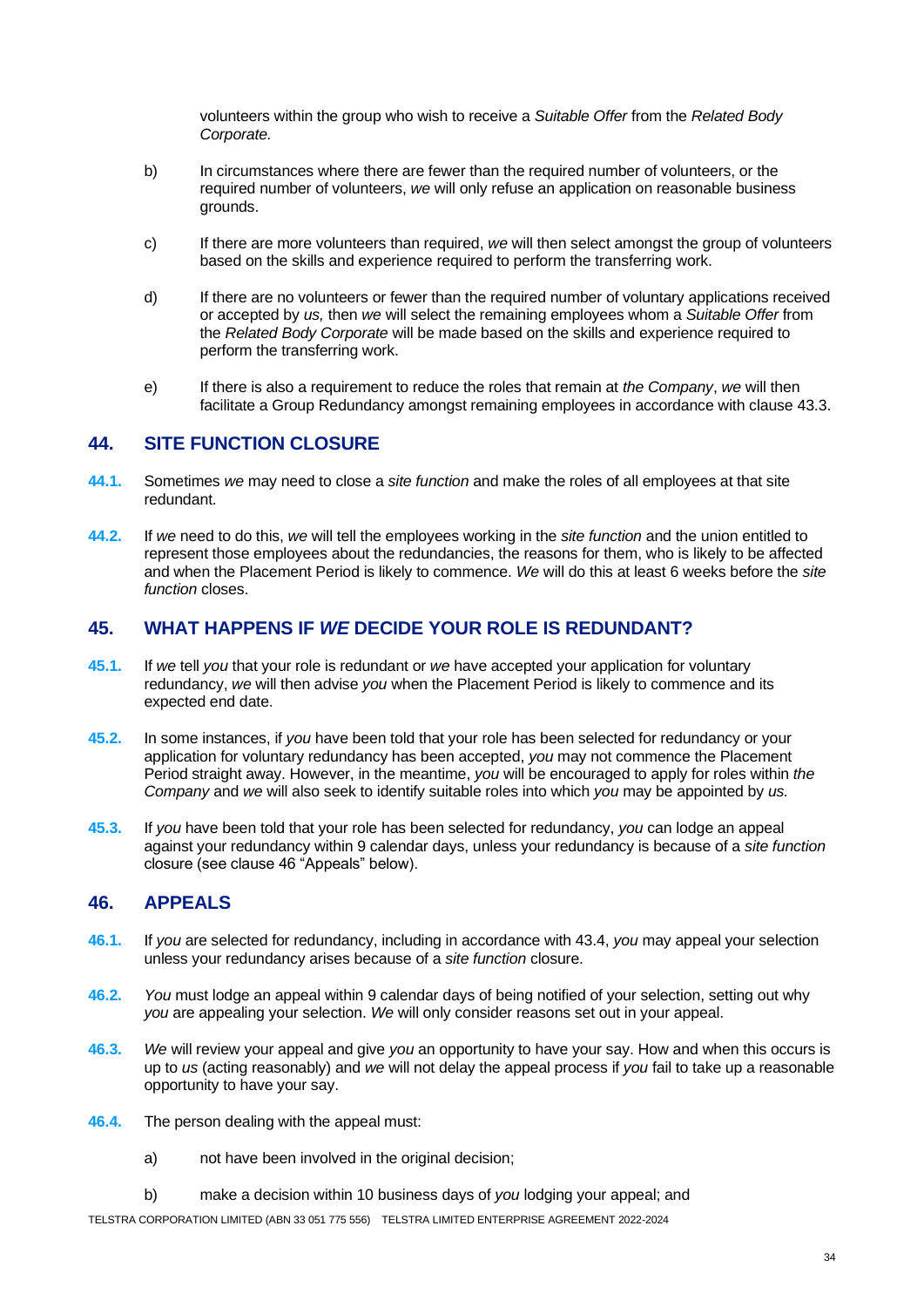volunteers within the group who wish to receive a *Suitable Offer* from the *Related Body Corporate.*

b) In circumstances where there are fewer than the required number of volunteers, or the required number of volunteers, *we* will only refuse an application on reasonable business grounds.

c) If there are more volunteers than required, *we* will then select amongst the group of volunteers based on the skills and experience required to perform the transferring work.

d) If there are no volunteers or fewer than the required number of voluntary applications received or accepted by *us,* then *we* will select the remaining employees whom a *Suitable Offer* from the *Related Body Corporate* will be made based on the skills and experience required to perform the transferring work.

e) If there is also a requirement to reduce the roles that remain at *the Company*, *we* will then facilitate a Group Redundancy amongst remaining employees in accordance with clause 43.3.

## 44. SITE FUNCTION CLOSURE

**44.1.** Sometimes *we* may need to close a *site function* and make the roles of all employees at that site redundant.

**44.2.** If *we* need to do this, *we* will tell the employees working in the *site function* and the union entitled to represent those employees about the redundancies, the reasons for them, who is likely to be affected and when the Placement Period is likely to commence. *We* will do this at least 6 weeks before the *site function* closes.

## 45. WHAT HAPPENS IF *WE* DECIDE YOUR ROLE IS REDUNDANT?

**45.1.** If *we* tell *you* that your role is redundant or *we* have accepted your application for voluntary redundancy, *we* will then advise *you* when the Placement Period is likely to commence and its expected end date.

**45.2.** In some instances, if *you* have been told that your role has been selected for redundancy or your application for voluntary redundancy has been accepted, *you* may not commence the Placement Period straight away. However, in the meantime, *you* will be encouraged to apply for roles within *the Company* and *we* will also seek to identify suitable roles into which *you* may be appointed by *us.*

**45.3.** If *you* have been told that your role has been selected for redundancy, *you* can lodge an appeal against your redundancy within 9 calendar days, unless your redundancy is because of a *site function* closure (see clause 46 "Appeals" below).

## 46. APPEALS

**46.1.** If *you* are selected for redundancy, including in accordance with 43.4, *you* may appeal your selection unless your redundancy arises because of a *site function* closure.

**46.2.** *You* must lodge an appeal within 9 calendar days of being notified of your selection, setting out why *you* are appealing your selection. *We* will only consider reasons set out in your appeal.

**46.3.** *We* will review your appeal and give *you* an opportunity to have your say. How and when this occurs is up to *us* (acting reasonably) and *we* will not delay the appeal process if *you* fail to take up a reasonable opportunity to have your say.

**46.4.** The person dealing with the appeal must:

a) not have been involved in the original decision;

b) make a decision within 10 business days of *you* lodging your appeal; and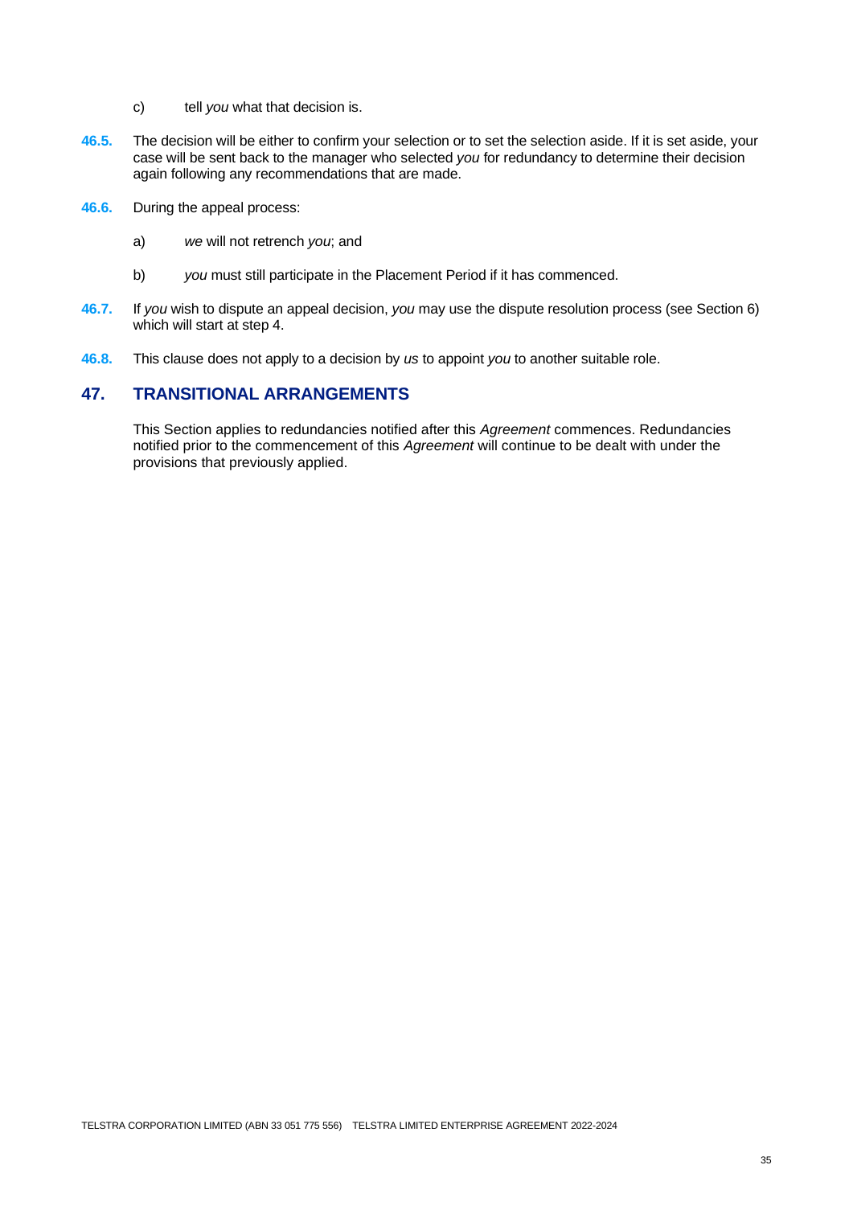c) tell *you* what that decision is.

**46.5.** The decision will be either to confirm your selection or to set the selection aside. If it is set aside, your case will be sent back to the manager who selected *you* for redundancy to determine their decision again following any recommendations that are made.

**46.6.** During the appeal process:

a) *we* will not retrench *you*; and

b) *you* must still participate in the Placement Period if it has commenced.

**46.7.** If *you* wish to dispute an appeal decision, *you* may use the dispute resolution process (see Section 6) which will start at step 4.

**46.8.** This clause does not apply to a decision by *us* to appoint *you* to another suitable role.

## 47. TRANSITIONAL ARRANGEMENTS

This Section applies to redundancies notified after this *Agreement* commences. Redundancies notified prior to the commencement of this *Agreement* will continue to be dealt with under the provisions that previously applied.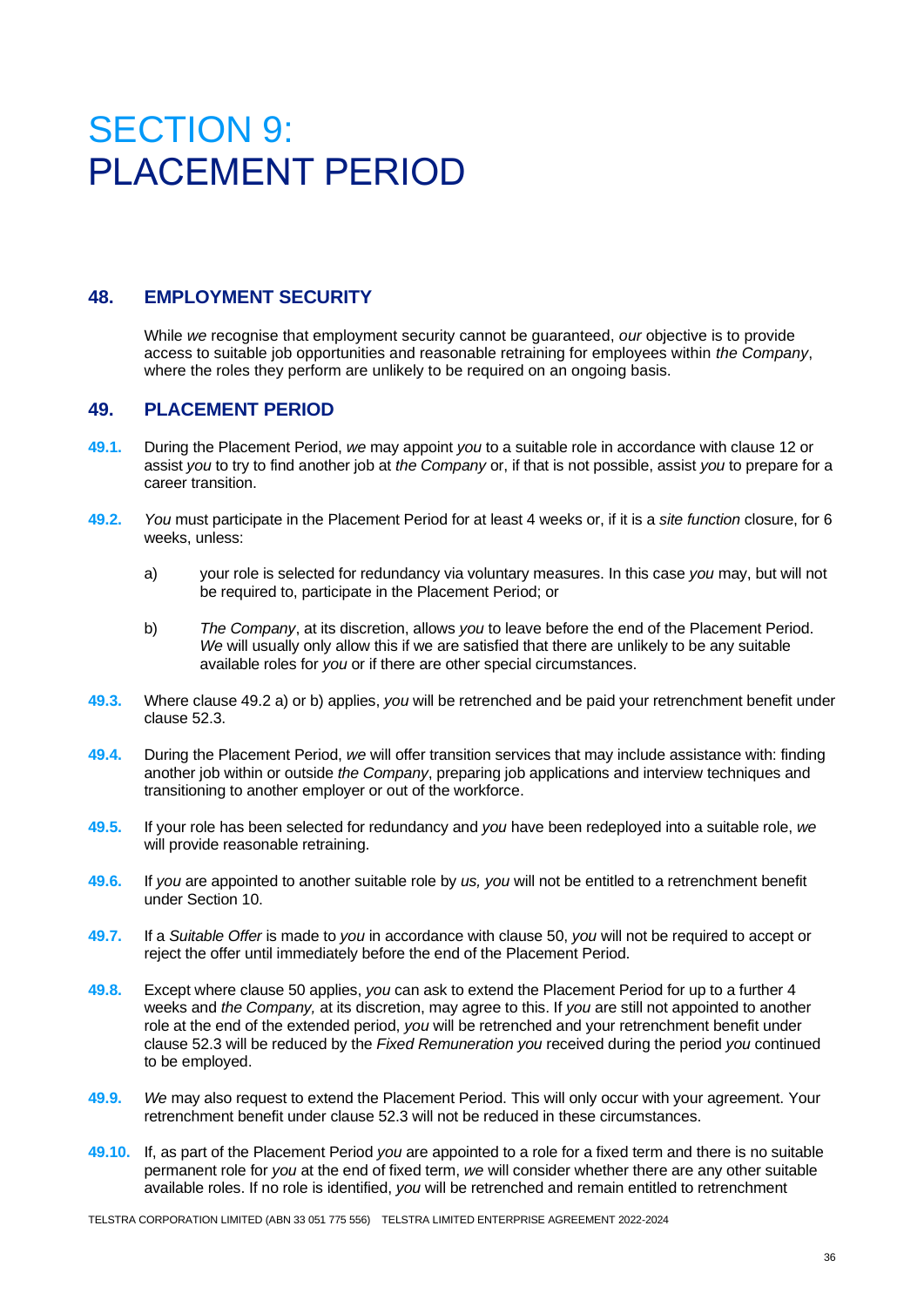# SECTION 9: PLACEMENT PERIOD

## 48. EMPLOYMENT SECURITY

While *we* recognise that employment security cannot be guaranteed, *our* objective is to provide access to suitable job opportunities and reasonable retraining for employees within *the Company*, where the roles they perform are unlikely to be required on an ongoing basis.

## 49. PLACEMENT PERIOD

**49.1.** During the Placement Period, *we* may appoint *you* to a suitable role in accordance with clause 12 or assist *you* to try to find another job at *the Company* or, if that is not possible, assist *you* to prepare for a career transition.

**49.2.** *You* must participate in the Placement Period for at least 4 weeks or, if it is a *site function* closure, for 6 weeks, unless:

a) your role is selected for redundancy via voluntary measures. In this case *you* may, but will not be required to, participate in the Placement Period; or

b) *The Company*, at its discretion, allows *you* to leave before the end of the Placement Period. *We* will usually only allow this if we are satisfied that there are unlikely to be any suitable available roles for *you* or if there are other special circumstances.

**49.3.** Where clause 49.2 a) or b) applies, *you* will be retrenched and be paid your retrenchment benefit under clause 52.3.

**49.4.** During the Placement Period, *we* will offer transition services that may include assistance with: finding another job within or outside *the Company*, preparing job applications and interview techniques and transitioning to another employer or out of the workforce.

**49.5.** If your role has been selected for redundancy and *you* have been redeployed into a suitable role, *we* will provide reasonable retraining.

**49.6.** If *you* are appointed to another suitable role by *us, you* will not be entitled to a retrenchment benefit under Section 10.

**49.7.** If a *Suitable Offer* is made to *you* in accordance with clause 50, *you* will not be required to accept or reject the offer until immediately before the end of the Placement Period.

**49.8.** Except where clause 50 applies, *you* can ask to extend the Placement Period for up to a further 4 weeks and *the Company,* at its discretion, may agree to this. If *you* are still not appointed to another role at the end of the extended period, *you* will be retrenched and your retrenchment benefit under clause 52.3 will be reduced by the *Fixed Remuneration you* received during the period *you* continued to be employed.

**49.9.** *We* may also request to extend the Placement Period. This will only occur with your agreement. Your retrenchment benefit under clause 52.3 will not be reduced in these circumstances.

**49.10.** If, as part of the Placement Period *you* are appointed to a role for a fixed term and there is no suitable permanent role for *you* at the end of fixed term, *we* will consider whether there are any other suitable available roles. If no role is identified, *you* will be retrenched and remain entitled to retrenchment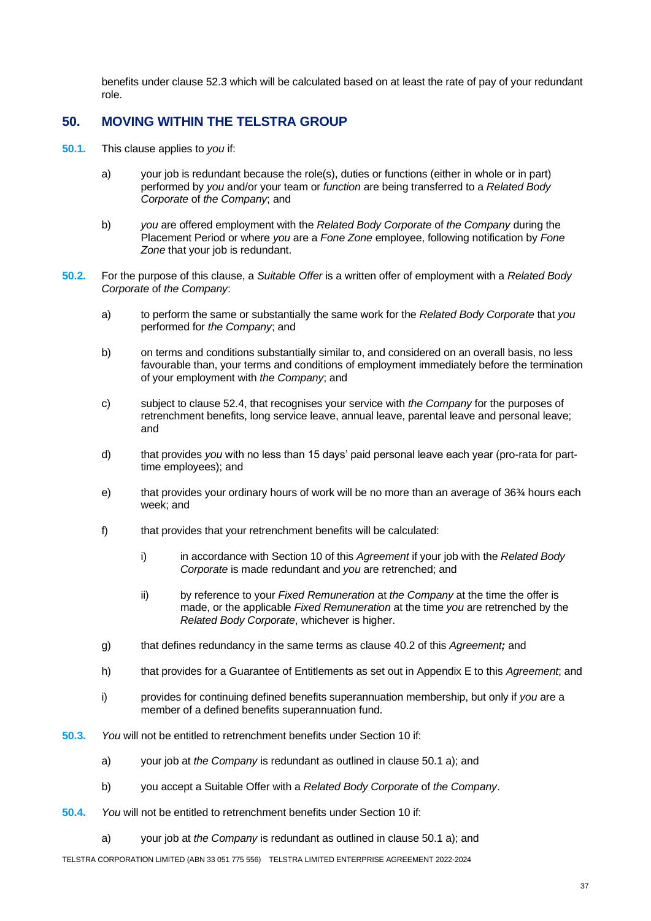benefits under clause 52.3 which will be calculated based on at least the rate of pay of your redundant role.

## 50. MOVING WITHIN THE TELSTRA GROUP

**50.1.** This clause applies to *you* if:

a) your job is redundant because the role(s), duties or functions (either in whole or in part) performed by *you* and/or your team or *function* are being transferred to a *Related Body Corporate* of *the Company*; and

b) *you* are offered employment with the *Related Body Corporate* of *the Company* during the Placement Period or where *you* are a *Fone Zone* employee, following notification by *Fone Zone* that your job is redundant.

**50.2.** For the purpose of this clause, a *Suitable Offer* is a written offer of employment with a *Related Body Corporate* of *the Company*:

a) to perform the same or substantially the same work for the *Related Body Corporate* that *you* performed for *the Company*; and

b) on terms and conditions substantially similar to, and considered on an overall basis, no less favourable than, your terms and conditions of employment immediately before the termination of your employment with *the Company*; and

c) subject to clause 52.4, that recognises your service with *the Company* for the purposes of retrenchment benefits, long service leave, annual leave, parental leave and personal leave; and

d) that provides *you* with no less than 15 days' paid personal leave each year (pro-rata for part-time employees); and

e) that provides your ordinary hours of work will be no more than an average of 36¾ hours each week; and

f) that provides that your retrenchment benefits will be calculated:

   i) in accordance with Section 10 of this *Agreement* if your job with the *Related Body Corporate* is made redundant and *you* are retrenched; and

   ii) by reference to your *Fixed Remuneration* at *the Company* at the time the offer is made, or the applicable *Fixed Remuneration* at the time *you* are retrenched by the *Related Body Corporate*, whichever is higher.

g) that defines redundancy in the same terms as clause 40.2 of this *Agreement****;*** and

h) that provides for a Guarantee of Entitlements as set out in Appendix E to this *Agreement*; and

i) provides for continuing defined benefits superannuation membership, but only if *you* are a member of a defined benefits superannuation fund.

**50.3.** *You* will not be entitled to retrenchment benefits under Section 10 if:

a) your job at *the Company* is redundant as outlined in clause 50.1 a); and

b) you accept a Suitable Offer with a *Related Body Corporate* of *the Company*.

**50.4.** *You* will not be entitled to retrenchment benefits under Section 10 if:

a) your job at *the Company* is redundant as outlined in clause 50.1 a); and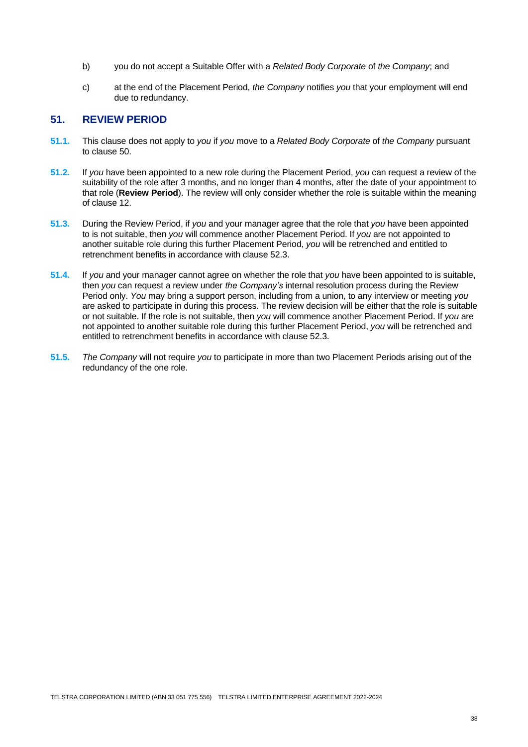b) you do not accept a Suitable Offer with a *Related Body Corporate* of *the Company*; and

c) at the end of the Placement Period, *the Company* notifies *you* that your employment will end due to redundancy.

## 51. REVIEW PERIOD

**51.1.** This clause does not apply to *you* if *you* move to a *Related Body Corporate* of *the Company* pursuant to clause 50.

**51.2.** If *you* have been appointed to a new role during the Placement Period, *you* can request a review of the suitability of the role after 3 months, and no longer than 4 months, after the date of your appointment to that role (**Review Period**). The review will only consider whether the role is suitable within the meaning of clause 12.

**51.3.** During the Review Period, if *you* and your manager agree that the role that *you* have been appointed to is not suitable, then *you* will commence another Placement Period. If *you* are not appointed to another suitable role during this further Placement Period, *you* will be retrenched and entitled to retrenchment benefits in accordance with clause 52.3.

**51.4.** If *you* and your manager cannot agree on whether the role that *you* have been appointed to is suitable, then *you* can request a review under *the Company's* internal resolution process during the Review Period only. *You* may bring a support person, including from a union, to any interview or meeting *you* are asked to participate in during this process. The review decision will be either that the role is suitable or not suitable. If the role is not suitable, then *you* will commence another Placement Period. If *you* are not appointed to another suitable role during this further Placement Period, *you* will be retrenched and entitled to retrenchment benefits in accordance with clause 52.3.

**51.5.** *The Company* will not require *you* to participate in more than two Placement Periods arising out of the redundancy of the one role.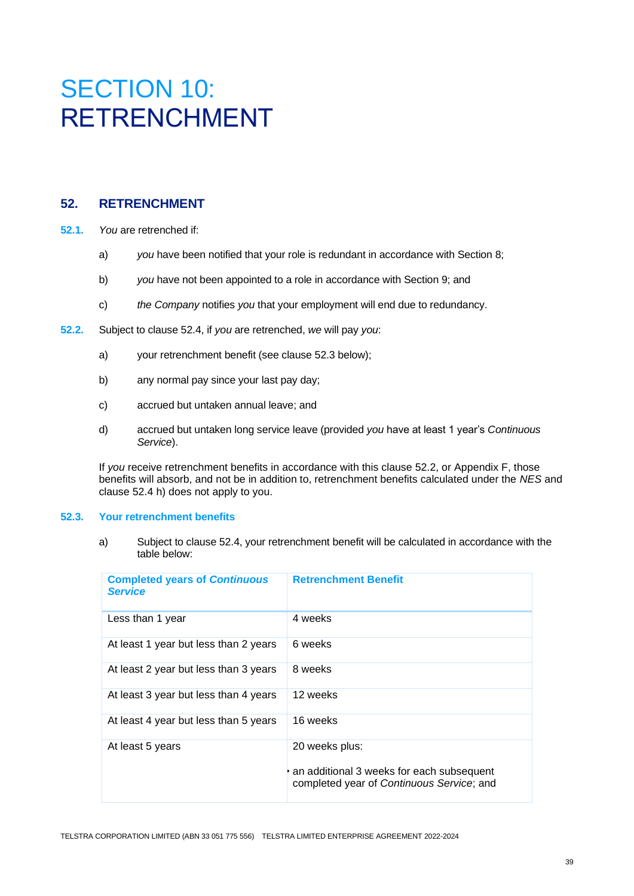# SECTION 10: RETRENCHMENT

## 52. RETRENCHMENT

**52.1.** *You* are retrenched if:

a) *you* have been notified that your role is redundant in accordance with Section 8;

b) *you* have not been appointed to a role in accordance with Section 9; and

c) *the Company* notifies *you* that your employment will end due to redundancy.

**52.2.** Subject to clause 52.4, if *you* are retrenched, *we* will pay *you*:

a) your retrenchment benefit (see clause 52.3 below);

b) any normal pay since your last pay day;

c) accrued but untaken annual leave; and

d) accrued but untaken long service leave (provided *you* have at least 1 year's *Continuous Service*).

If *you* receive retrenchment benefits in accordance with this clause 52.2, or Appendix F, those benefits will absorb, and not be in addition to, retrenchment benefits calculated under the *NES* and clause 52.4 h) does not apply to you.

### 52.3. Your retrenchment benefits

a) Subject to clause 52.4, your retrenchment benefit will be calculated in accordance with the table below:

| Completed years of *Continuous Service* | Retrenchment Benefit |
|---|---|
| Less than 1 year | 4 weeks |
| At least 1 year but less than 2 years | 6 weeks |
| At least 2 year but less than 3 years | 8 weeks |
| At least 3 year but less than 4 years | 12 weeks |
| At least 4 year but less than 5 years | 16 weeks |
| At least 5 years | 20 weeks plus:<br>• an additional 3 weeks for each subsequent completed year of *Continuous Service*; and |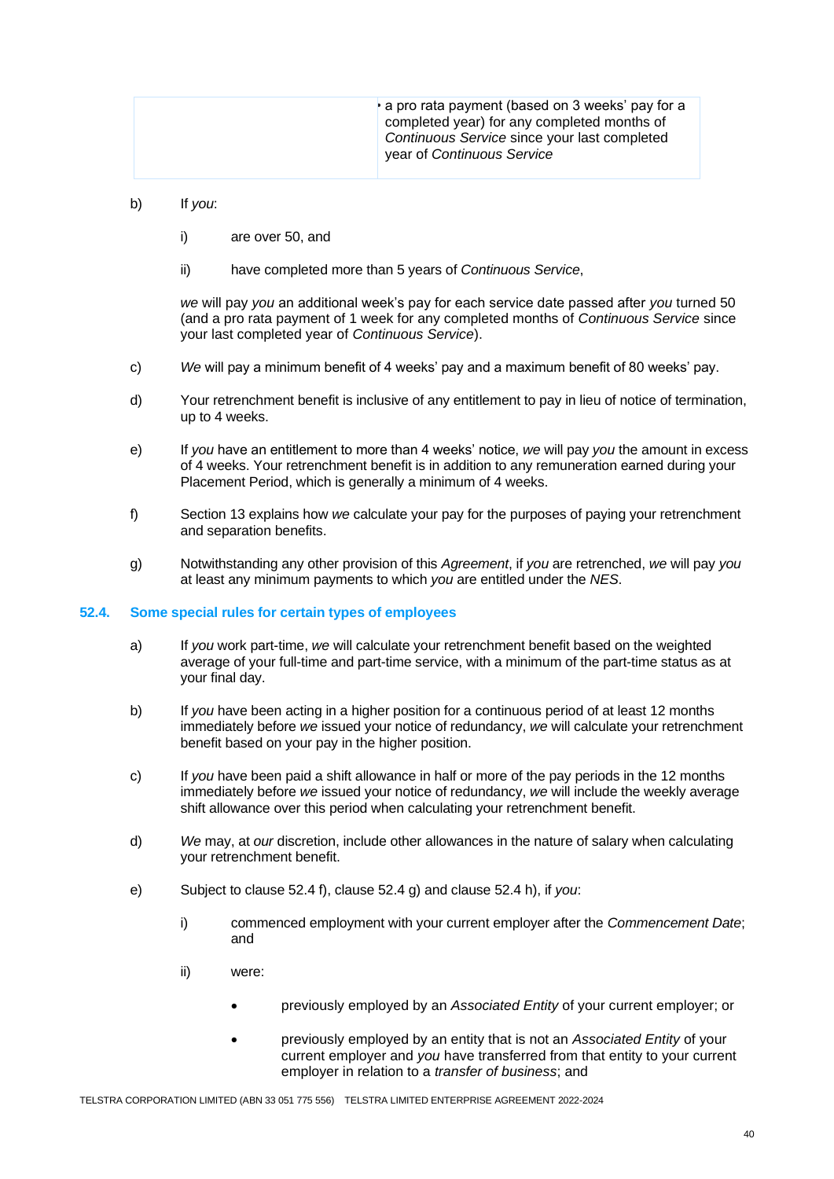| | • a pro rata payment (based on 3 weeks' pay for a completed year) for any completed months of *Continuous Service* since your last completed year of *Continuous Service* |
|---|---|

b) If *you*:

   i) are over 50, and

   ii) have completed more than 5 years of *Continuous Service*,

   *we* will pay *you* an additional week's pay for each service date passed after *you* turned 50 (and a pro rata payment of 1 week for any completed months of *Continuous Service* since your last completed year of *Continuous Service*).

c) *We* will pay a minimum benefit of 4 weeks' pay and a maximum benefit of 80 weeks' pay.

d) Your retrenchment benefit is inclusive of any entitlement to pay in lieu of notice of termination, up to 4 weeks.

e) If *you* have an entitlement to more than 4 weeks' notice, *we* will pay *you* the amount in excess of 4 weeks. Your retrenchment benefit is in addition to any remuneration earned during your Placement Period, which is generally a minimum of 4 weeks.

f) Section 13 explains how *we* calculate your pay for the purposes of paying your retrenchment and separation benefits.

g) Notwithstanding any other provision of this *Agreement*, if *you* are retrenched, *we* will pay *you* at least any minimum payments to which *you* are entitled under the *NES*.

### 52.4. Some special rules for certain types of employees

a) If *you* work part-time, *we* will calculate your retrenchment benefit based on the weighted average of your full-time and part-time service, with a minimum of the part-time status as at your final day.

b) If *you* have been acting in a higher position for a continuous period of at least 12 months immediately before *we* issued your notice of redundancy, *we* will calculate your retrenchment benefit based on your pay in the higher position.

c) If *you* have been paid a shift allowance in half or more of the pay periods in the 12 months immediately before *we* issued your notice of redundancy, *we* will include the weekly average shift allowance over this period when calculating your retrenchment benefit.

d) *We* may, at *our* discretion, include other allowances in the nature of salary when calculating your retrenchment benefit.

e) Subject to clause 52.4 f), clause 52.4 g) and clause 52.4 h), if *you*:

   i) commenced employment with your current employer after the *Commencement Date*; and

   ii) were:

   - previously employed by an *Associated Entity* of your current employer; or

   - previously employed by an entity that is not an *Associated Entity* of your current employer and *you* have transferred from that entity to your current employer in relation to a *transfer of business*; and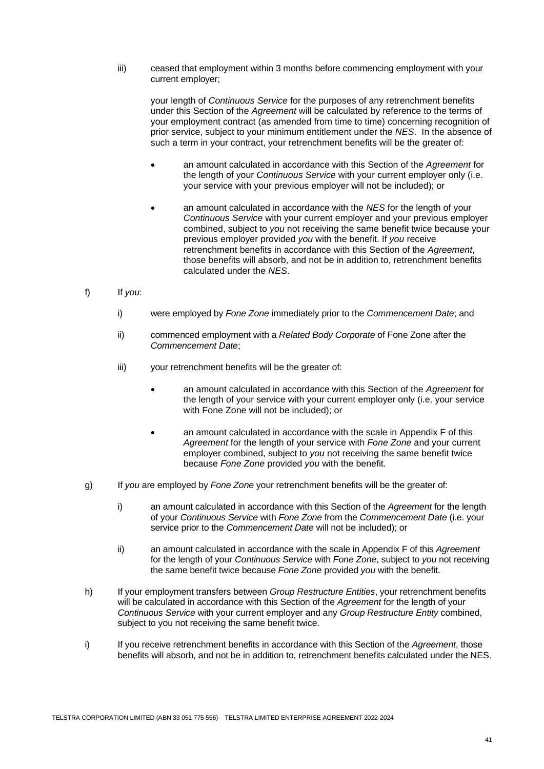iii) ceased that employment within 3 months before commencing employment with your current employer;

your length of *Continuous Service* for the purposes of any retrenchment benefits under this Section of the *Agreement* will be calculated by reference to the terms of your employment contract (as amended from time to time) concerning recognition of prior service, subject to your minimum entitlement under the *NES*. In the absence of such a term in your contract, your retrenchment benefits will be the greater of:

- an amount calculated in accordance with this Section of the *Agreement* for the length of your *Continuous Service* with your current employer only (i.e. your service with your previous employer will not be included); or
- an amount calculated in accordance with the *NES* for the length of your *Continuous Service* with your current employer and your previous employer combined, subject to *you* not receiving the same benefit twice because your previous employer provided *you* with the benefit. If *you* receive retrenchment benefits in accordance with this Section of the *Agreement*, those benefits will absorb, and not be in addition to, retrenchment benefits calculated under the *NES*.

f) If *you*:

i) were employed by *Fone Zone* immediately prior to the *Commencement Date*; and

ii) commenced employment with a *Related Body Corporate* of Fone Zone after the *Commencement Date*;

iii) your retrenchment benefits will be the greater of:

- an amount calculated in accordance with this Section of the *Agreement* for the length of your service with your current employer only (i.e. your service with Fone Zone will not be included); or
- an amount calculated in accordance with the scale in Appendix F of this *Agreement* for the length of your service with *Fone Zone* and your current employer combined, subject to *you* not receiving the same benefit twice because *Fone Zone* provided *you* with the benefit.

g) If *you* are employed by *Fone Zone* your retrenchment benefits will be the greater of:

i) an amount calculated in accordance with this Section of the *Agreement* for the length of your *Continuous Service* with *Fone Zone* from the *Commencement Date* (i.e. your service prior to the *Commencement Date* will not be included); or

ii) an amount calculated in accordance with the scale in Appendix F of this *Agreement* for the length of your *Continuous Service* with *Fone Zone*, subject to *you* not receiving the same benefit twice because *Fone Zone* provided *you* with the benefit.

h) If your employment transfers between *Group Restructure Entities*, your retrenchment benefits will be calculated in accordance with this Section of the *Agreement* for the length of your *Continuous Service* with your current employer and any *Group Restructure Entity* combined, subject to you not receiving the same benefit twice.

i) If you receive retrenchment benefits in accordance with this Section of the *Agreement*, those benefits will absorb, and not be in addition to, retrenchment benefits calculated under the NES.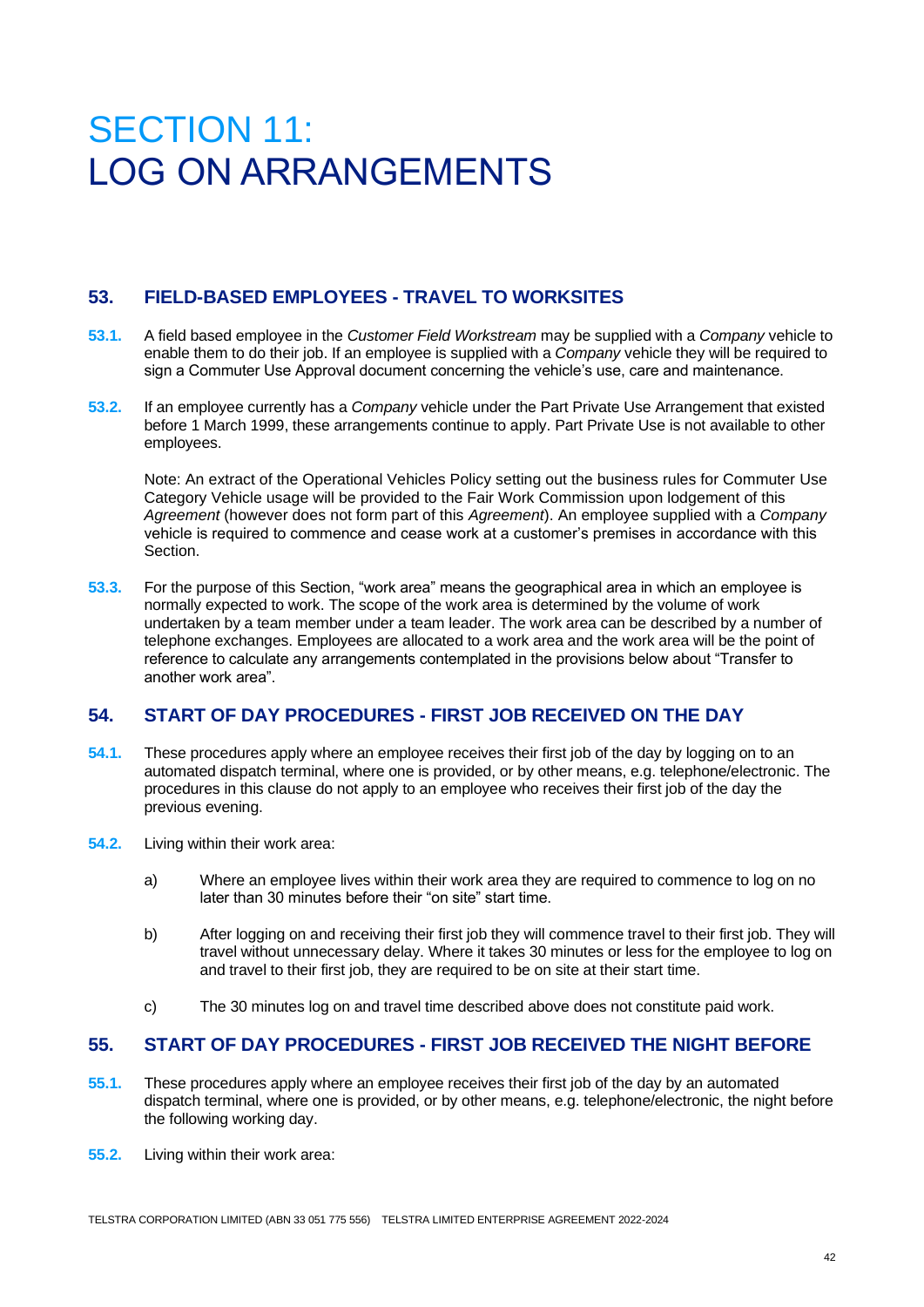# SECTION 11: LOG ON ARRANGEMENTS

## 53. FIELD-BASED EMPLOYEES - TRAVEL TO WORKSITES

**53.1.** A field based employee in the *Customer Field Workstream* may be supplied with a *Company* vehicle to enable them to do their job. If an employee is supplied with a *Company* vehicle they will be required to sign a Commuter Use Approval document concerning the vehicle's use, care and maintenance.

**53.2.** If an employee currently has a *Company* vehicle under the Part Private Use Arrangement that existed before 1 March 1999, these arrangements continue to apply. Part Private Use is not available to other employees.

Note: An extract of the Operational Vehicles Policy setting out the business rules for Commuter Use Category Vehicle usage will be provided to the Fair Work Commission upon lodgement of this *Agreement* (however does not form part of this *Agreement*). An employee supplied with a *Company* vehicle is required to commence and cease work at a customer's premises in accordance with this Section.

**53.3.** For the purpose of this Section, "work area" means the geographical area in which an employee is normally expected to work. The scope of the work area is determined by the volume of work undertaken by a team member under a team leader. The work area can be described by a number of telephone exchanges. Employees are allocated to a work area and the work area will be the point of reference to calculate any arrangements contemplated in the provisions below about "Transfer to another work area".

## 54. START OF DAY PROCEDURES - FIRST JOB RECEIVED ON THE DAY

**54.1.** These procedures apply where an employee receives their first job of the day by logging on to an automated dispatch terminal, where one is provided, or by other means, e.g. telephone/electronic. The procedures in this clause do not apply to an employee who receives their first job of the day the previous evening.

**54.2.** Living within their work area:

a) Where an employee lives within their work area they are required to commence to log on no later than 30 minutes before their "on site" start time.

b) After logging on and receiving their first job they will commence travel to their first job. They will travel without unnecessary delay. Where it takes 30 minutes or less for the employee to log on and travel to their first job, they are required to be on site at their start time.

c) The 30 minutes log on and travel time described above does not constitute paid work.

## 55. START OF DAY PROCEDURES - FIRST JOB RECEIVED THE NIGHT BEFORE

**55.1.** These procedures apply where an employee receives their first job of the day by an automated dispatch terminal, where one is provided, or by other means, e.g. telephone/electronic, the night before the following working day.

**55.2.** Living within their work area: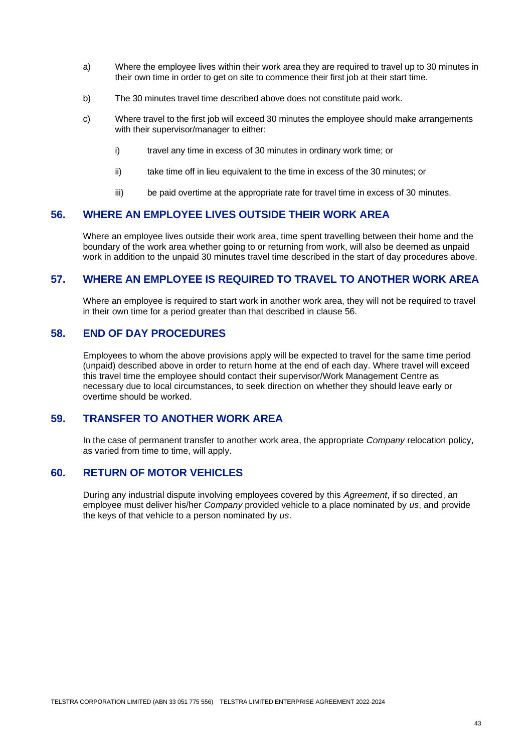a) Where the employee lives within their work area they are required to travel up to 30 minutes in their own time in order to get on site to commence their first job at their start time.

b) The 30 minutes travel time described above does not constitute paid work.

c) Where travel to the first job will exceed 30 minutes the employee should make arrangements with their supervisor/manager to either:

   i) travel any time in excess of 30 minutes in ordinary work time; or

   ii) take time off in lieu equivalent to the time in excess of the 30 minutes; or

   iii) be paid overtime at the appropriate rate for travel time in excess of 30 minutes.

## 56. WHERE AN EMPLOYEE LIVES OUTSIDE THEIR WORK AREA

Where an employee lives outside their work area, time spent travelling between their home and the boundary of the work area whether going to or returning from work, will also be deemed as unpaid work in addition to the unpaid 30 minutes travel time described in the start of day procedures above.

## 57. WHERE AN EMPLOYEE IS REQUIRED TO TRAVEL TO ANOTHER WORK AREA

Where an employee is required to start work in another work area, they will not be required to travel in their own time for a period greater than that described in clause 56.

## 58. END OF DAY PROCEDURES

Employees to whom the above provisions apply will be expected to travel for the same time period (unpaid) described above in order to return home at the end of each day. Where travel will exceed this travel time the employee should contact their supervisor/Work Management Centre as necessary due to local circumstances, to seek direction on whether they should leave early or overtime should be worked.

## 59. TRANSFER TO ANOTHER WORK AREA

In the case of permanent transfer to another work area, the appropriate *Company* relocation policy, as varied from time to time, will apply.

## 60. RETURN OF MOTOR VEHICLES

During any industrial dispute involving employees covered by this *Agreement*, if so directed, an employee must deliver his/her *Company* provided vehicle to a place nominated by *us*, and provide the keys of that vehicle to a person nominated by *us*.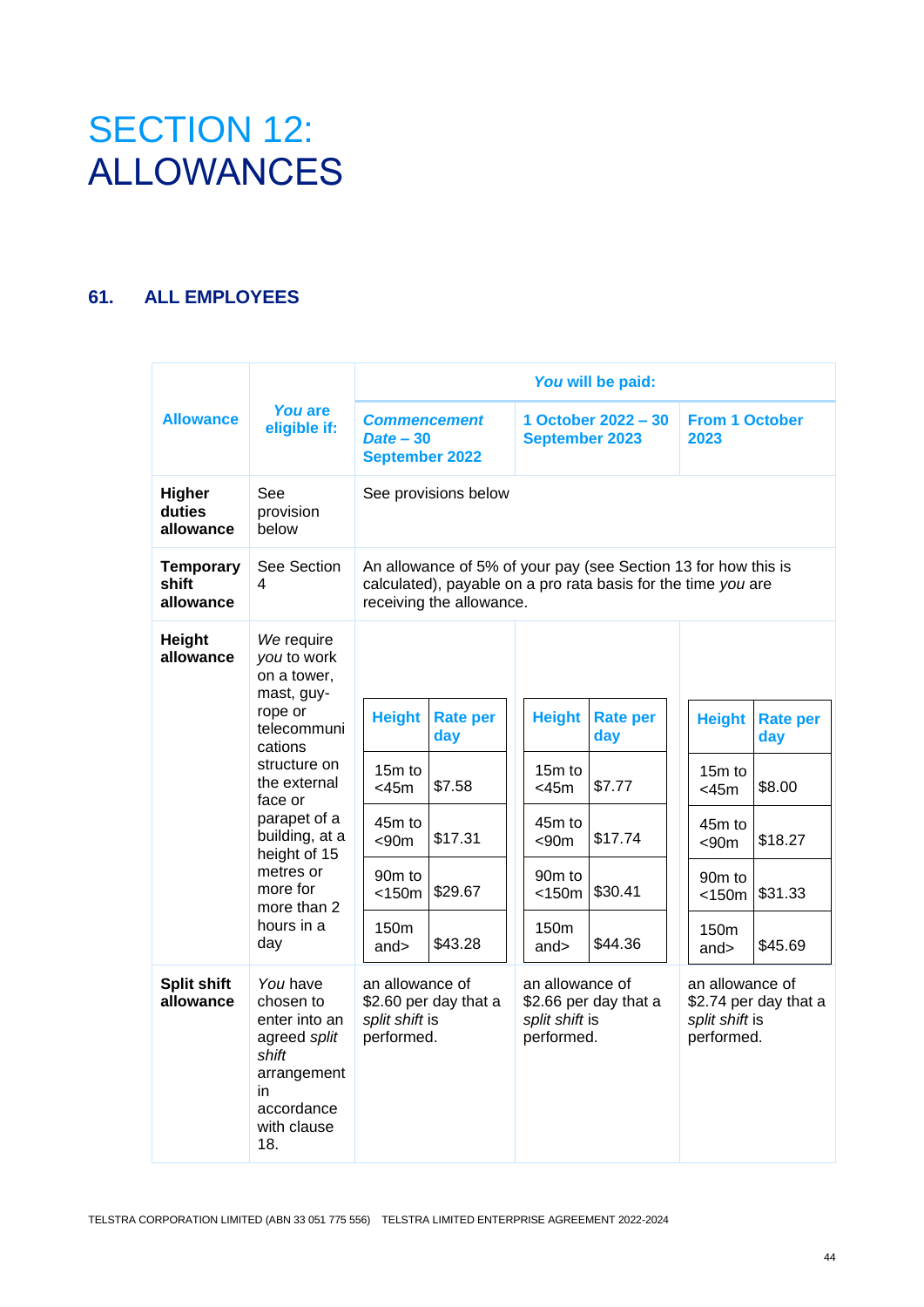# SECTION 12: ALLOWANCES

## 61. ALL EMPLOYEES

| Allowance | *You* are eligible if: | *You* will be paid: | | |
|---|---|---|---|---|
| | | *Commencement Date* – 30 September 2022 | 1 October 2022 – 30 September 2023 | From 1 October 2023 |
| **Higher duties allowance** | See provision below | See provisions below | | |
| **Temporary shift allowance** | See Section 4 | An allowance of 5% of your pay (see Section 13 for how this is calculated), payable on a pro rata basis for the time *you* are receiving the allowance. | | |
| **Height allowance** | *We* require *you* to work on a tower, mast, guy-rope or telecommunications structure on the external face or parapet of a building, at a height of 15 metres or more for more than 2 hours in a day | **Height / Rate per day:** 15m to <45m: $7.58; 45m to <90m: $17.31; 90m to <150m: $29.67; 150m and>: $43.28 | **Height / Rate per day:** 15m to <45m: $7.77; 45m to <90m: $17.74; 90m to <150m: $30.41; 150m and>: $44.36 | **Height / Rate per day:** 15m to <45m: $8.00; 45m to <90m: $18.27; 90m to <150m: $31.33; 150m and>: $45.69 |
| **Split shift allowance** | *You* have chosen to enter into an agreed *split shift* arrangement in accordance with clause 18. | an allowance of $2.60 per day that a *split shift* is performed. | an allowance of $2.66 per day that a *split shift* is performed. | an allowance of $2.74 per day that a *split shift* is performed. |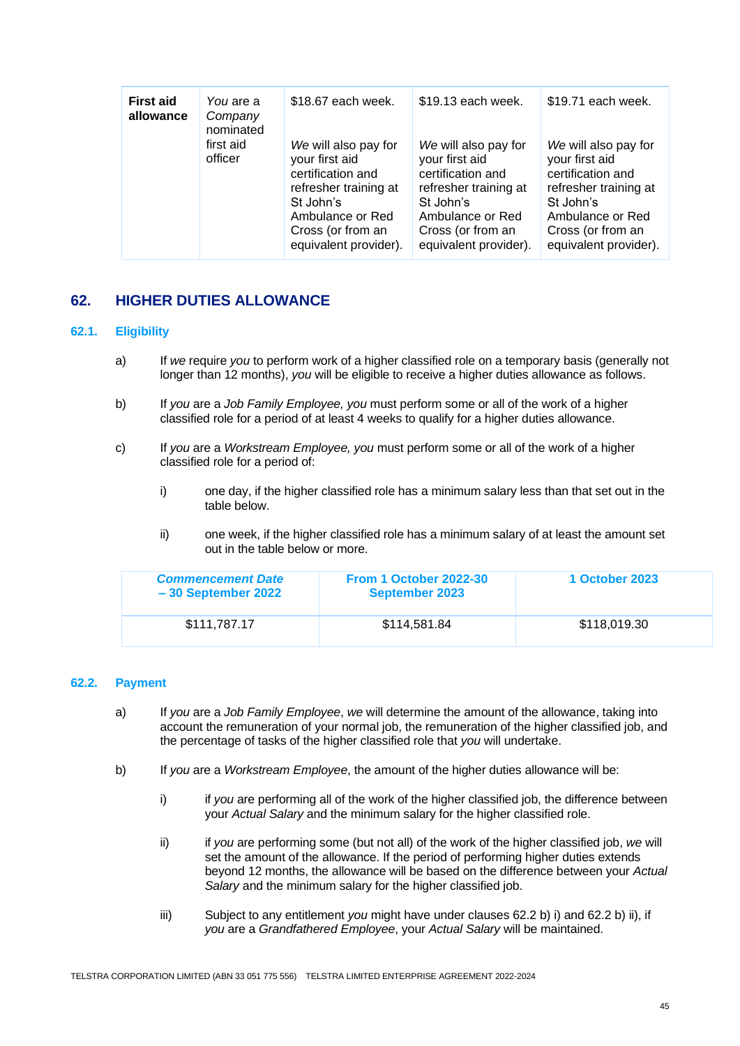| **First aid allowance** | *You* are a *Company* nominated first aid officer | $18.67 each week.<br><br>*We* will also pay for your first aid certification and refresher training at St John's Ambulance or Red Cross (or from an equivalent provider). | $19.13 each week.<br><br>*We* will also pay for your first aid certification and refresher training at St John's Ambulance or Red Cross (or from an equivalent provider). | $19.71 each week.<br><br>*We* will also pay for your first aid certification and refresher training at St John's Ambulance or Red Cross (or from an equivalent provider). |
|---|---|---|---|---|

## 62. HIGHER DUTIES ALLOWANCE

### 62.1. Eligibility

a) If *we* require *you* to perform work of a higher classified role on a temporary basis (generally not longer than 12 months), *you* will be eligible to receive a higher duties allowance as follows.

b) If *you* are a *Job Family Employee, you* must perform some or all of the work of a higher classified role for a period of at least 4 weeks to qualify for a higher duties allowance.

c) If *you* are a *Workstream Employee, you* must perform some or all of the work of a higher classified role for a period of:

i) one day, if the higher classified role has a minimum salary less than that set out in the table below.

ii) one week, if the higher classified role has a minimum salary of at least the amount set out in the table below or more.

| ***Commencement Date* – 30 September 2022** | **From 1 October 2022-30 September 2023** | **1 October 2023** |
|---|---|---|
| $111,787.17 | $114,581.84 | $118,019.30 |

### 62.2. Payment

a) If *you* are a *Job Family Employee*, *we* will determine the amount of the allowance, taking into account the remuneration of your normal job, the remuneration of the higher classified job, and the percentage of tasks of the higher classified role that *you* will undertake.

b) If *you* are a *Workstream Employee*, the amount of the higher duties allowance will be:

i) if *you* are performing all of the work of the higher classified job, the difference between your *Actual Salary* and the minimum salary for the higher classified role.

ii) if *you* are performing some (but not all) of the work of the higher classified job, *we* will set the amount of the allowance. If the period of performing higher duties extends beyond 12 months, the allowance will be based on the difference between your *Actual Salary* and the minimum salary for the higher classified job.

iii) Subject to any entitlement *you* might have under clauses 62.2 b) i) and 62.2 b) ii), if *you* are a *Grandfathered Employee*, your *Actual Salary* will be maintained.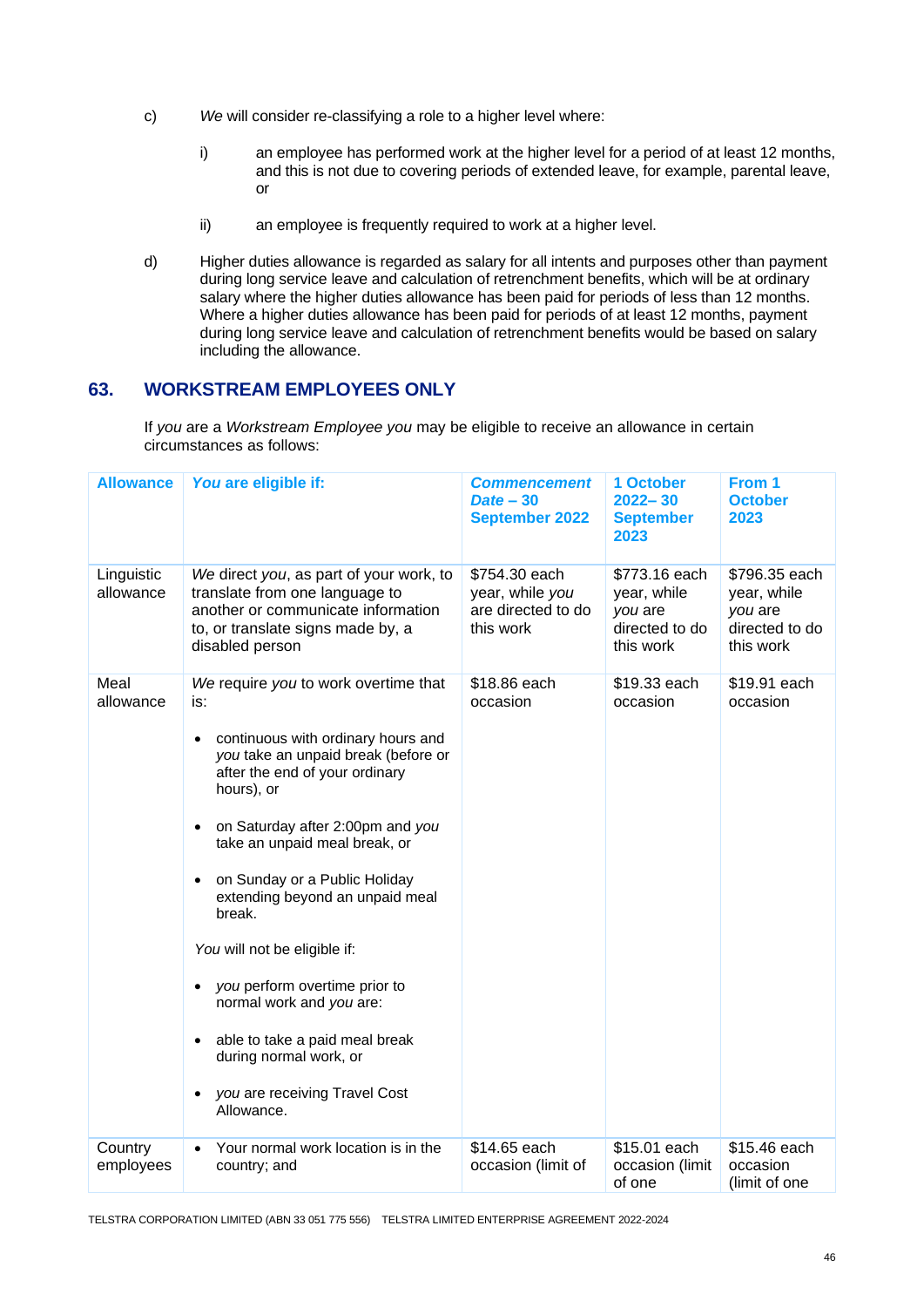c) *We* will consider re-classifying a role to a higher level where:

  i) an employee has performed work at the higher level for a period of at least 12 months, and this is not due to covering periods of extended leave, for example, parental leave, or

  ii) an employee is frequently required to work at a higher level.

d) Higher duties allowance is regarded as salary for all intents and purposes other than payment during long service leave and calculation of retrenchment benefits, which will be at ordinary salary where the higher duties allowance has been paid for periods of less than 12 months. Where a higher duties allowance has been paid for periods of at least 12 months, payment during long service leave and calculation of retrenchment benefits would be based on salary including the allowance.

## 63. WORKSTREAM EMPLOYEES ONLY

If *you* are a *Workstream Employee you* may be eligible to receive an allowance in certain circumstances as follows:

| Allowance | *You* are eligible if: | *Commencement Date* – 30 September 2022 | 1 October 2022– 30 September 2023 | From 1 October 2023 |
|---|---|---|---|---|
| Linguistic allowance | *We* direct *you*, as part of your work, to translate from one language to another or communicate information to, or translate signs made by, a disabled person | $754.30 each year, while *you* are directed to do this work | $773.16 each year, while *you* are directed to do this work | $796.35 each year, while *you* are directed to do this work |
| Meal allowance | *We* require *you* to work overtime that is:<br><br>• continuous with ordinary hours and *you* take an unpaid break (before or after the end of your ordinary hours), or<br><br>• on Saturday after 2:00pm and *you* take an unpaid meal break, or<br><br>• on Sunday or a Public Holiday extending beyond an unpaid meal break.<br><br>*You* will not be eligible if:<br><br>• *you* perform overtime prior to normal work and *you* are:<br><br>• able to take a paid meal break during normal work, or<br><br>• *you* are receiving Travel Cost Allowance. | $18.86 each occasion | $19.33 each occasion | $19.91 each occasion |
| Country employees | • Your normal work location is in the country; and | $14.65 each occasion (limit of | $15.01 each occasion (limit of one | $15.46 each occasion (limit of one |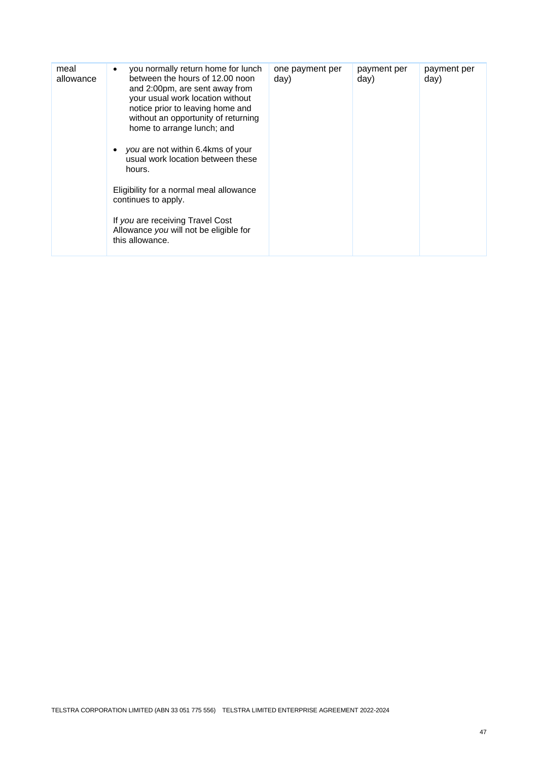| | | | | |
|---|---|---|---|---|
| meal allowance | • you normally return home for lunch between the hours of 12.00 noon and 2:00pm, are sent away from your usual work location without notice prior to leaving home and without an opportunity of returning home to arrange lunch; and<br><br>• *you* are not within 6.4kms of your usual work location between these hours.<br><br>Eligibility for a normal meal allowance continues to apply.<br><br>If *you* are receiving Travel Cost Allowance *you* will not be eligible for this allowance. | one payment per day) | payment per day) | payment per day) |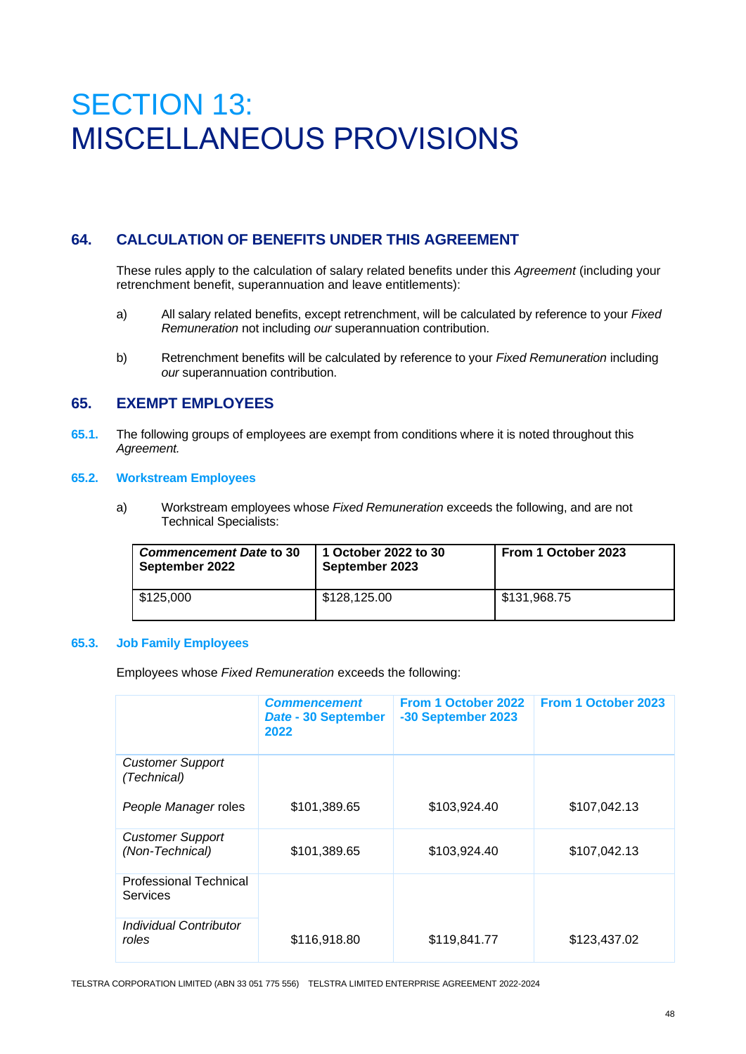# SECTION 13: MISCELLANEOUS PROVISIONS

## 64. CALCULATION OF BENEFITS UNDER THIS AGREEMENT

These rules apply to the calculation of salary related benefits under this *Agreement* (including your retrenchment benefit, superannuation and leave entitlements):

a) All salary related benefits, except retrenchment, will be calculated by reference to your *Fixed Remuneration* not including *our* superannuation contribution.

b) Retrenchment benefits will be calculated by reference to your *Fixed Remuneration* including *our* superannuation contribution.

## 65. EXEMPT EMPLOYEES

**65.1.** The following groups of employees are exempt from conditions where it is noted throughout this *Agreement.*

### 65.2. Workstream Employees

a) Workstream employees whose *Fixed Remuneration* exceeds the following, and are not Technical Specialists:

| ***Commencement Date*** **to 30 September 2022** | **1 October 2022 to 30 September 2023** | **From 1 October 2023** |
|---|---|---|
| $125,000 | $128,125.00 | $131,968.75 |

### 65.3. Job Family Employees

Employees whose *Fixed Remuneration* exceeds the following:

| | ***Commencement Date* - 30 September 2022** | **From 1 October 2022 -30 September 2023** | **From 1 October 2023** |
|---|---|---|---|
| *Customer Support (Technical)* *People Manager* roles | $101,389.65 | $103,924.40 | $107,042.13 |
| *Customer Support (Non-Technical)* | $101,389.65 | $103,924.40 | $107,042.13 |
| Professional Technical Services *Individual Contributor roles* | $116,918.80 | $119,841.77 | $123,437.02 |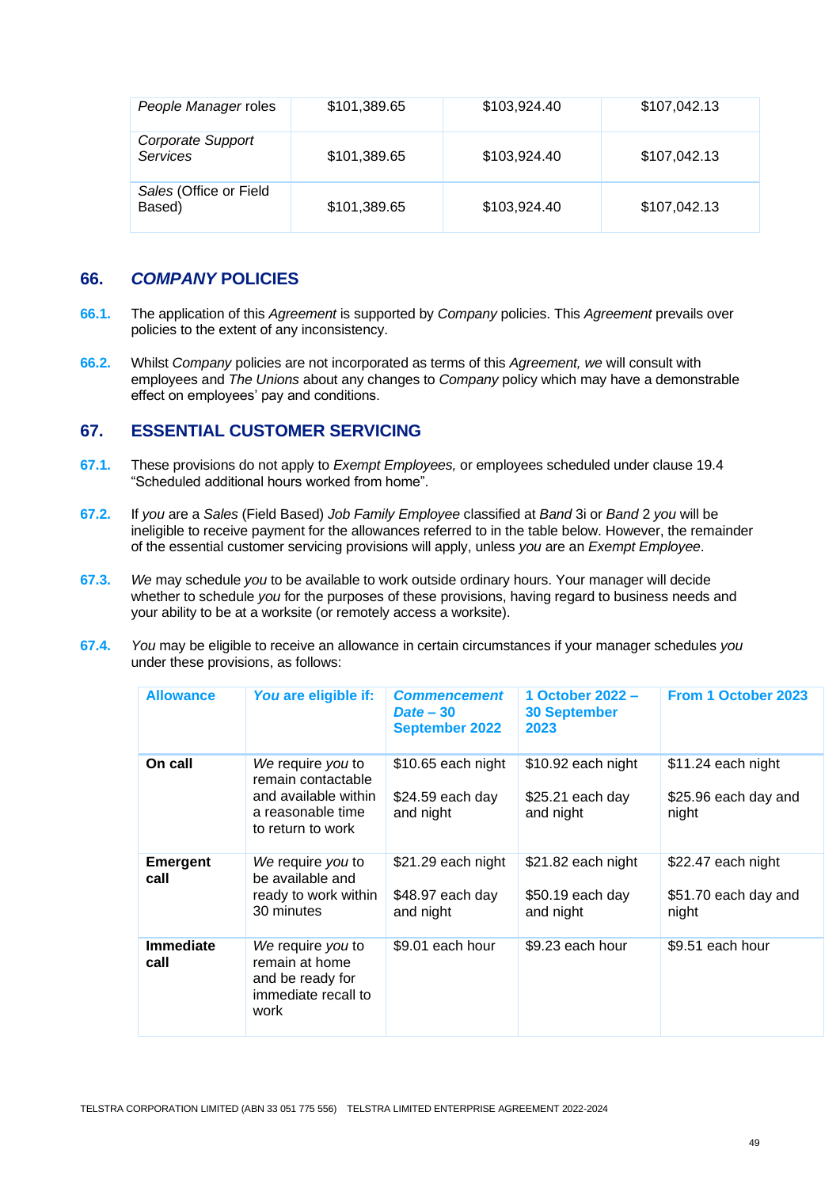| *People Manager* roles | $101,389.65 | $103,924.40 | $107,042.13 |
|---|---|---|---|
| *Corporate Support Services* | $101,389.65 | $103,924.40 | $107,042.13 |
| *Sales* (Office or Field Based) | $101,389.65 | $103,924.40 | $107,042.13 |

## 66. *COMPANY* POLICIES

**66.1.** The application of this *Agreement* is supported by *Company* policies. This *Agreement* prevails over policies to the extent of any inconsistency.

**66.2.** Whilst *Company* policies are not incorporated as terms of this *Agreement, we* will consult with employees and *The Unions* about any changes to *Company* policy which may have a demonstrable effect on employees' pay and conditions.

## 67. ESSENTIAL CUSTOMER SERVICING

**67.1.** These provisions do not apply to *Exempt Employees,* or employees scheduled under clause 19.4 "Scheduled additional hours worked from home".

**67.2.** If *you* are a *Sales* (Field Based) *Job Family Employee* classified at *Band* 3i or *Band* 2 *you* will be ineligible to receive payment for the allowances referred to in the table below. However, the remainder of the essential customer servicing provisions will apply, unless *you* are an *Exempt Employee*.

**67.3.** *We* may schedule *you* to be available to work outside ordinary hours. Your manager will decide whether to schedule *you* for the purposes of these provisions, having regard to business needs and your ability to be at a worksite (or remotely access a worksite).

**67.4.** *You* may be eligible to receive an allowance in certain circumstances if your manager schedules *you* under these provisions, as follows:

| Allowance | *You* are eligible if: | *Commencement Date* – 30 September 2022 | 1 October 2022 – 30 September 2023 | From 1 October 2023 |
|---|---|---|---|---|
| **On call** | *We* require *you* to remain contactable and available within a reasonable time to return to work | $10.65 each night<br><br>$24.59 each day and night | $10.92 each night<br><br>$25.21 each day and night | $11.24 each night<br><br>$25.96 each day and night |
| **Emergent call** | *We* require *you* to be available and ready to work within 30 minutes | $21.29 each night<br><br>$48.97 each day and night | $21.82 each night<br><br>$50.19 each day and night | $22.47 each night<br><br>$51.70 each day and night |
| **Immediate call** | *We* require *you* to remain at home and be ready for immediate recall to work | $9.01 each hour | $9.23 each hour | $9.51 each hour |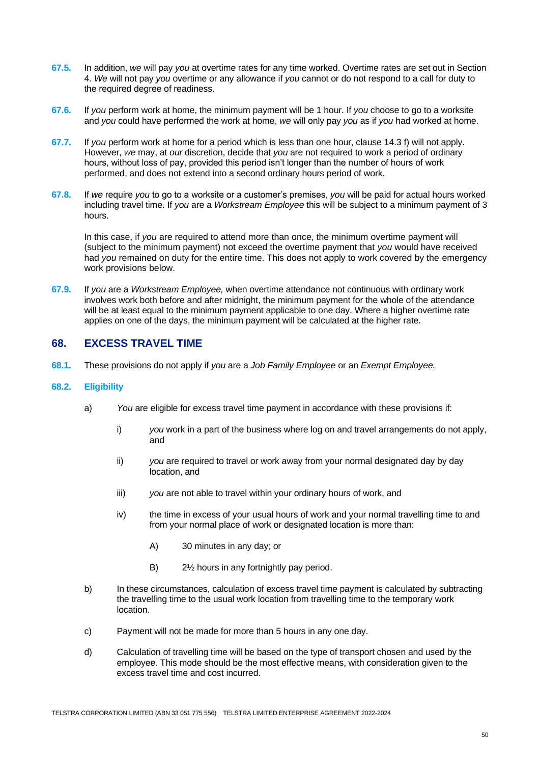**67.5.** In addition, *we* will pay *you* at overtime rates for any time worked. Overtime rates are set out in Section 4. *We* will not pay *you* overtime or any allowance if *you* cannot or do not respond to a call for duty to the required degree of readiness.

**67.6.** If *you* perform work at home, the minimum payment will be 1 hour. If *you* choose to go to a worksite and *you* could have performed the work at home, *we* will only pay *you* as if *you* had worked at home.

**67.7.** If *you* perform work at home for a period which is less than one hour, clause 14.3 f) will not apply. However, *we* may, at *our* discretion, decide that *you* are not required to work a period of ordinary hours, without loss of pay, provided this period isn't longer than the number of hours of work performed, and does not extend into a second ordinary hours period of work.

**67.8.** If *we* require *you* to go to a worksite or a customer's premises, *you* will be paid for actual hours worked including travel time. If *you* are a *Workstream Employee* this will be subject to a minimum payment of 3 hours.

In this case, if *you* are required to attend more than once, the minimum overtime payment will (subject to the minimum payment) not exceed the overtime payment that *you* would have received had *you* remained on duty for the entire time. This does not apply to work covered by the emergency work provisions below.

**67.9.** If *you* are a *Workstream Employee,* when overtime attendance not continuous with ordinary work involves work both before and after midnight, the minimum payment for the whole of the attendance will be at least equal to the minimum payment applicable to one day. Where a higher overtime rate applies on one of the days, the minimum payment will be calculated at the higher rate.

## 68. EXCESS TRAVEL TIME

**68.1.** These provisions do not apply if *you* are a *Job Family Employee* or an *Exempt Employee.*

### 68.2. Eligibility

a) *You* are eligible for excess travel time payment in accordance with these provisions if:

   i) *you* work in a part of the business where log on and travel arrangements do not apply, and

   ii) *you* are required to travel or work away from your normal designated day by day location, and

   iii) *you* are not able to travel within your ordinary hours of work, and

   iv) the time in excess of your usual hours of work and your normal travelling time to and from your normal place of work or designated location is more than:

      A) 30 minutes in any day; or

      B) 2½ hours in any fortnightly pay period.

b) In these circumstances, calculation of excess travel time payment is calculated by subtracting the travelling time to the usual work location from travelling time to the temporary work location.

c) Payment will not be made for more than 5 hours in any one day.

d) Calculation of travelling time will be based on the type of transport chosen and used by the employee. This mode should be the most effective means, with consideration given to the excess travel time and cost incurred.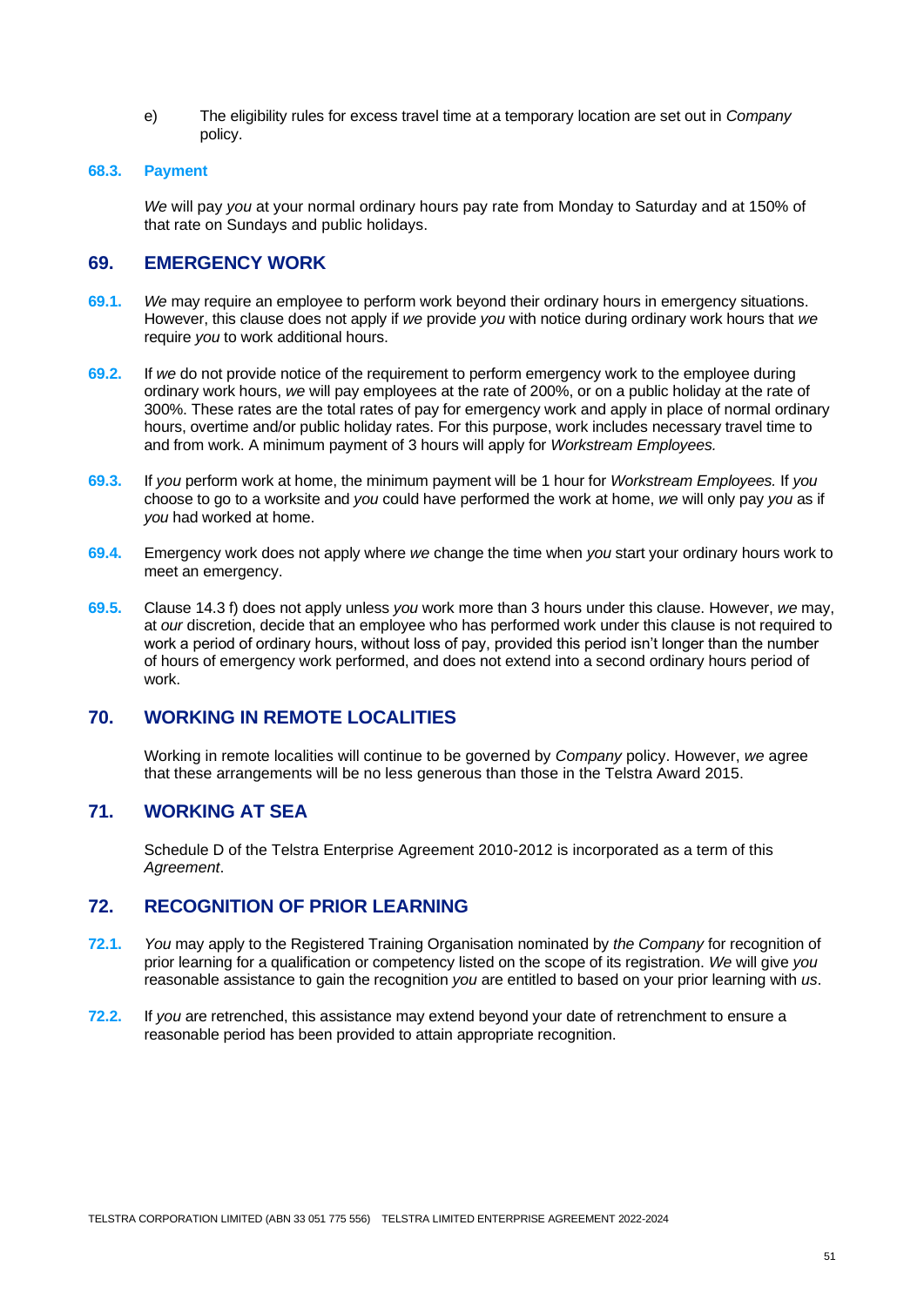e) The eligibility rules for excess travel time at a temporary location are set out in *Company* policy.

### 68.3. Payment

*We* will pay *you* at your normal ordinary hours pay rate from Monday to Saturday and at 150% of that rate on Sundays and public holidays.

## 69. EMERGENCY WORK

**69.1.** *We* may require an employee to perform work beyond their ordinary hours in emergency situations. However, this clause does not apply if *we* provide *you* with notice during ordinary work hours that *we* require *you* to work additional hours.

**69.2.** If *we* do not provide notice of the requirement to perform emergency work to the employee during ordinary work hours, *we* will pay employees at the rate of 200%, or on a public holiday at the rate of 300%. These rates are the total rates of pay for emergency work and apply in place of normal ordinary hours, overtime and/or public holiday rates. For this purpose, work includes necessary travel time to and from work. A minimum payment of 3 hours will apply for *Workstream Employees.*

**69.3.** If *you* perform work at home, the minimum payment will be 1 hour for *Workstream Employees.* If *you* choose to go to a worksite and *you* could have performed the work at home, *we* will only pay *you* as if *you* had worked at home.

**69.4.** Emergency work does not apply where *we* change the time when *you* start your ordinary hours work to meet an emergency.

**69.5.** Clause 14.3 f) does not apply unless *you* work more than 3 hours under this clause. However, *we* may, at *our* discretion, decide that an employee who has performed work under this clause is not required to work a period of ordinary hours, without loss of pay, provided this period isn't longer than the number of hours of emergency work performed, and does not extend into a second ordinary hours period of work.

## 70. WORKING IN REMOTE LOCALITIES

Working in remote localities will continue to be governed by *Company* policy. However, *we* agree that these arrangements will be no less generous than those in the Telstra Award 2015.

## 71. WORKING AT SEA

Schedule D of the Telstra Enterprise Agreement 2010-2012 is incorporated as a term of this *Agreement*.

## 72. RECOGNITION OF PRIOR LEARNING

**72.1.** *You* may apply to the Registered Training Organisation nominated by *the Company* for recognition of prior learning for a qualification or competency listed on the scope of its registration. *We* will give *you* reasonable assistance to gain the recognition *you* are entitled to based on your prior learning with *us*.

**72.2.** If *you* are retrenched, this assistance may extend beyond your date of retrenchment to ensure a reasonable period has been provided to attain appropriate recognition.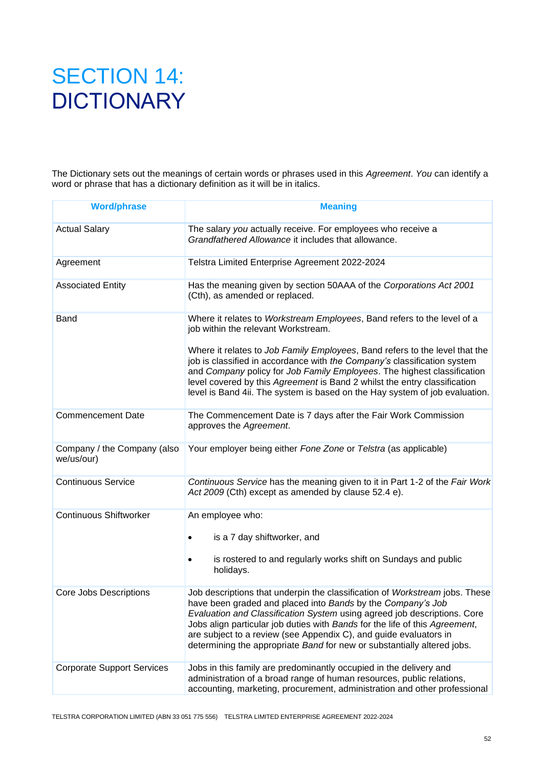# SECTION 14: DICTIONARY

The Dictionary sets out the meanings of certain words or phrases used in this *Agreement*. *You* can identify a word or phrase that has a dictionary definition as it will be in italics.

| Word/phrase | Meaning |
|---|---|
| Actual Salary | The salary *you* actually receive. For employees who receive a *Grandfathered Allowance* it includes that allowance. |
| Agreement | Telstra Limited Enterprise Agreement 2022-2024 |
| Associated Entity | Has the meaning given by section 50AAA of the *Corporations Act 2001* (Cth), as amended or replaced. |
| Band | Where it relates to *Workstream Employees*, Band refers to the level of a job within the relevant Workstream.<br><br>Where it relates to *Job Family Employees*, Band refers to the level that the job is classified in accordance with *the Company's* classification system and *Company* policy for *Job Family Employees*. The highest classification level covered by this *Agreement* is Band 2 whilst the entry classification level is Band 4ii. The system is based on the Hay system of job evaluation. |
| Commencement Date | The Commencement Date is 7 days after the Fair Work Commission approves the *Agreement*. |
| Company / the Company (also we/us/our) | Your employer being either *Fone Zone* or *Telstra* (as applicable) |
| Continuous Service | *Continuous Service* has the meaning given to it in Part 1-2 of the *Fair Work Act 2009* (Cth) except as amended by clause 52.4 e). |
| Continuous Shiftworker | An employee who:<br><br>• is a 7 day shiftworker, and<br><br>• is rostered to and regularly works shift on Sundays and public holidays. |
| Core Jobs Descriptions | Job descriptions that underpin the classification of *Workstream* jobs. These have been graded and placed into *Bands* by the *Company's Job Evaluation and Classification System* using agreed job descriptions. Core Jobs align particular job duties with *Bands* for the life of this *Agreement*, are subject to a review (see Appendix C), and guide evaluators in determining the appropriate *Band* for new or substantially altered jobs. |
| Corporate Support Services | Jobs in this family are predominantly occupied in the delivery and administration of a broad range of human resources, public relations, accounting, marketing, procurement, administration and other professional |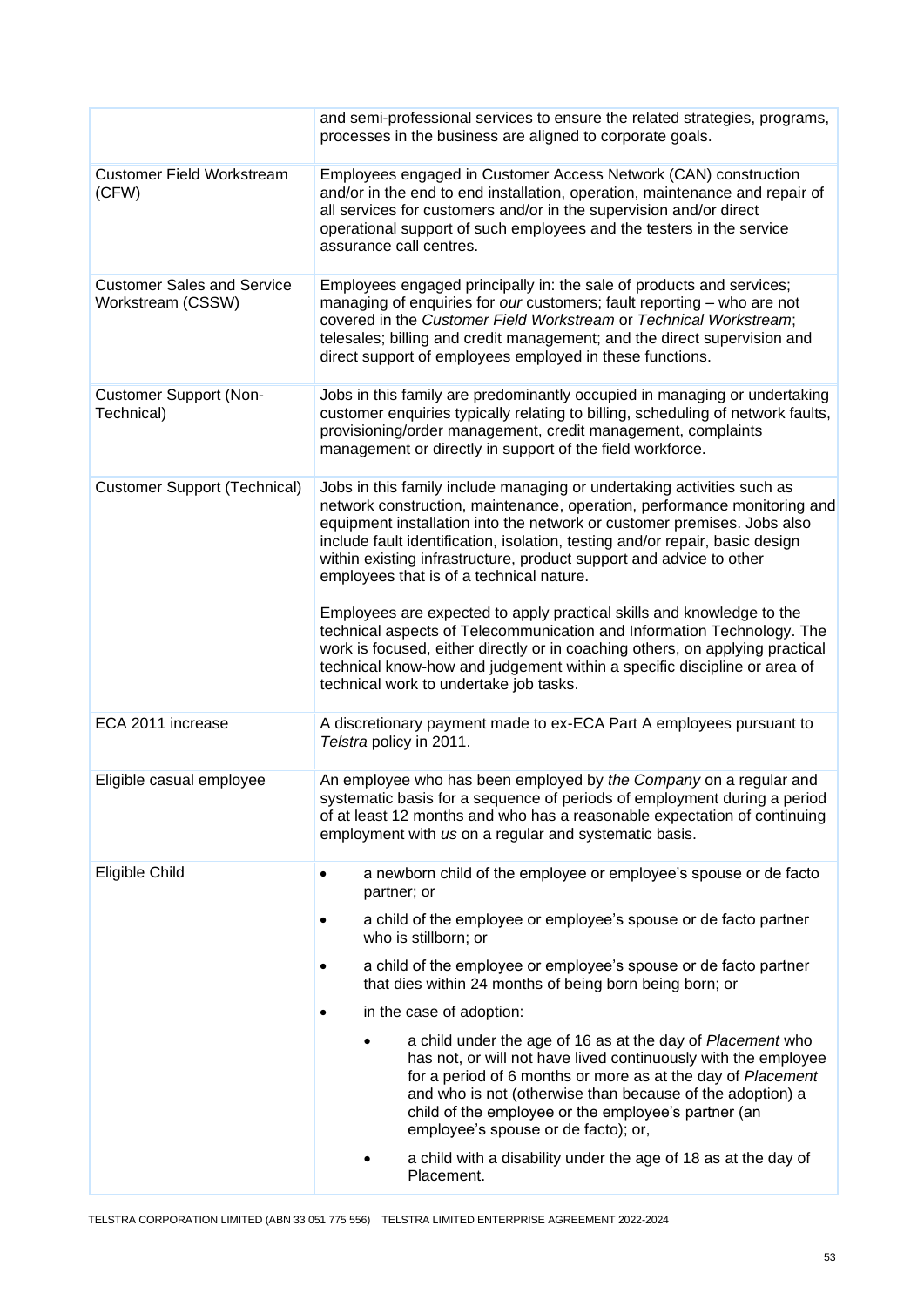| | |
|---|---|
| | and semi-professional services to ensure the related strategies, programs, processes in the business are aligned to corporate goals. |
| Customer Field Workstream (CFW) | Employees engaged in Customer Access Network (CAN) construction and/or in the end to end installation, operation, maintenance and repair of all services for customers and/or in the supervision and/or direct operational support of such employees and the testers in the service assurance call centres. |
| Customer Sales and Service Workstream (CSSW) | Employees engaged principally in: the sale of products and services; managing of enquiries for *our* customers; fault reporting – who are not covered in the *Customer Field Workstream* or *Technical Workstream*; telesales; billing and credit management; and the direct supervision and direct support of employees employed in these functions. |
| Customer Support (Non-Technical) | Jobs in this family are predominantly occupied in managing or undertaking customer enquiries typically relating to billing, scheduling of network faults, provisioning/order management, credit management, complaints management or directly in support of the field workforce. |
| Customer Support (Technical) | Jobs in this family include managing or undertaking activities such as network construction, maintenance, operation, performance monitoring and equipment installation into the network or customer premises. Jobs also include fault identification, isolation, testing and/or repair, basic design within existing infrastructure, product support and advice to other employees that is of a technical nature.<br><br>Employees are expected to apply practical skills and knowledge to the technical aspects of Telecommunication and Information Technology. The work is focused, either directly or in coaching others, on applying practical technical know-how and judgement within a specific discipline or area of technical work to undertake job tasks. |
| ECA 2011 increase | A discretionary payment made to ex-ECA Part A employees pursuant to *Telstra* policy in 2011. |
| Eligible casual employee | An employee who has been employed by *the Company* on a regular and systematic basis for a sequence of periods of employment during a period of at least 12 months and who has a reasonable expectation of continuing employment with *us* on a regular and systematic basis. |
| Eligible Child | • a newborn child of the employee or employee's spouse or de facto partner; or<br>• a child of the employee or employee's spouse or de facto partner who is stillborn; or<br>• a child of the employee or employee's spouse or de facto partner that dies within 24 months of being born being born; or<br>• in the case of adoption:<br>&nbsp;&nbsp;&nbsp;&nbsp;• a child under the age of 16 as at the day of *Placement* who has not, or will not have lived continuously with the employee for a period of 6 months or more as at the day of *Placement* and who is not (otherwise than because of the adoption) a child of the employee or the employee's partner (an employee's spouse or de facto); or,<br>&nbsp;&nbsp;&nbsp;&nbsp;• a child with a disability under the age of 18 as at the day of Placement. |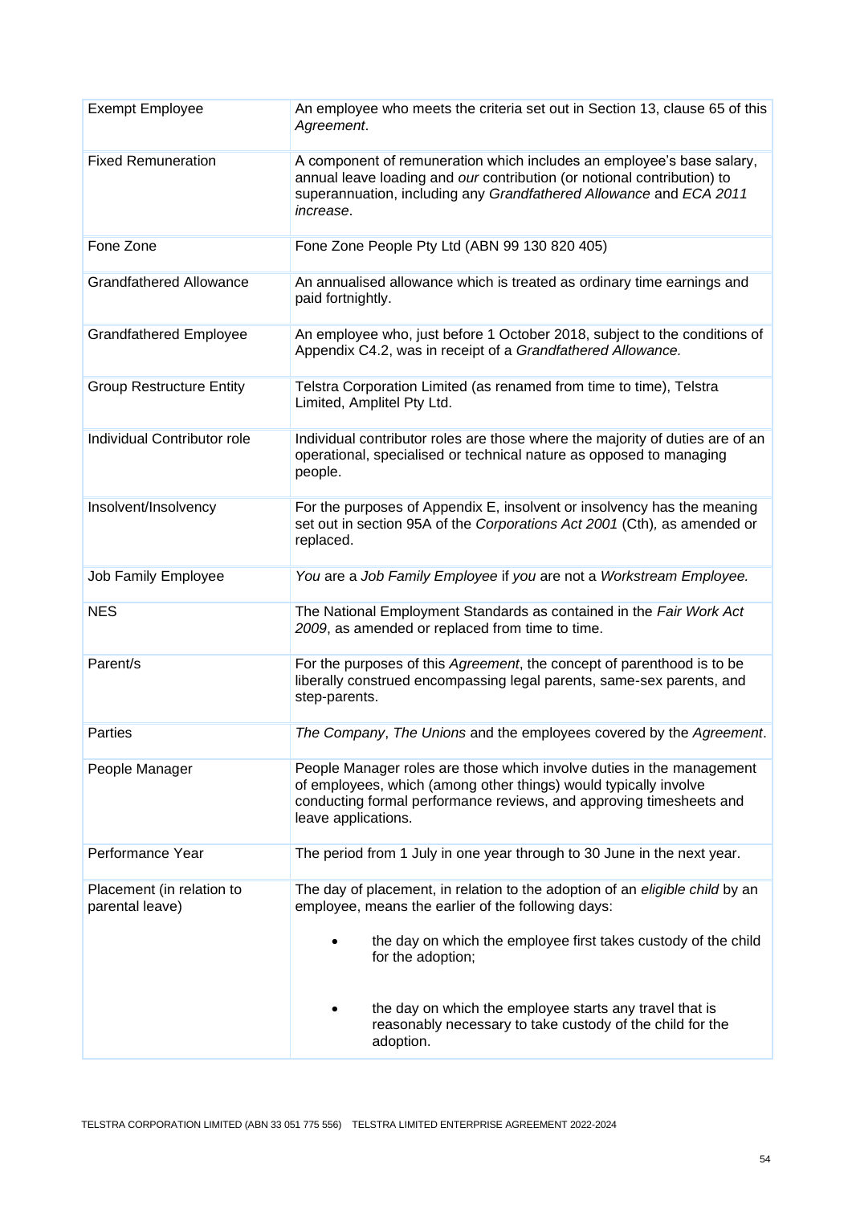| | |
|---|---|
| Exempt Employee | An employee who meets the criteria set out in Section 13, clause 65 of this *Agreement*. |
| Fixed Remuneration | A component of remuneration which includes an employee's base salary, annual leave loading and *our* contribution (or notional contribution) to superannuation, including any *Grandfathered Allowance* and *ECA 2011 increase*. |
| Fone Zone | Fone Zone People Pty Ltd (ABN 99 130 820 405) |
| Grandfathered Allowance | An annualised allowance which is treated as ordinary time earnings and paid fortnightly. |
| Grandfathered Employee | An employee who, just before 1 October 2018, subject to the conditions of Appendix C4.2, was in receipt of a *Grandfathered Allowance.* |
| Group Restructure Entity | Telstra Corporation Limited (as renamed from time to time), Telstra Limited, Amplitel Pty Ltd. |
| Individual Contributor role | Individual contributor roles are those where the majority of duties are of an operational, specialised or technical nature as opposed to managing people. |
| Insolvent/Insolvency | For the purposes of Appendix E, insolvent or insolvency has the meaning set out in section 95A of the *Corporations Act 2001* (Cth)*,* as amended or replaced. |
| Job Family Employee | *You* are a *Job Family Employee* if *you* are not a *Workstream Employee.* |
| NES | The National Employment Standards as contained in the *Fair Work Act 2009*, as amended or replaced from time to time. |
| Parent/s | For the purposes of this *Agreement*, the concept of parenthood is to be liberally construed encompassing legal parents, same-sex parents, and step-parents. |
| Parties | *The Company*, *The Unions* and the employees covered by the *Agreement*. |
| People Manager | People Manager roles are those which involve duties in the management of employees, which (among other things) would typically involve conducting formal performance reviews, and approving timesheets and leave applications. |
| Performance Year | The period from 1 July in one year through to 30 June in the next year. |
| Placement (in relation to parental leave) | The day of placement, in relation to the adoption of an *eligible child* by an employee, means the earlier of the following days:<br><br>• the day on which the employee first takes custody of the child for the adoption;<br><br>• the day on which the employee starts any travel that is reasonably necessary to take custody of the child for the adoption. |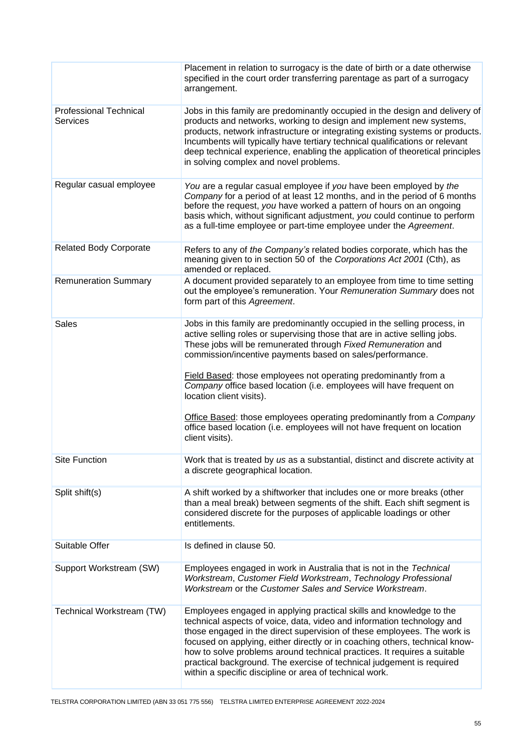| | |
|---|---|
| | Placement in relation to surrogacy is the date of birth or a date otherwise specified in the court order transferring parentage as part of a surrogacy arrangement. |
| Professional Technical Services | Jobs in this family are predominantly occupied in the design and delivery of products and networks, working to design and implement new systems, products, network infrastructure or integrating existing systems or products. Incumbents will typically have tertiary technical qualifications or relevant deep technical experience, enabling the application of theoretical principles in solving complex and novel problems. |
| Regular casual employee | *You* are a regular casual employee if *you* have been employed by *the Company* for a period of at least 12 months, and in the period of 6 months before the request, *you* have worked a pattern of hours on an ongoing basis which, without significant adjustment, *you* could continue to perform as a full-time employee or part-time employee under the *Agreement*. |
| Related Body Corporate | Refers to any of *the Company's* related bodies corporate, which has the meaning given to in section 50 of the *Corporations Act 2001* (Cth), as amended or replaced. |
| Remuneration Summary | A document provided separately to an employee from time to time setting out the employee's remuneration. Your *Remuneration Summary* does not form part of this *Agreement*. |
| Sales | Jobs in this family are predominantly occupied in the selling process, in active selling roles or supervising those that are in active selling jobs. These jobs will be remunerated through *Fixed Remuneration* and commission/incentive payments based on sales/performance.<br><br><u>Field Based</u>: those employees not operating predominantly from a *Company* office based location (i.e. employees will have frequent on location client visits).<br><br><u>Office Based</u>: those employees operating predominantly from a *Company* office based location (i.e. employees will not have frequent on location client visits). |
| Site Function | Work that is treated by *us* as a substantial, distinct and discrete activity at a discrete geographical location. |
| Split shift(s) | A shift worked by a shiftworker that includes one or more breaks (other than a meal break) between segments of the shift. Each shift segment is considered discrete for the purposes of applicable loadings or other entitlements. |
| Suitable Offer | Is defined in clause 50. |
| Support Workstream (SW) | Employees engaged in work in Australia that is not in the *Technical Workstream*, *Customer Field Workstream*, *Technology Professional Workstream* or the *Customer Sales and Service Workstream*. |
| Technical Workstream (TW) | Employees engaged in applying practical skills and knowledge to the technical aspects of voice, data, video and information technology and those engaged in the direct supervision of these employees. The work is focused on applying, either directly or in coaching others, technical know-how to solve problems around technical practices. It requires a suitable practical background. The exercise of technical judgement is required within a specific discipline or area of technical work. |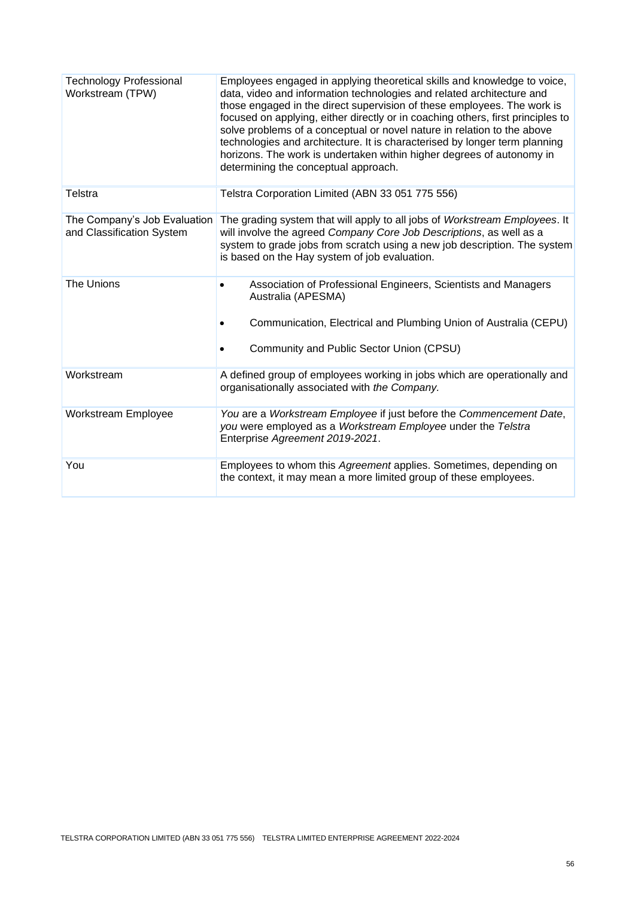| | |
|---|---|
| Technology Professional Workstream (TPW) | Employees engaged in applying theoretical skills and knowledge to voice, data, video and information technologies and related architecture and those engaged in the direct supervision of these employees. The work is focused on applying, either directly or in coaching others, first principles to solve problems of a conceptual or novel nature in relation to the above technologies and architecture. It is characterised by longer term planning horizons. The work is undertaken within higher degrees of autonomy in determining the conceptual approach. |
| Telstra | Telstra Corporation Limited (ABN 33 051 775 556) |
| The Company's Job Evaluation and Classification System | The grading system that will apply to all jobs of *Workstream Employees*. It will involve the agreed *Company Core Job Descriptions*, as well as a system to grade jobs from scratch using a new job description. The system is based on the Hay system of job evaluation. |
| The Unions | • Association of Professional Engineers, Scientists and Managers Australia (APESMA)<br>• Communication, Electrical and Plumbing Union of Australia (CEPU)<br>• Community and Public Sector Union (CPSU) |
| Workstream | A defined group of employees working in jobs which are operationally and organisationally associated with *the Company.* |
| Workstream Employee | *You* are a *Workstream Employee* if just before the *Commencement Date*, *you* were employed as a *Workstream Employee* under the *Telstra* Enterprise *Agreement 2019-2021*. |
| You | Employees to whom this *Agreement* applies. Sometimes, depending on the context, it may mean a more limited group of these employees. |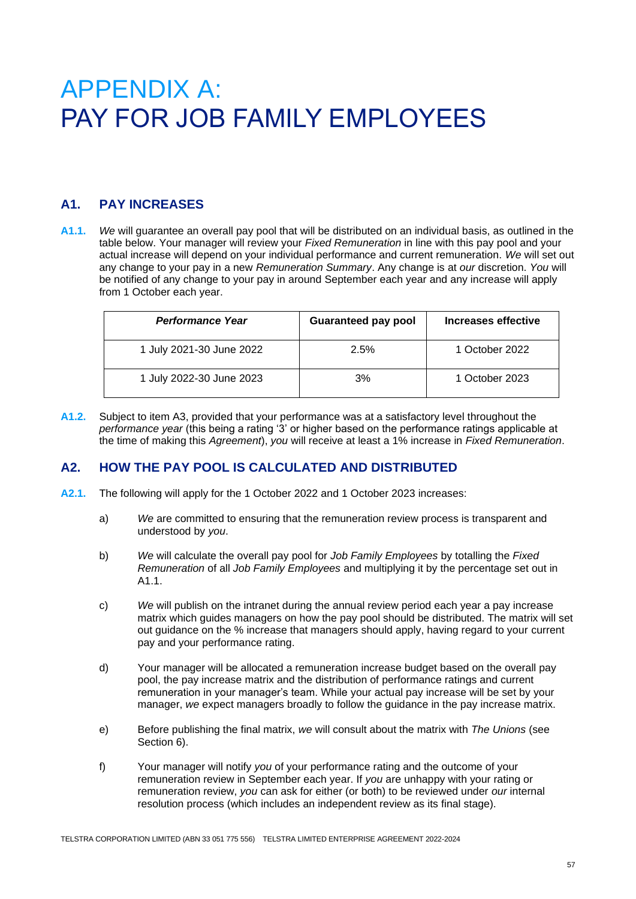# APPENDIX A: PAY FOR JOB FAMILY EMPLOYEES

## A1. PAY INCREASES

**A1.1.** *We* will guarantee an overall pay pool that will be distributed on an individual basis, as outlined in the table below. Your manager will review your *Fixed Remuneration* in line with this pay pool and your actual increase will depend on your individual performance and current remuneration. *We* will set out any change to your pay in a new *Remuneration Summary*. Any change is at *our* discretion. *You* will be notified of any change to your pay in around September each year and any increase will apply from 1 October each year.

| ***Performance Year*** | **Guaranteed pay pool** | **Increases effective** |
|---|---|---|
| 1 July 2021-30 June 2022 | 2.5% | 1 October 2022 |
| 1 July 2022-30 June 2023 | 3% | 1 October 2023 |

**A1.2.** Subject to item A3, provided that your performance was at a satisfactory level throughout the *performance year* (this being a rating '3' or higher based on the performance ratings applicable at the time of making this *Agreement*), *you* will receive at least a 1% increase in *Fixed Remuneration*.

## A2. HOW THE PAY POOL IS CALCULATED AND DISTRIBUTED

**A2.1.** The following will apply for the 1 October 2022 and 1 October 2023 increases:

a) *We* are committed to ensuring that the remuneration review process is transparent and understood by *you*.

b) *We* will calculate the overall pay pool for *Job Family Employees* by totalling the *Fixed Remuneration* of all *Job Family Employees* and multiplying it by the percentage set out in A1.1.

c) *We* will publish on the intranet during the annual review period each year a pay increase matrix which guides managers on how the pay pool should be distributed. The matrix will set out guidance on the % increase that managers should apply, having regard to your current pay and your performance rating.

d) Your manager will be allocated a remuneration increase budget based on the overall pay pool, the pay increase matrix and the distribution of performance ratings and current remuneration in your manager's team. While your actual pay increase will be set by your manager, *we* expect managers broadly to follow the guidance in the pay increase matrix.

e) Before publishing the final matrix, *we* will consult about the matrix with *The Unions* (see Section 6).

f) Your manager will notify *you* of your performance rating and the outcome of your remuneration review in September each year. If *you* are unhappy with your rating or remuneration review, *you* can ask for either (or both) to be reviewed under *our* internal resolution process (which includes an independent review as its final stage).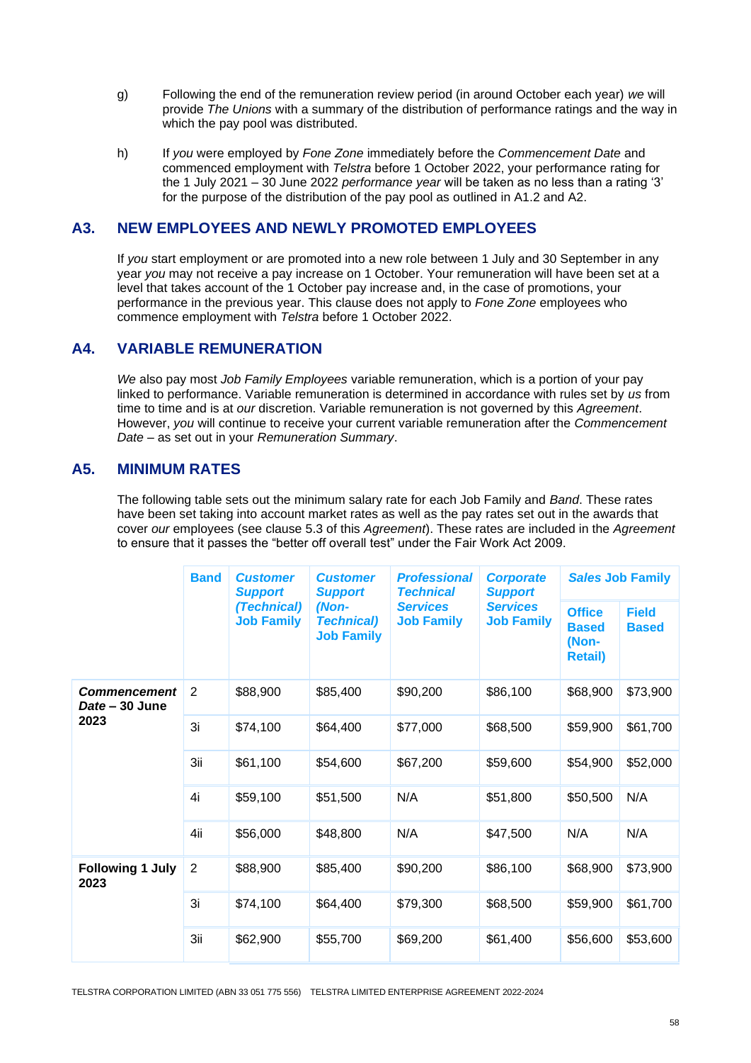g) Following the end of the remuneration review period (in around October each year) *we* will provide *The Unions* with a summary of the distribution of performance ratings and the way in which the pay pool was distributed.

h) If *you* were employed by *Fone Zone* immediately before the *Commencement Date* and commenced employment with *Telstra* before 1 October 2022, your performance rating for the 1 July 2021 – 30 June 2022 *performance year* will be taken as no less than a rating '3' for the purpose of the distribution of the pay pool as outlined in A1.2 and A2.

## A3. NEW EMPLOYEES AND NEWLY PROMOTED EMPLOYEES

If *you* start employment or are promoted into a new role between 1 July and 30 September in any year *you* may not receive a pay increase on 1 October. Your remuneration will have been set at a level that takes account of the 1 October pay increase and, in the case of promotions, your performance in the previous year. This clause does not apply to *Fone Zone* employees who commence employment with *Telstra* before 1 October 2022.

## A4. VARIABLE REMUNERATION

*We* also pay most *Job Family Employees* variable remuneration, which is a portion of your pay linked to performance. Variable remuneration is determined in accordance with rules set by *us* from time to time and is at *our* discretion. Variable remuneration is not governed by this *Agreement*. However, *you* will continue to receive your current variable remuneration after the *Commencement Date* – as set out in your *Remuneration Summary*.

## A5. MINIMUM RATES

The following table sets out the minimum salary rate for each Job Family and *Band*. These rates have been set taking into account market rates as well as the pay rates set out in the awards that cover *our* employees (see clause 5.3 of this *Agreement*). These rates are included in the *Agreement* to ensure that it passes the "better off overall test" under the Fair Work Act 2009.

| | **Band** | ***Customer Support* (Technical) Job Family** | ***Customer Support* (Non-Technical) Job Family** | ***Professional Technical Services* Job Family** | ***Corporate Support Services* Job Family** | ***Sales* Job Family** | |
|---|---|---|---|---|---|---|---|
| | | | | | | **Office Based (Non-Retail)** | **Field Based** |
| ***Commencement Date* – 30 June 2023** | 2 | $88,900 | $85,400 | $90,200 | $86,100 | $68,900 | $73,900 |
| | 3i | $74,100 | $64,400 | $77,000 | $68,500 | $59,900 | $61,700 |
| | 3ii | $61,100 | $54,600 | $67,200 | $59,600 | $54,900 | $52,000 |
| | 4i | $59,100 | $51,500 | N/A | $51,800 | $50,500 | N/A |
| | 4ii | $56,000 | $48,800 | N/A | $47,500 | N/A | N/A |
| **Following 1 July 2023** | 2 | $88,900 | $85,400 | $90,200 | $86,100 | $68,900 | $73,900 |
| | 3i | $74,100 | $64,400 | $79,300 | $68,500 | $59,900 | $61,700 |
| | 3ii | $62,900 | $55,700 | $69,200 | $61,400 | $56,600 | $53,600 |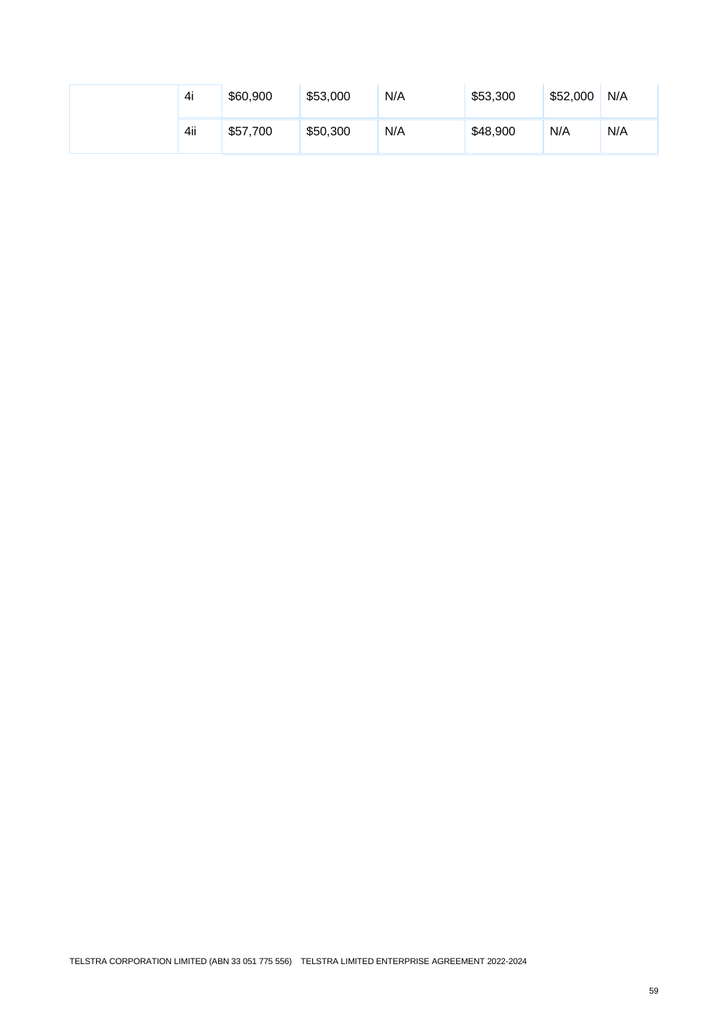| | | | | | | | |
|---|---|---|---|---|---|---|---|
| | 4i | $60,900 | $53,000 | N/A | $53,300 | $52,000 | N/A |
| | 4ii | $57,700 | $50,300 | N/A | $48,900 | N/A | N/A |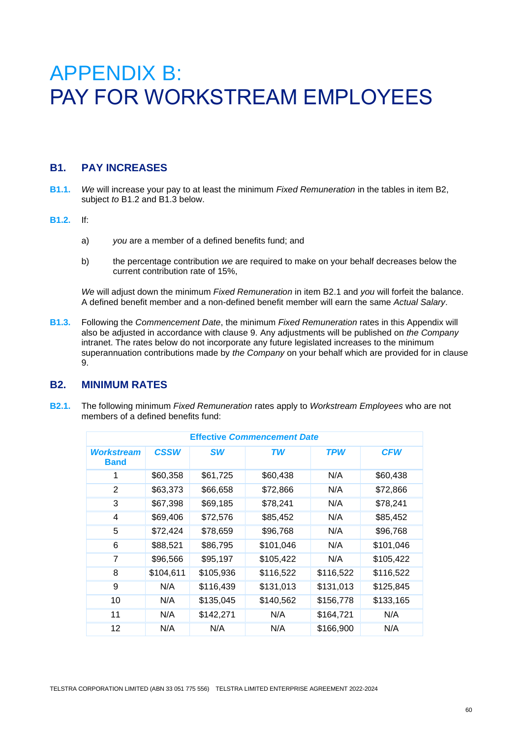# APPENDIX B:
# PAY FOR WORKSTREAM EMPLOYEES

## B1. PAY INCREASES

**B1.1.** *We* will increase your pay to at least the minimum *Fixed Remuneration* in the tables in item B2, subject *to* B1.2 and B1.3 below.

**B1.2.** If:

a) *you* are a member of a defined benefits fund; and

b) the percentage contribution *we* are required to make on your behalf decreases below the current contribution rate of 15%,

*We* will adjust down the minimum *Fixed Remuneration* in item B2.1 and *you* will forfeit the balance. A defined benefit member and a non-defined benefit member will earn the same *Actual Salary*.

**B1.3.** Following the *Commencement Date*, the minimum *Fixed Remuneration* rates in this Appendix will also be adjusted in accordance with clause 9. Any adjustments will be published on *the Company* intranet. The rates below do not incorporate any future legislated increases to the minimum superannuation contributions made by *the Company* on your behalf which are provided for in clause 9.

## B2. MINIMUM RATES

**B2.1.** The following minimum *Fixed Remuneration* rates apply to *Workstream Employees* who are not members of a defined benefits fund:

| Effective *Commencement Date* | | | | | |
|---|---|---|---|---|---|
| ***Workstream Band*** | ***CSSW*** | ***SW*** | ***TW*** | ***TPW*** | ***CFW*** |
| 1 | $60,358 | $61,725 | $60,438 | N/A | $60,438 |
| 2 | $63,373 | $66,658 | $72,866 | N/A | $72,866 |
| 3 | $67,398 | $69,185 | $78,241 | N/A | $78,241 |
| 4 | $69,406 | $72,576 | $85,452 | N/A | $85,452 |
| 5 | $72,424 | $78,659 | $96,768 | N/A | $96,768 |
| 6 | $88,521 | $86,795 | $101,046 | N/A | $101,046 |
| 7 | $96,566 | $95,197 | $105,422 | N/A | $105,422 |
| 8 | $104,611 | $105,936 | $116,522 | $116,522 | $116,522 |
| 9 | N/A | $116,439 | $131,013 | $131,013 | $125,845 |
| 10 | N/A | $135,045 | $140,562 | $156,778 | $133,165 |
| 11 | N/A | $142,271 | N/A | $164,721 | N/A |
| 12 | N/A | N/A | N/A | $166,900 | N/A |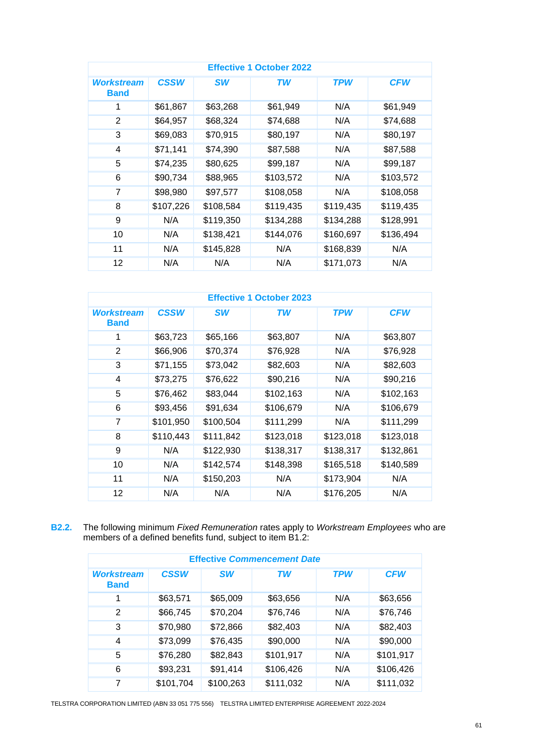| Effective 1 October 2022 | | | | | |
|---|---|---|---|---|---|
| ***Workstream* Band** | ***CSSW*** | ***SW*** | ***TW*** | ***TPW*** | ***CFW*** |
| 1 | $61,867 | $63,268 | $61,949 | N/A | $61,949 |
| 2 | $64,957 | $68,324 | $74,688 | N/A | $74,688 |
| 3 | $69,083 | $70,915 | $80,197 | N/A | $80,197 |
| 4 | $71,141 | $74,390 | $87,588 | N/A | $87,588 |
| 5 | $74,235 | $80,625 | $99,187 | N/A | $99,187 |
| 6 | $90,734 | $88,965 | $103,572 | N/A | $103,572 |
| 7 | $98,980 | $97,577 | $108,058 | N/A | $108,058 |
| 8 | $107,226 | $108,584 | $119,435 | $119,435 | $119,435 |
| 9 | N/A | $119,350 | $134,288 | $134,288 | $128,991 |
| 10 | N/A | $138,421 | $144,076 | $160,697 | $136,494 |
| 11 | N/A | $145,828 | N/A | $168,839 | N/A |
| 12 | N/A | N/A | N/A | $171,073 | N/A |

| Effective 1 October 2023 | | | | | |
|---|---|---|---|---|---|
| ***Workstream* Band** | ***CSSW*** | ***SW*** | ***TW*** | ***TPW*** | ***CFW*** |
| 1 | $63,723 | $65,166 | $63,807 | N/A | $63,807 |
| 2 | $66,906 | $70,374 | $76,928 | N/A | $76,928 |
| 3 | $71,155 | $73,042 | $82,603 | N/A | $82,603 |
| 4 | $73,275 | $76,622 | $90,216 | N/A | $90,216 |
| 5 | $76,462 | $83,044 | $102,163 | N/A | $102,163 |
| 6 | $93,456 | $91,634 | $106,679 | N/A | $106,679 |
| 7 | $101,950 | $100,504 | $111,299 | N/A | $111,299 |
| 8 | $110,443 | $111,842 | $123,018 | $123,018 | $123,018 |
| 9 | N/A | $122,930 | $138,317 | $138,317 | $132,861 |
| 10 | N/A | $142,574 | $148,398 | $165,518 | $140,589 |
| 11 | N/A | $150,203 | N/A | $173,904 | N/A |
| 12 | N/A | N/A | N/A | $176,205 | N/A |

**B2.2.** The following minimum *Fixed Remuneration* rates apply to *Workstream Employees* who are members of a defined benefits fund, subject to item B1.2:

| **Effective *Commencement Date*** | | | | | |
|---|---|---|---|---|---|
| ***Workstream* Band** | ***CSSW*** | ***SW*** | ***TW*** | ***TPW*** | ***CFW*** |
| 1 | $63,571 | $65,009 | $63,656 | N/A | $63,656 |
| 2 | $66,745 | $70,204 | $76,746 | N/A | $76,746 |
| 3 | $70,980 | $72,866 | $82,403 | N/A | $82,403 |
| 4 | $73,099 | $76,435 | $90,000 | N/A | $90,000 |
| 5 | $76,280 | $82,843 | $101,917 | N/A | $101,917 |
| 6 | $93,231 | $91,414 | $106,426 | N/A | $106,426 |
| 7 | $101,704 | $100,263 | $111,032 | N/A | $111,032 |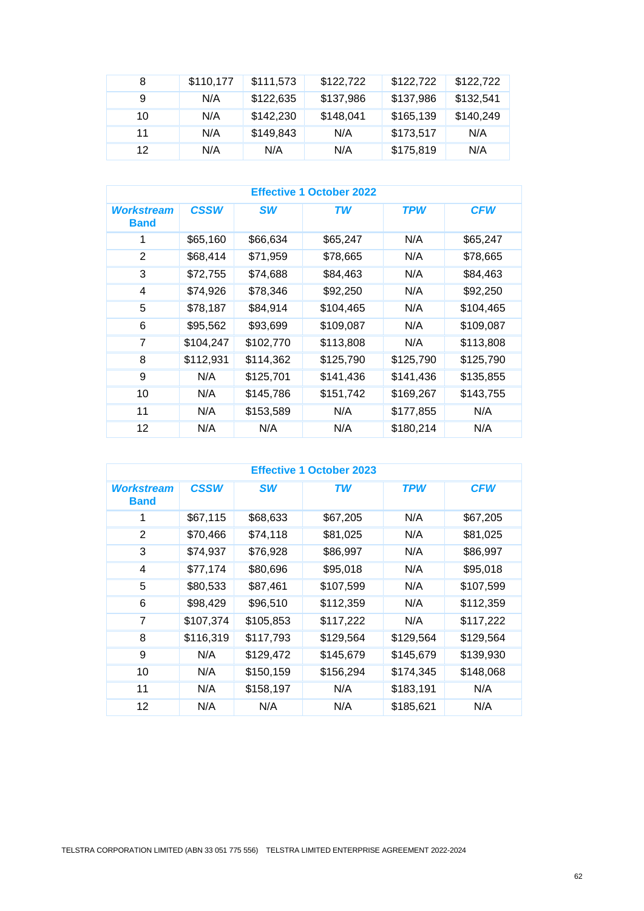| 8 | $110,177 | $111,573 | $122,722 | $122,722 | $122,722 |
|---|---|---|---|---|---|
| 9 | N/A | $122,635 | $137,986 | $137,986 | $132,541 |
| 10 | N/A | $142,230 | $148,041 | $165,139 | $140,249 |
| 11 | N/A | $149,843 | N/A | $173,517 | N/A |
| 12 | N/A | N/A | N/A | $175,819 | N/A |

| **Effective 1 October 2022** | | | | | |
|---|---|---|---|---|---|
| ***Workstream* Band** | ***CSSW*** | ***SW*** | ***TW*** | ***TPW*** | ***CFW*** |
| 1 | $65,160 | $66,634 | $65,247 | N/A | $65,247 |
| 2 | $68,414 | $71,959 | $78,665 | N/A | $78,665 |
| 3 | $72,755 | $74,688 | $84,463 | N/A | $84,463 |
| 4 | $74,926 | $78,346 | $92,250 | N/A | $92,250 |
| 5 | $78,187 | $84,914 | $104,465 | N/A | $104,465 |
| 6 | $95,562 | $93,699 | $109,087 | N/A | $109,087 |
| 7 | $104,247 | $102,770 | $113,808 | N/A | $113,808 |
| 8 | $112,931 | $114,362 | $125,790 | $125,790 | $125,790 |
| 9 | N/A | $125,701 | $141,436 | $141,436 | $135,855 |
| 10 | N/A | $145,786 | $151,742 | $169,267 | $143,755 |
| 11 | N/A | $153,589 | N/A | $177,855 | N/A |
| 12 | N/A | N/A | N/A | $180,214 | N/A |

| **Effective 1 October 2023** | | | | | |
|---|---|---|---|---|---|
| ***Workstream* Band** | ***CSSW*** | ***SW*** | ***TW*** | ***TPW*** | ***CFW*** |
| 1 | $67,115 | $68,633 | $67,205 | N/A | $67,205 |
| 2 | $70,466 | $74,118 | $81,025 | N/A | $81,025 |
| 3 | $74,937 | $76,928 | $86,997 | N/A | $86,997 |
| 4 | $77,174 | $80,696 | $95,018 | N/A | $95,018 |
| 5 | $80,533 | $87,461 | $107,599 | N/A | $107,599 |
| 6 | $98,429 | $96,510 | $112,359 | N/A | $112,359 |
| 7 | $107,374 | $105,853 | $117,222 | N/A | $117,222 |
| 8 | $116,319 | $117,793 | $129,564 | $129,564 | $129,564 |
| 9 | N/A | $129,472 | $145,679 | $145,679 | $139,930 |
| 10 | N/A | $150,159 | $156,294 | $174,345 | $148,068 |
| 11 | N/A | $158,197 | N/A | $183,191 | N/A |
| 12 | N/A | N/A | N/A | $185,621 | N/A |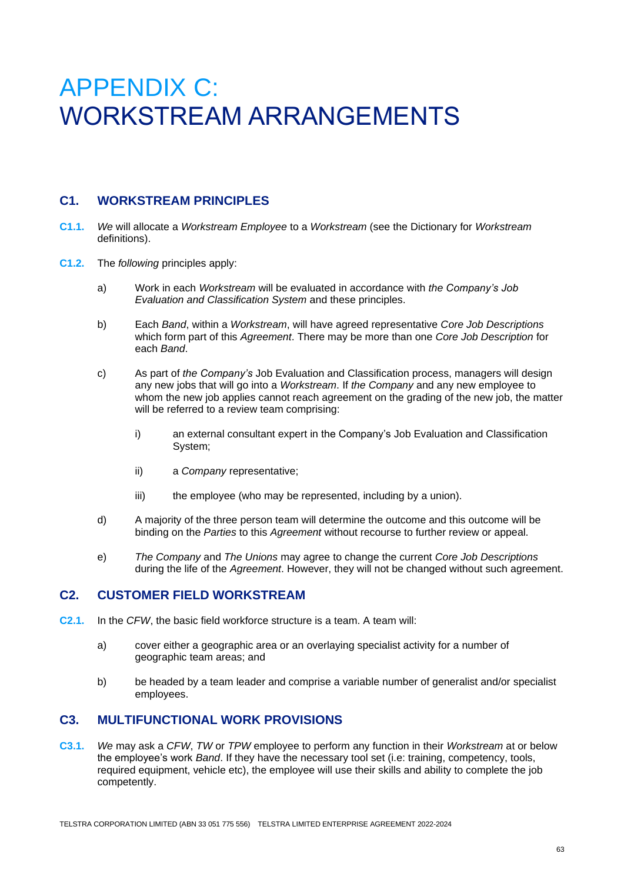# APPENDIX C: WORKSTREAM ARRANGEMENTS

## C1. WORKSTREAM PRINCIPLES

**C1.1.** *We* will allocate a *Workstream Employee* to a *Workstream* (see the Dictionary for *Workstream* definitions).

**C1.2.** The *following* principles apply:

a) Work in each *Workstream* will be evaluated in accordance with *the Company's Job Evaluation and Classification System* and these principles.

b) Each *Band*, within a *Workstream*, will have agreed representative *Core Job Descriptions* which form part of this *Agreement*. There may be more than one *Core Job Description* for each *Band*.

c) As part of *the Company's* Job Evaluation and Classification process, managers will design any new jobs that will go into a *Workstream*. If *the Company* and any new employee to whom the new job applies cannot reach agreement on the grading of the new job, the matter will be referred to a review team comprising:

   i) an external consultant expert in the Company's Job Evaluation and Classification System;

   ii) a *Company* representative;

   iii) the employee (who may be represented, including by a union).

d) A majority of the three person team will determine the outcome and this outcome will be binding on the *Parties* to this *Agreement* without recourse to further review or appeal.

e) *The Company* and *The Unions* may agree to change the current *Core Job Descriptions* during the life of the *Agreement*. However, they will not be changed without such agreement.

## C2. CUSTOMER FIELD WORKSTREAM

**C2.1.** In the *CFW*, the basic field workforce structure is a team. A team will:

a) cover either a geographic area or an overlaying specialist activity for a number of geographic team areas; and

b) be headed by a team leader and comprise a variable number of generalist and/or specialist employees.

## C3. MULTIFUNCTIONAL WORK PROVISIONS

**C3.1.** *We* may ask a *CFW*, *TW* or *TPW* employee to perform any function in their *Workstream* at or below the employee's work *Band*. If they have the necessary tool set (i.e: training, competency, tools, required equipment, vehicle etc), the employee will use their skills and ability to complete the job competently.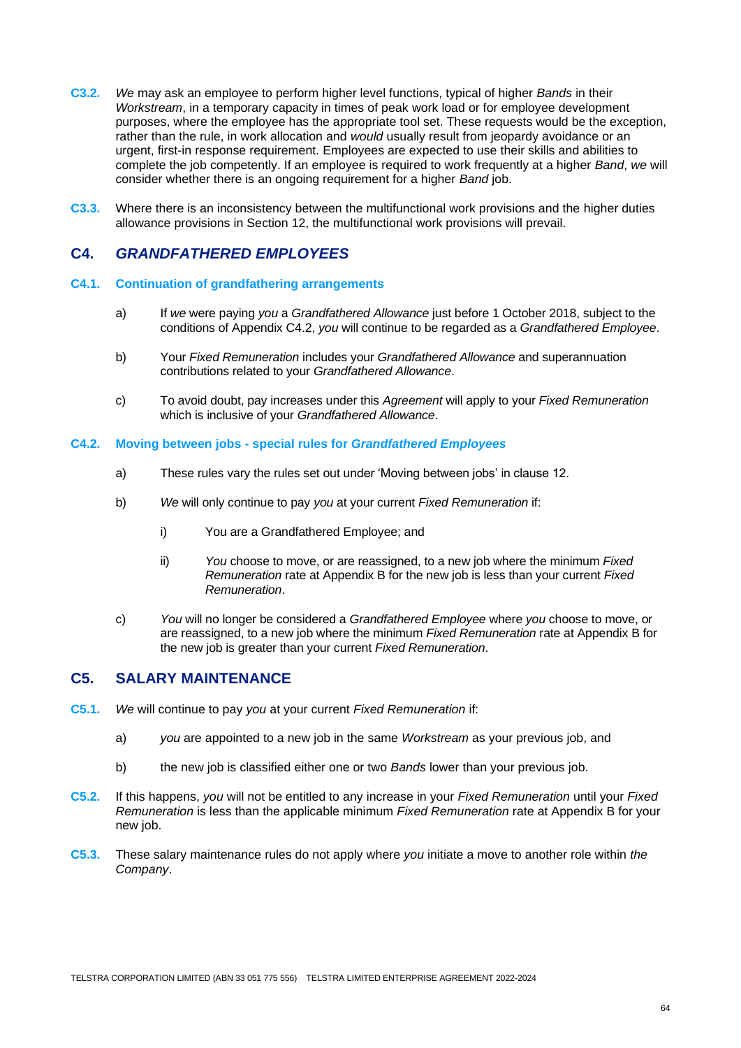**C3.2.** *We* may ask an employee to perform higher level functions, typical of higher *Bands* in their *Workstream*, in a temporary capacity in times of peak work load or for employee development purposes, where the employee has the appropriate tool set. These requests would be the exception, rather than the rule, in work allocation and *would* usually result from jeopardy avoidance or an urgent, first-in response requirement. Employees are expected to use their skills and abilities to complete the job competently. If an employee is required to work frequently at a higher *Band*, *we* will consider whether there is an ongoing requirement for a higher *Band* job.

**C3.3.** Where there is an inconsistency between the multifunctional work provisions and the higher duties allowance provisions in Section 12, the multifunctional work provisions will prevail.

## C4. *GRANDFATHERED EMPLOYEES*

### C4.1. Continuation of grandfathering arrangements

a) If *we* were paying *you* a *Grandfathered Allowance* just before 1 October 2018, subject to the conditions of Appendix C4.2, *you* will continue to be regarded as a *Grandfathered Employee*.

b) Your *Fixed Remuneration* includes your *Grandfathered Allowance* and superannuation contributions related to your *Grandfathered Allowance*.

c) To avoid doubt, pay increases under this *Agreement* will apply to your *Fixed Remuneration* which is inclusive of your *Grandfathered Allowance*.

### C4.2. Moving between jobs - special rules for *Grandfathered Employees*

a) These rules vary the rules set out under 'Moving between jobs' in clause 12.

b) *We* will only continue to pay *you* at your current *Fixed Remuneration* if:

   i) You are a Grandfathered Employee; and

   ii) *You* choose to move, or are reassigned, to a new job where the minimum *Fixed Remuneration* rate at Appendix B for the new job is less than your current *Fixed Remuneration*.

c) *You* will no longer be considered a *Grandfathered Employee* where *you* choose to move, or are reassigned, to a new job where the minimum *Fixed Remuneration* rate at Appendix B for the new job is greater than your current *Fixed Remuneration*.

## C5. SALARY MAINTENANCE

**C5.1.** *We* will continue to pay *you* at your current *Fixed Remuneration* if:

a) *you* are appointed to a new job in the same *Workstream* as your previous job, and

b) the new job is classified either one or two *Bands* lower than your previous job.

**C5.2.** If this happens, *you* will not be entitled to any increase in your *Fixed Remuneration* until your *Fixed Remuneration* is less than the applicable minimum *Fixed Remuneration* rate at Appendix B for your new job.

**C5.3.** These salary maintenance rules do not apply where *you* initiate a move to another role within *the Company*.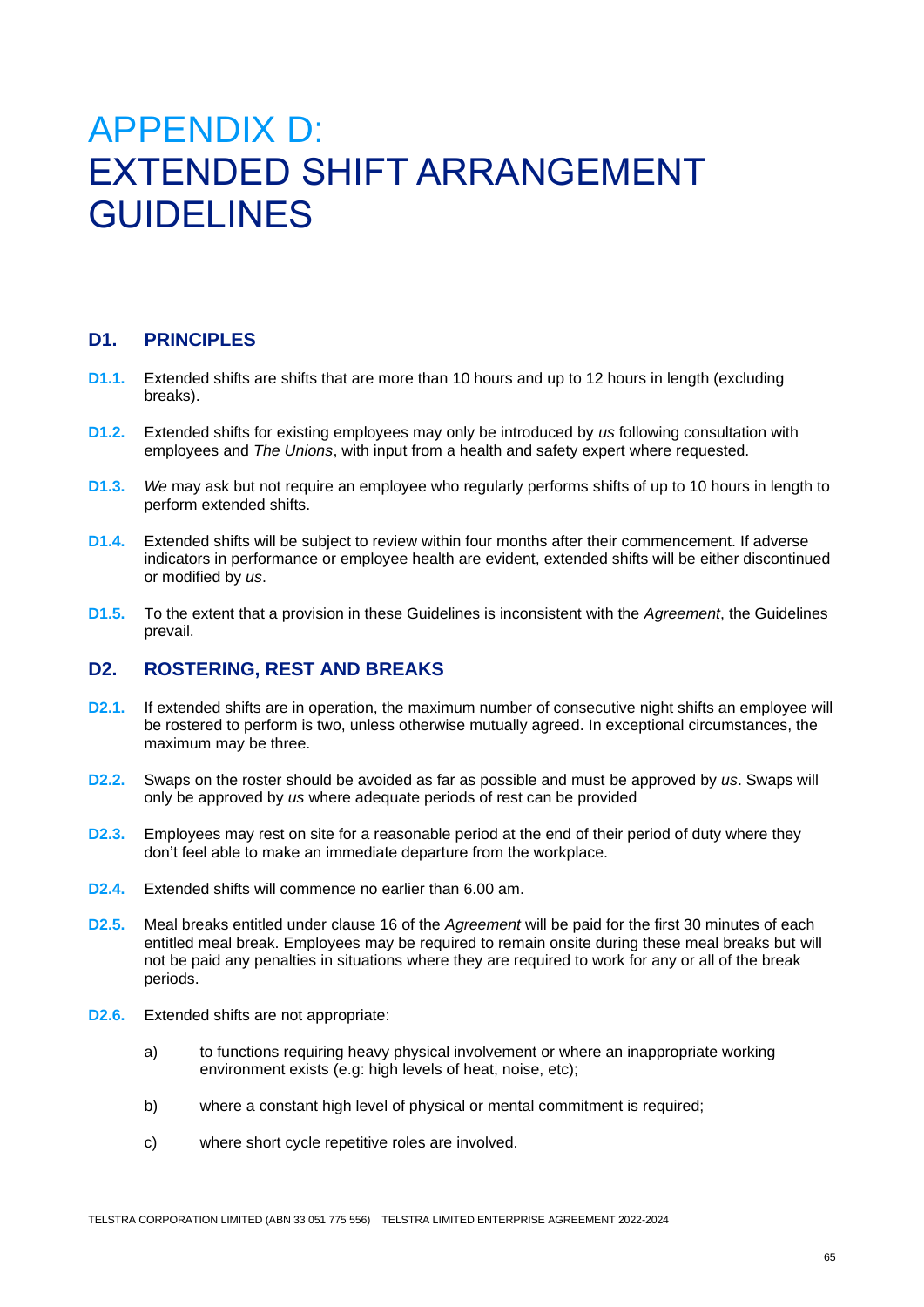# APPENDIX D: EXTENDED SHIFT ARRANGEMENT GUIDELINES

## D1. PRINCIPLES

**D1.1.** Extended shifts are shifts that are more than 10 hours and up to 12 hours in length (excluding breaks).

**D1.2.** Extended shifts for existing employees may only be introduced by *us* following consultation with employees and *The Unions*, with input from a health and safety expert where requested.

**D1.3.** *We* may ask but not require an employee who regularly performs shifts of up to 10 hours in length to perform extended shifts.

**D1.4.** Extended shifts will be subject to review within four months after their commencement. If adverse indicators in performance or employee health are evident, extended shifts will be either discontinued or modified by *us*.

**D1.5.** To the extent that a provision in these Guidelines is inconsistent with the *Agreement*, the Guidelines prevail.

## D2. ROSTERING, REST AND BREAKS

**D2.1.** If extended shifts are in operation, the maximum number of consecutive night shifts an employee will be rostered to perform is two, unless otherwise mutually agreed. In exceptional circumstances, the maximum may be three.

**D2.2.** Swaps on the roster should be avoided as far as possible and must be approved by *us*. Swaps will only be approved by *us* where adequate periods of rest can be provided

**D2.3.** Employees may rest on site for a reasonable period at the end of their period of duty where they don't feel able to make an immediate departure from the workplace.

**D2.4.** Extended shifts will commence no earlier than 6.00 am.

**D2.5.** Meal breaks entitled under clause 16 of the *Agreement* will be paid for the first 30 minutes of each entitled meal break. Employees may be required to remain onsite during these meal breaks but will not be paid any penalties in situations where they are required to work for any or all of the break periods.

**D2.6.** Extended shifts are not appropriate:

a) to functions requiring heavy physical involvement or where an inappropriate working environment exists (e.g: high levels of heat, noise, etc);

b) where a constant high level of physical or mental commitment is required;

c) where short cycle repetitive roles are involved.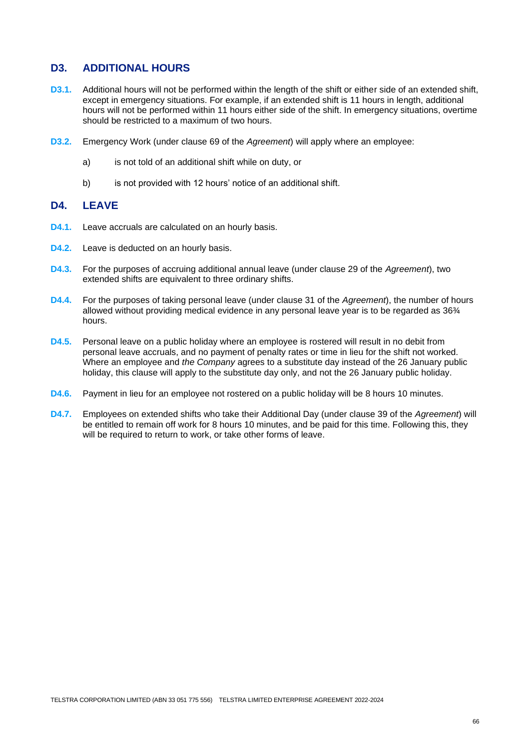## D3. ADDITIONAL HOURS

**D3.1.** Additional hours will not be performed within the length of the shift or either side of an extended shift, except in emergency situations. For example, if an extended shift is 11 hours in length, additional hours will not be performed within 11 hours either side of the shift. In emergency situations, overtime should be restricted to a maximum of two hours.

**D3.2.** Emergency Work (under clause 69 of the *Agreement*) will apply where an employee:

a) is not told of an additional shift while on duty, or

b) is not provided with 12 hours' notice of an additional shift.

## D4. LEAVE

**D4.1.** Leave accruals are calculated on an hourly basis.

**D4.2.** Leave is deducted on an hourly basis.

**D4.3.** For the purposes of accruing additional annual leave (under clause 29 of the *Agreement*), two extended shifts are equivalent to three ordinary shifts.

**D4.4.** For the purposes of taking personal leave (under clause 31 of the *Agreement*), the number of hours allowed without providing medical evidence in any personal leave year is to be regarded as 36¾ hours.

**D4.5.** Personal leave on a public holiday where an employee is rostered will result in no debit from personal leave accruals, and no payment of penalty rates or time in lieu for the shift not worked. Where an employee and *the Company* agrees to a substitute day instead of the 26 January public holiday, this clause will apply to the substitute day only, and not the 26 January public holiday.

**D4.6.** Payment in lieu for an employee not rostered on a public holiday will be 8 hours 10 minutes.

**D4.7.** Employees on extended shifts who take their Additional Day (under clause 39 of the *Agreement*) will be entitled to remain off work for 8 hours 10 minutes, and be paid for this time. Following this, they will be required to return to work, or take other forms of leave.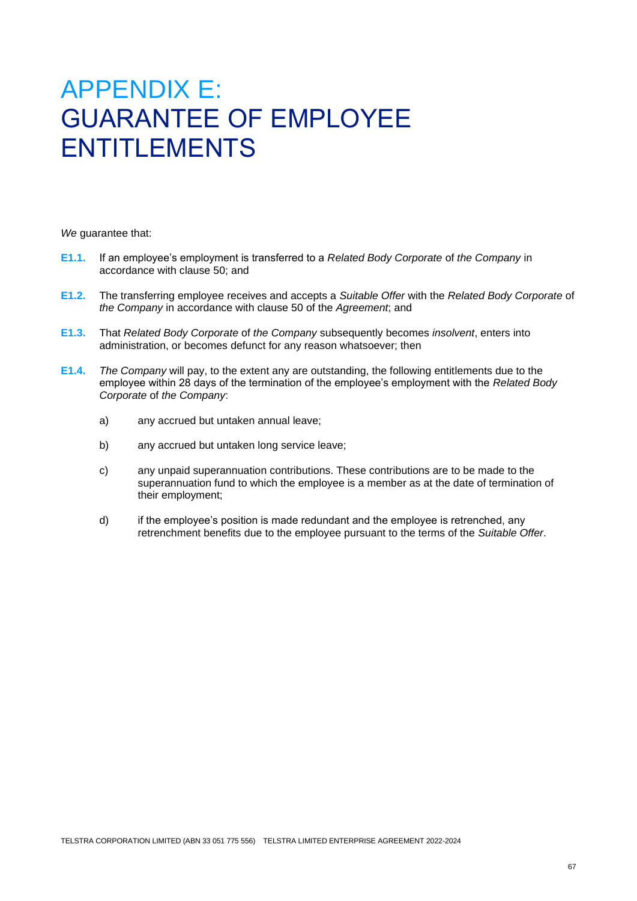# APPENDIX E: GUARANTEE OF EMPLOYEE ENTITLEMENTS

*We* guarantee that:

**E1.1.** If an employee's employment is transferred to a *Related Body Corporate* of *the Company* in accordance with clause 50; and

**E1.2.** The transferring employee receives and accepts a *Suitable Offer* with the *Related Body Corporate* of *the Company* in accordance with clause 50 of the *Agreement*; and

**E1.3.** That *Related Body Corporate* of *the Company* subsequently becomes *insolvent*, enters into administration, or becomes defunct for any reason whatsoever; then

**E1.4.** *The Company* will pay, to the extent any are outstanding, the following entitlements due to the employee within 28 days of the termination of the employee's employment with the *Related Body Corporate* of *the Company*:

a) any accrued but untaken annual leave;

b) any accrued but untaken long service leave;

c) any unpaid superannuation contributions. These contributions are to be made to the superannuation fund to which the employee is a member as at the date of termination of their employment;

d) if the employee's position is made redundant and the employee is retrenched, any retrenchment benefits due to the employee pursuant to the terms of the *Suitable Offer*.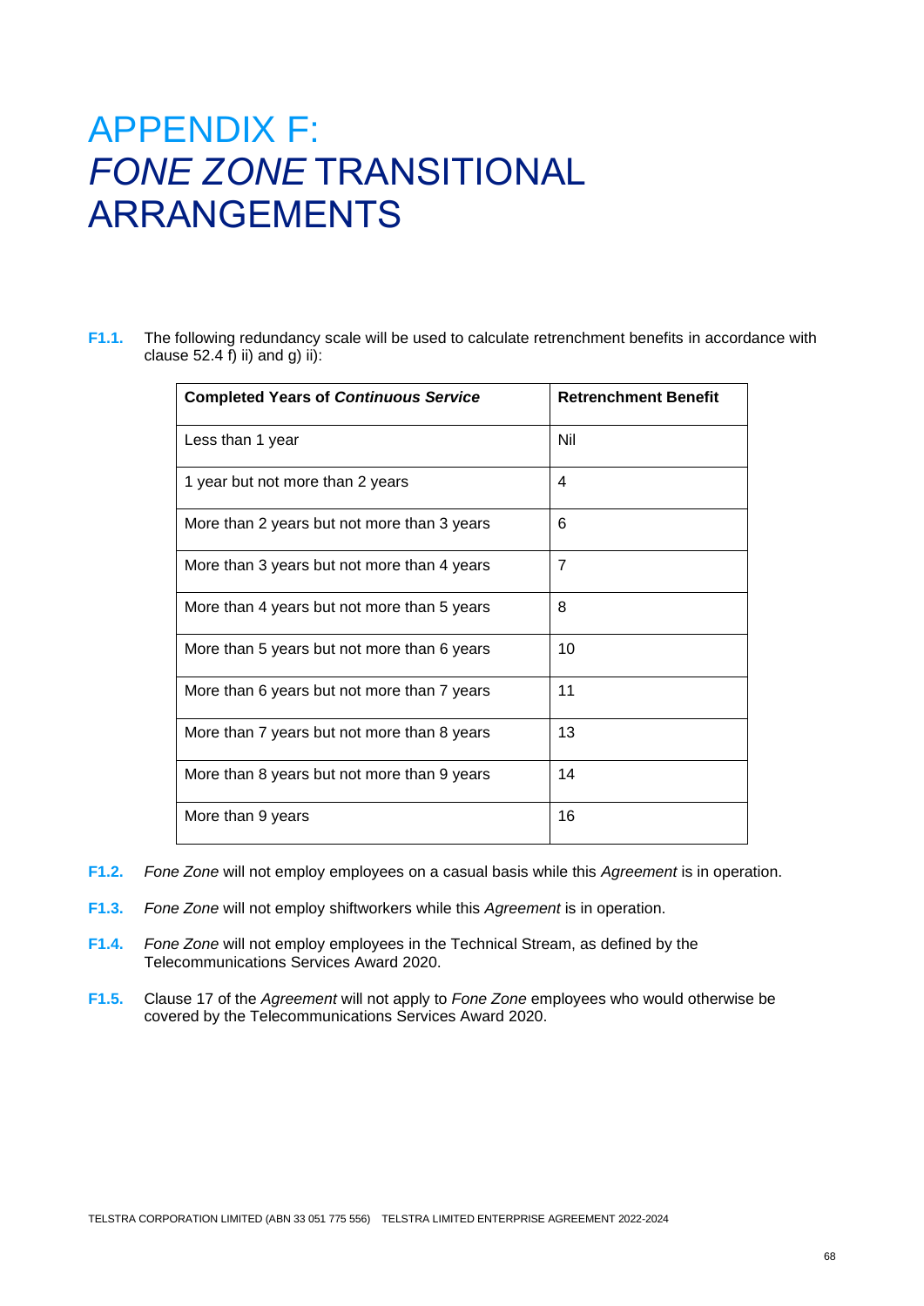# APPENDIX F: *FONE ZONE* TRANSITIONAL ARRANGEMENTS

**F1.1.** The following redundancy scale will be used to calculate retrenchment benefits in accordance with clause 52.4 f) ii) and g) ii):

| **Completed Years of *Continuous Service*** | **Retrenchment Benefit** |
| --- | --- |
| Less than 1 year | Nil |
| 1 year but not more than 2 years | 4 |
| More than 2 years but not more than 3 years | 6 |
| More than 3 years but not more than 4 years | 7 |
| More than 4 years but not more than 5 years | 8 |
| More than 5 years but not more than 6 years | 10 |
| More than 6 years but not more than 7 years | 11 |
| More than 7 years but not more than 8 years | 13 |
| More than 8 years but not more than 9 years | 14 |
| More than 9 years | 16 |

**F1.2.** *Fone Zone* will not employ employees on a casual basis while this *Agreement* is in operation.

**F1.3.** *Fone Zone* will not employ shiftworkers while this *Agreement* is in operation.

**F1.4.** *Fone Zone* will not employ employees in the Technical Stream, as defined by the Telecommunications Services Award 2020.

**F1.5.** Clause 17 of the *Agreement* will not apply to *Fone Zone* employees who would otherwise be covered by the Telecommunications Services Award 2020.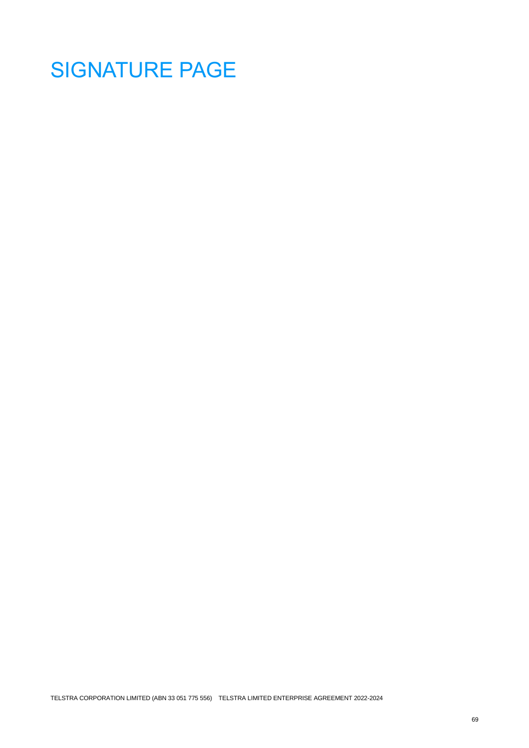# SIGNATURE PAGE